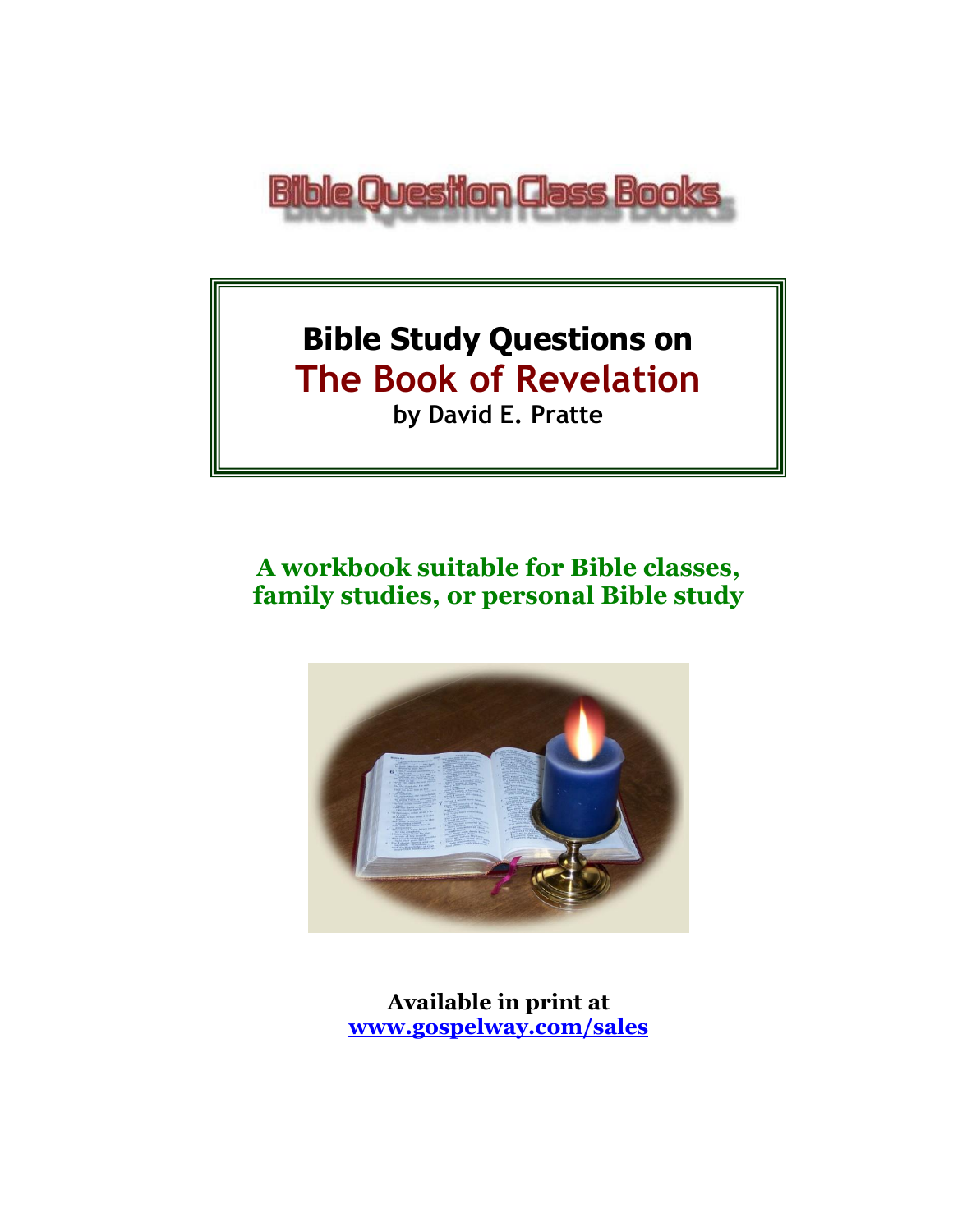Bible Question Class Books

# Bible Study Questions on
# The Book of Revelation
**by David E. Pratte**

**A workbook suitable for Bible classes, family studies, or personal Bible study**

**Available in print at**
**www.gospelway.com/sales**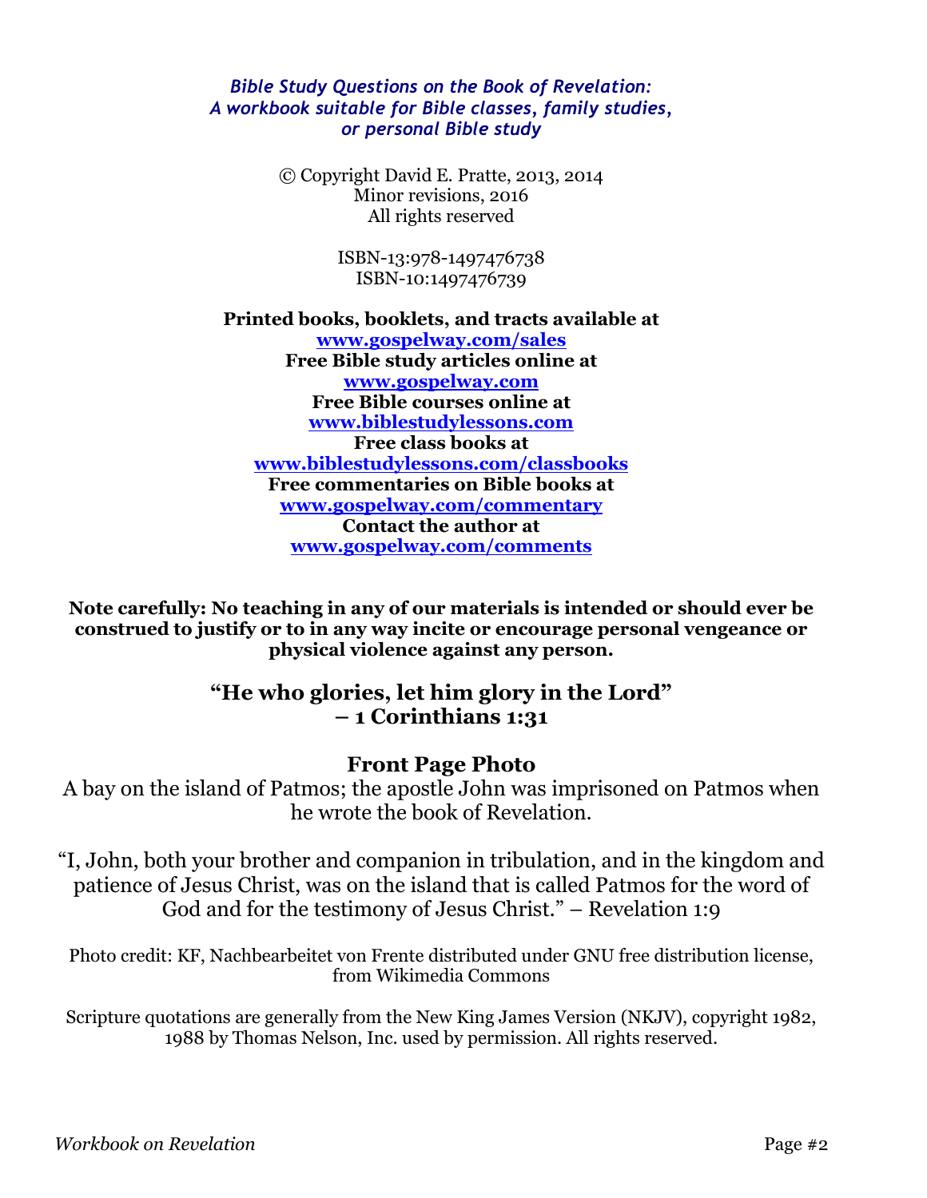*Bible Study Questions on the Book of Revelation:*
*A workbook suitable for Bible classes, family studies,*
*or personal Bible study*

© Copyright David E. Pratte, 2013, 2014
Minor revisions, 2016
All rights reserved

ISBN-13:978-1497476738
ISBN-10:1497476739

**Printed books, booklets, and tracts available at**
**www.gospelway.com/sales**
**Free Bible study articles online at**
**www.gospelway.com**
**Free Bible courses online at**
**www.biblestudylessons.com**
**Free class books at**
**www.biblestudylessons.com/classbooks**
**Free commentaries on Bible books at**
**www.gospelway.com/commentary**
**Contact the author at**
**www.gospelway.com/comments**

**Note carefully: No teaching in any of our materials is intended or should ever be construed to justify or to in any way incite or encourage personal vengeance or physical violence against any person.**

## "He who glories, let him glory in the Lord" – 1 Corinthians 1:31

## Front Page Photo

A bay on the island of Patmos; the apostle John was imprisoned on Patmos when he wrote the book of Revelation.

"I, John, both your brother and companion in tribulation, and in the kingdom and patience of Jesus Christ, was on the island that is called Patmos for the word of God and for the testimony of Jesus Christ." – Revelation 1:9

Photo credit: KF, Nachbearbeitet von Frente distributed under GNU free distribution license, from Wikimedia Commons

Scripture quotations are generally from the New King James Version (NKJV), copyright 1982, 1988 by Thomas Nelson, Inc. used by permission. All rights reserved.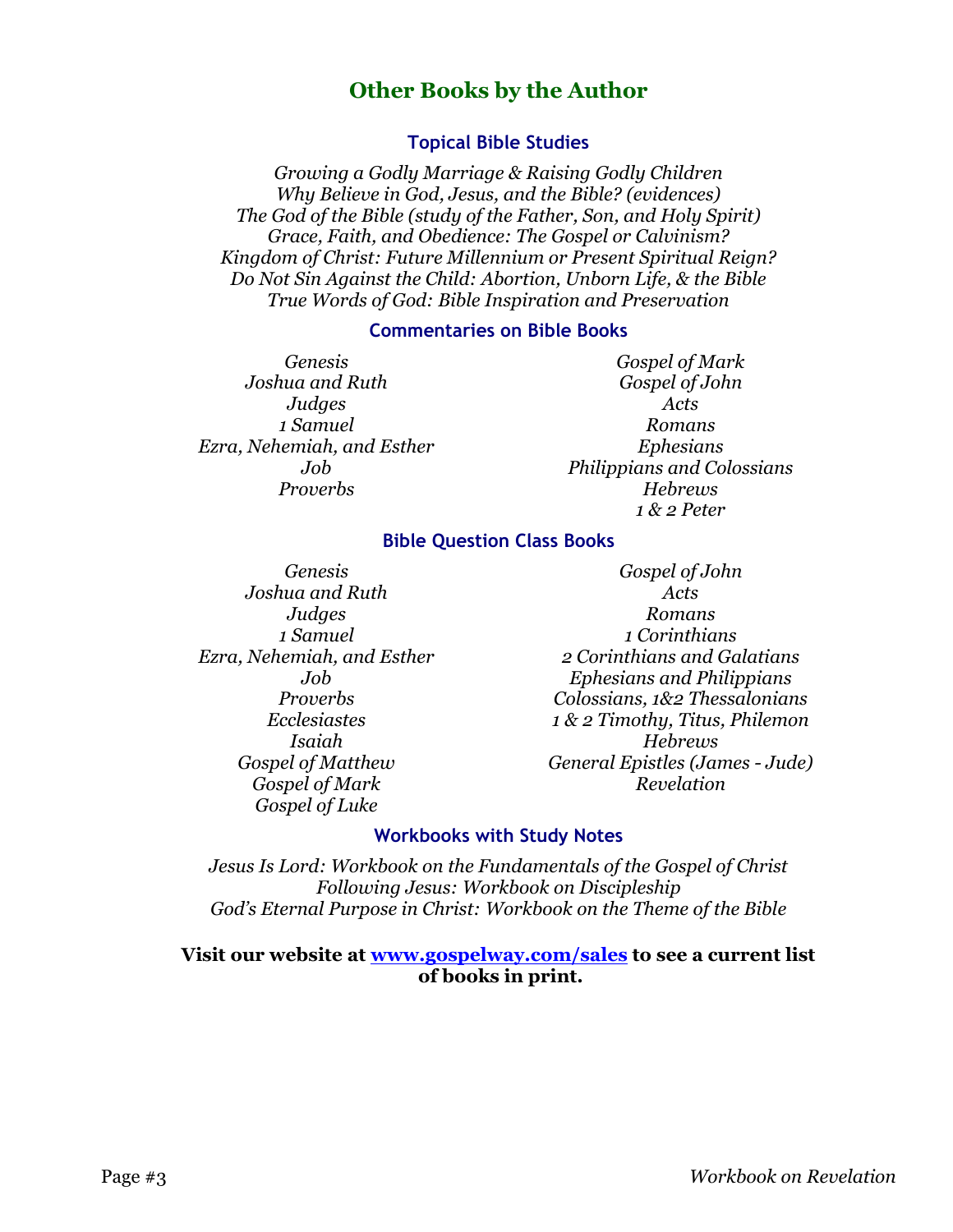# Other Books by the Author

### Topical Bible Studies

*Growing a Godly Marriage & Raising Godly Children*
*Why Believe in God, Jesus, and the Bible? (evidences)*
*The God of the Bible (study of the Father, Son, and Holy Spirit)*
*Grace, Faith, and Obedience: The Gospel or Calvinism?*
*Kingdom of Christ: Future Millennium or Present Spiritual Reign?*
*Do Not Sin Against the Child: Abortion, Unborn Life, & the Bible*
*True Words of God: Bible Inspiration and Preservation*

### Commentaries on Bible Books

*Genesis*
*Joshua and Ruth*
*Judges*
*1 Samuel*
*Ezra, Nehemiah, and Esther*
*Job*
*Proverbs*
*Gospel of Mark*
*Gospel of John*
*Acts*
*Romans*
*Ephesians*
*Philippians and Colossians*
*Hebrews*
*1 & 2 Peter*

### Bible Question Class Books

*Genesis*
*Joshua and Ruth*
*Judges*
*1 Samuel*
*Ezra, Nehemiah, and Esther*
*Job*
*Proverbs*
*Ecclesiastes*
*Isaiah*
*Gospel of Matthew*
*Gospel of Mark*
*Gospel of Luke*
*Gospel of John*
*Acts*
*Romans*
*1 Corinthians*
*2 Corinthians and Galatians*
*Ephesians and Philippians*
*Colossians, 1&2 Thessalonians*
*1 & 2 Timothy, Titus, Philemon*
*Hebrews*
*General Epistles (James - Jude)*
*Revelation*

### Workbooks with Study Notes

*Jesus Is Lord: Workbook on the Fundamentals of the Gospel of Christ*
*Following Jesus: Workbook on Discipleship*
*God's Eternal Purpose in Christ: Workbook on the Theme of the Bible*

**Visit our website at [www.gospelway.com/sales](http://www.gospelway.com/sales) to see a current list of books in print.**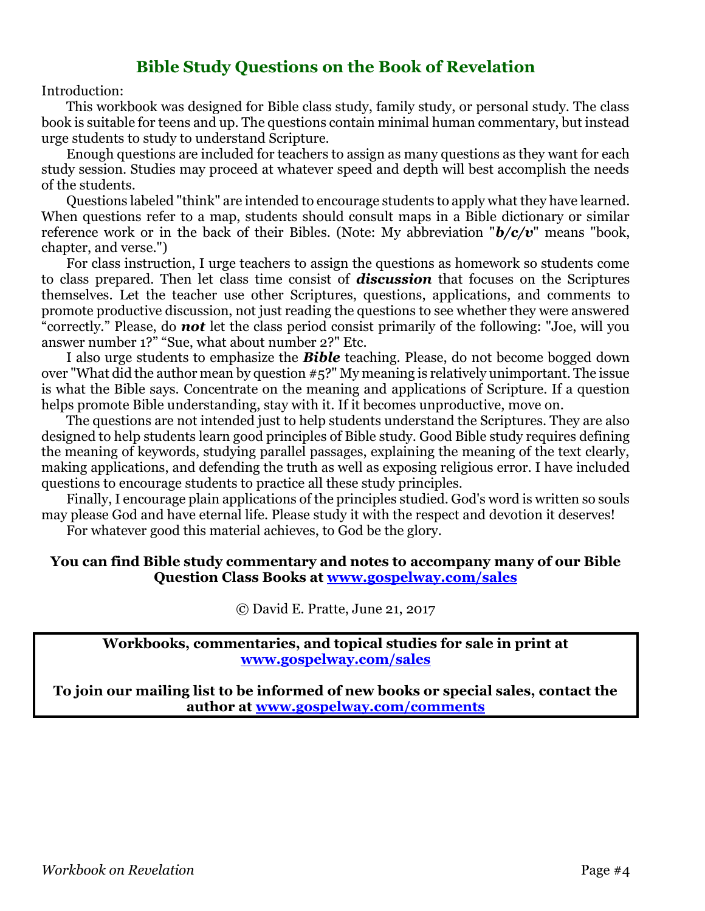## Bible Study Questions on the Book of Revelation

Introduction:

This workbook was designed for Bible class study, family study, or personal study. The class book is suitable for teens and up. The questions contain minimal human commentary, but instead urge students to study to understand Scripture.

Enough questions are included for teachers to assign as many questions as they want for each study session. Studies may proceed at whatever speed and depth will best accomplish the needs of the students.

Questions labeled "think" are intended to encourage students to apply what they have learned. When questions refer to a map, students should consult maps in a Bible dictionary or similar reference work or in the back of their Bibles. (Note: My abbreviation "***b/c/v***" means "book, chapter, and verse.")

For class instruction, I urge teachers to assign the questions as homework so students come to class prepared. Then let class time consist of ***discussion*** that focuses on the Scriptures themselves. Let the teacher use other Scriptures, questions, applications, and comments to promote productive discussion, not just reading the questions to see whether they were answered "correctly." Please, do ***not*** let the class period consist primarily of the following: "Joe, will you answer number 1?" "Sue, what about number 2?" Etc.

I also urge students to emphasize the ***Bible*** teaching. Please, do not become bogged down over "What did the author mean by question #5?" My meaning is relatively unimportant. The issue is what the Bible says. Concentrate on the meaning and applications of Scripture. If a question helps promote Bible understanding, stay with it. If it becomes unproductive, move on.

The questions are not intended just to help students understand the Scriptures. They are also designed to help students learn good principles of Bible study. Good Bible study requires defining the meaning of keywords, studying parallel passages, explaining the meaning of the text clearly, making applications, and defending the truth as well as exposing religious error. I have included questions to encourage students to practice all these study principles.

Finally, I encourage plain applications of the principles studied. God's word is written so souls may please God and have eternal life. Please study it with the respect and devotion it deserves!

For whatever good this material achieves, to God be the glory.

**You can find Bible study commentary and notes to accompany many of our Bible Question Class Books at [www.gospelway.com/sales](www.gospelway.com/sales)**

© David E. Pratte, June 21, 2017

**Workbooks, commentaries, and topical studies for sale in print at [www.gospelway.com/sales](www.gospelway.com/sales)**

**To join our mailing list to be informed of new books or special sales, contact the author at [www.gospelway.com/comments](www.gospelway.com/comments)**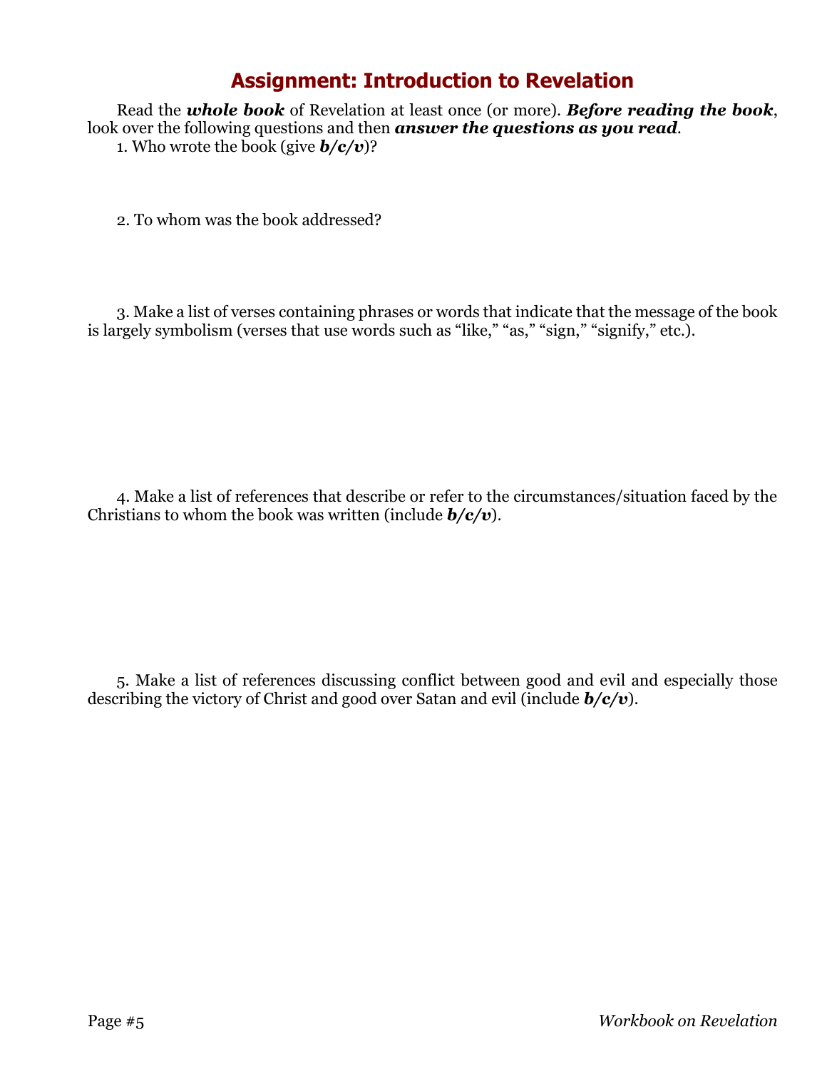# Assignment: Introduction to Revelation

Read the ***whole book*** of Revelation at least once (or more). ***Before reading the book***, look over the following questions and then ***answer the questions as you read***.

1. Who wrote the book (give ***b/c/v***)?

2. To whom was the book addressed?

3. Make a list of verses containing phrases or words that indicate that the message of the book is largely symbolism (verses that use words such as "like," "as," "sign," "signify," etc.).

4. Make a list of references that describe or refer to the circumstances/situation faced by the Christians to whom the book was written (include ***b/c/v***).

5. Make a list of references discussing conflict between good and evil and especially those describing the victory of Christ and good over Satan and evil (include ***b/c/v***).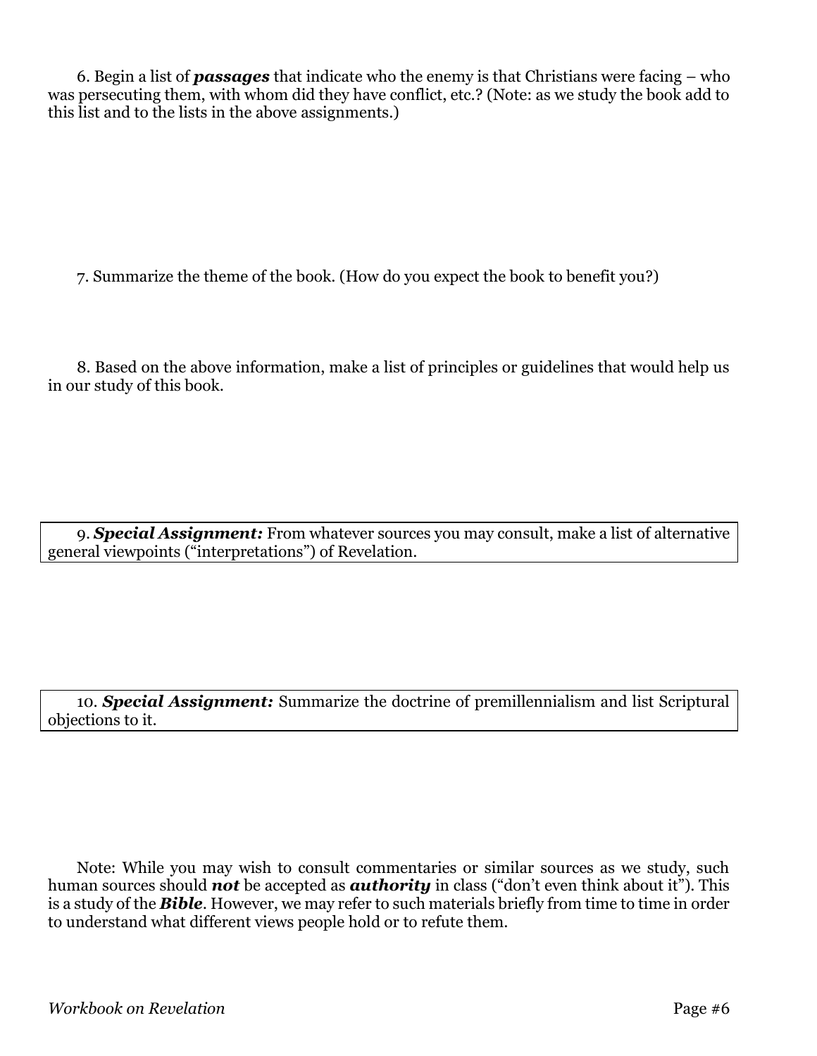6. Begin a list of ***passages*** that indicate who the enemy is that Christians were facing – who was persecuting them, with whom did they have conflict, etc.? (Note: as we study the book add to this list and to the lists in the above assignments.)

7. Summarize the theme of the book. (How do you expect the book to benefit you?)

8. Based on the above information, make a list of principles or guidelines that would help us in our study of this book.

9. ***Special Assignment:*** From whatever sources you may consult, make a list of alternative general viewpoints ("interpretations") of Revelation.

10. ***Special Assignment:*** Summarize the doctrine of premillennialism and list Scriptural objections to it.

Note: While you may wish to consult commentaries or similar sources as we study, such human sources should ***not*** be accepted as ***authority*** in class ("don't even think about it"). This is a study of the ***Bible***. However, we may refer to such materials briefly from time to time in order to understand what different views people hold or to refute them.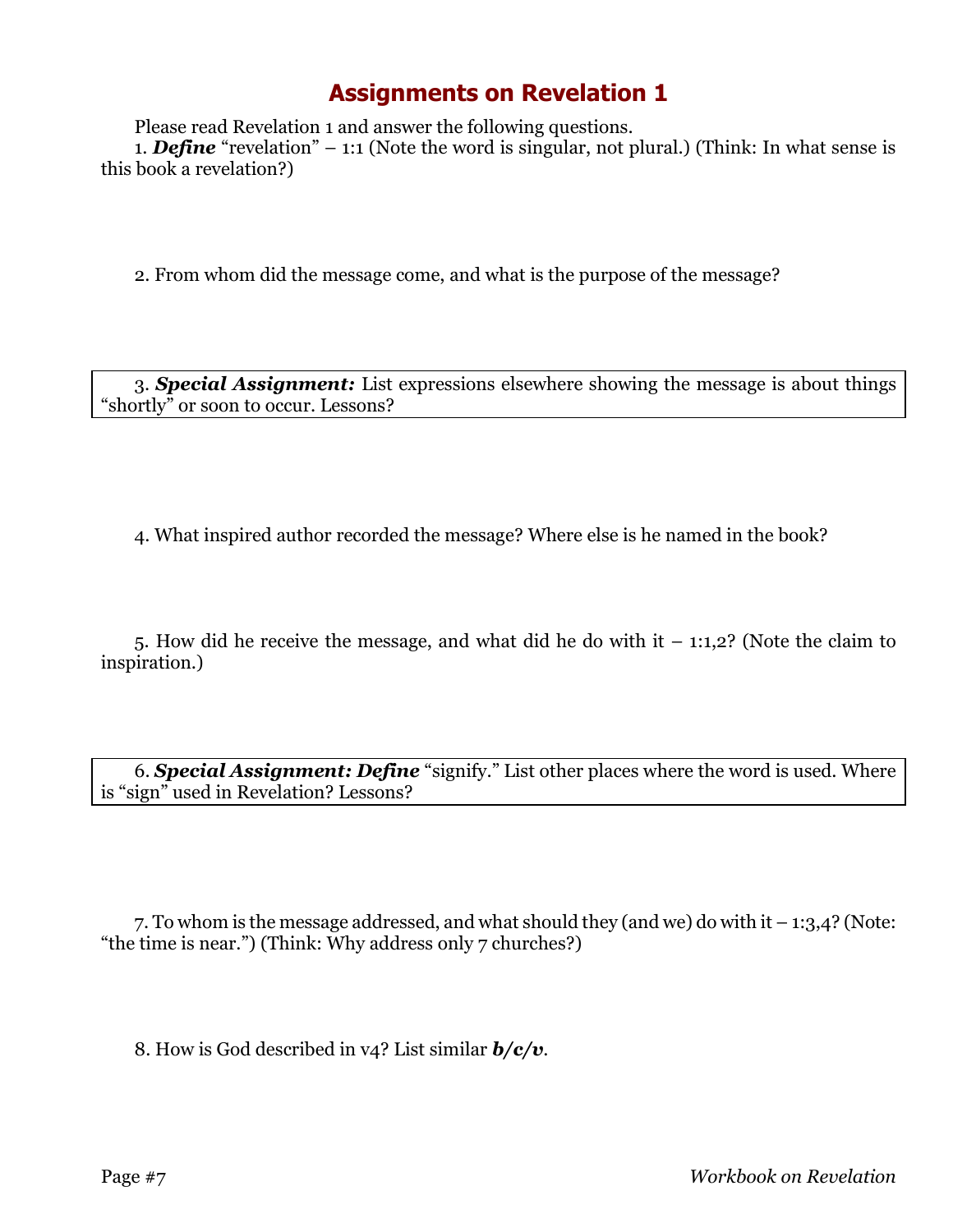# Assignments on Revelation 1

Please read Revelation 1 and answer the following questions.

1. ***Define*** "revelation" – 1:1 (Note the word is singular, not plural.) (Think: In what sense is this book a revelation?)

2. From whom did the message come, and what is the purpose of the message?

3. ***Special Assignment:*** List expressions elsewhere showing the message is about things "shortly" or soon to occur. Lessons?

4. What inspired author recorded the message? Where else is he named in the book?

5. How did he receive the message, and what did he do with it – 1:1,2? (Note the claim to inspiration.)

6. ***Special Assignment: Define*** "signify." List other places where the word is used. Where is "sign" used in Revelation? Lessons?

7. To whom is the message addressed, and what should they (and we) do with it – 1:3,4? (Note: "the time is near.") (Think: Why address only 7 churches?)

8. How is God described in v4? List similar ***b/c/v***.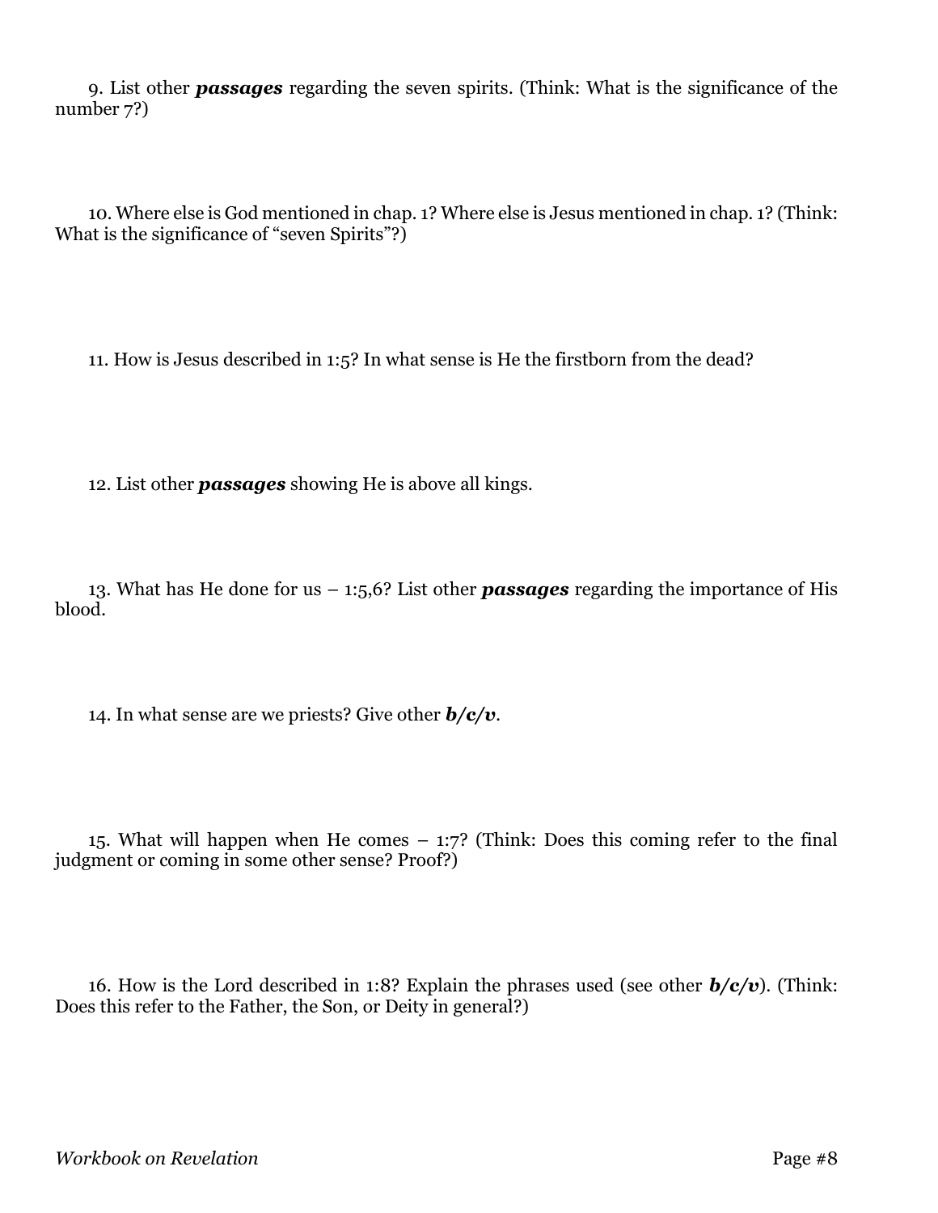9. List other ***passages*** regarding the seven spirits. (Think: What is the significance of the number 7?)

10. Where else is God mentioned in chap. 1? Where else is Jesus mentioned in chap. 1? (Think: What is the significance of "seven Spirits"?)

11. How is Jesus described in 1:5? In what sense is He the firstborn from the dead?

12. List other ***passages*** showing He is above all kings.

13. What has He done for us – 1:5,6? List other ***passages*** regarding the importance of His blood.

14. In what sense are we priests? Give other ***b/c/v***.

15. What will happen when He comes – 1:7? (Think: Does this coming refer to the final judgment or coming in some other sense? Proof?)

16. How is the Lord described in 1:8? Explain the phrases used (see other ***b/c/v***). (Think: Does this refer to the Father, the Son, or Deity in general?)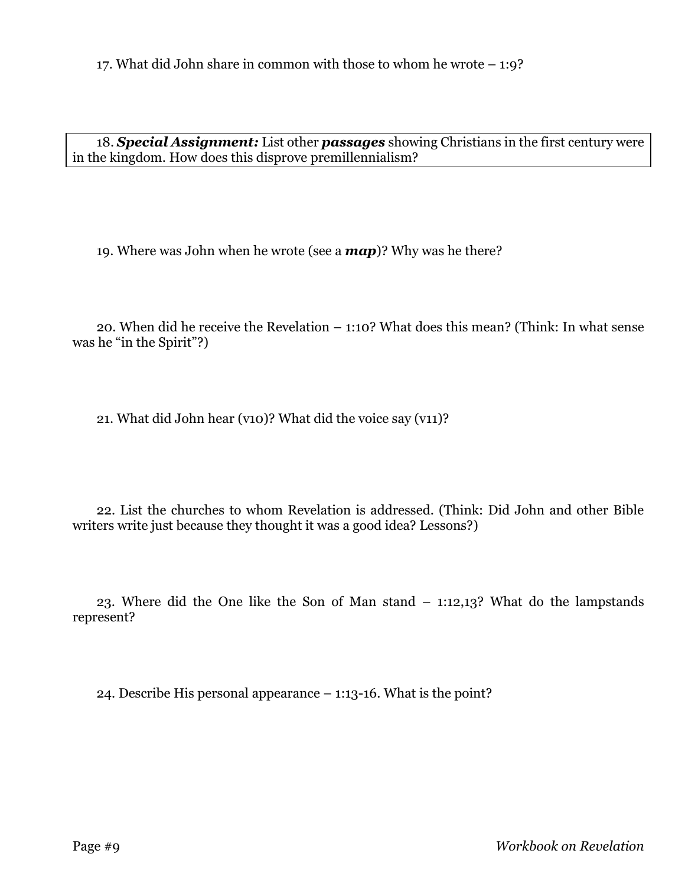17. What did John share in common with those to whom he wrote – 1:9?

18. ***Special Assignment:*** List other ***passages*** showing Christians in the first century were in the kingdom. How does this disprove premillennialism?

19. Where was John when he wrote (see a ***map***)? Why was he there?

20. When did he receive the Revelation – 1:10? What does this mean? (Think: In what sense was he "in the Spirit"?)

21. What did John hear (v10)? What did the voice say (v11)?

22. List the churches to whom Revelation is addressed. (Think: Did John and other Bible writers write just because they thought it was a good idea? Lessons?)

23. Where did the One like the Son of Man stand – 1:12,13? What do the lampstands represent?

24. Describe His personal appearance – 1:13-16. What is the point?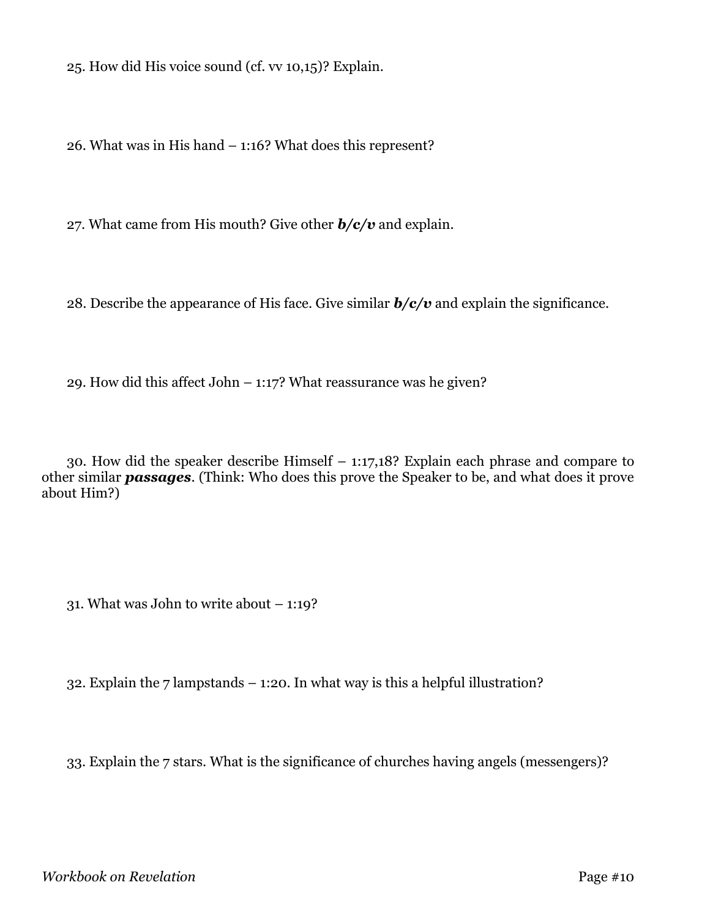25. How did His voice sound (cf. vv 10,15)? Explain.

26. What was in His hand – 1:16? What does this represent?

27. What came from His mouth? Give other ***b/c/v*** and explain.

28. Describe the appearance of His face. Give similar ***b/c/v*** and explain the significance.

29. How did this affect John – 1:17? What reassurance was he given?

30. How did the speaker describe Himself – 1:17,18? Explain each phrase and compare to other similar ***passages***. (Think: Who does this prove the Speaker to be, and what does it prove about Him?)

31. What was John to write about – 1:19?

32. Explain the 7 lampstands – 1:20. In what way is this a helpful illustration?

33. Explain the 7 stars. What is the significance of churches having angels (messengers)?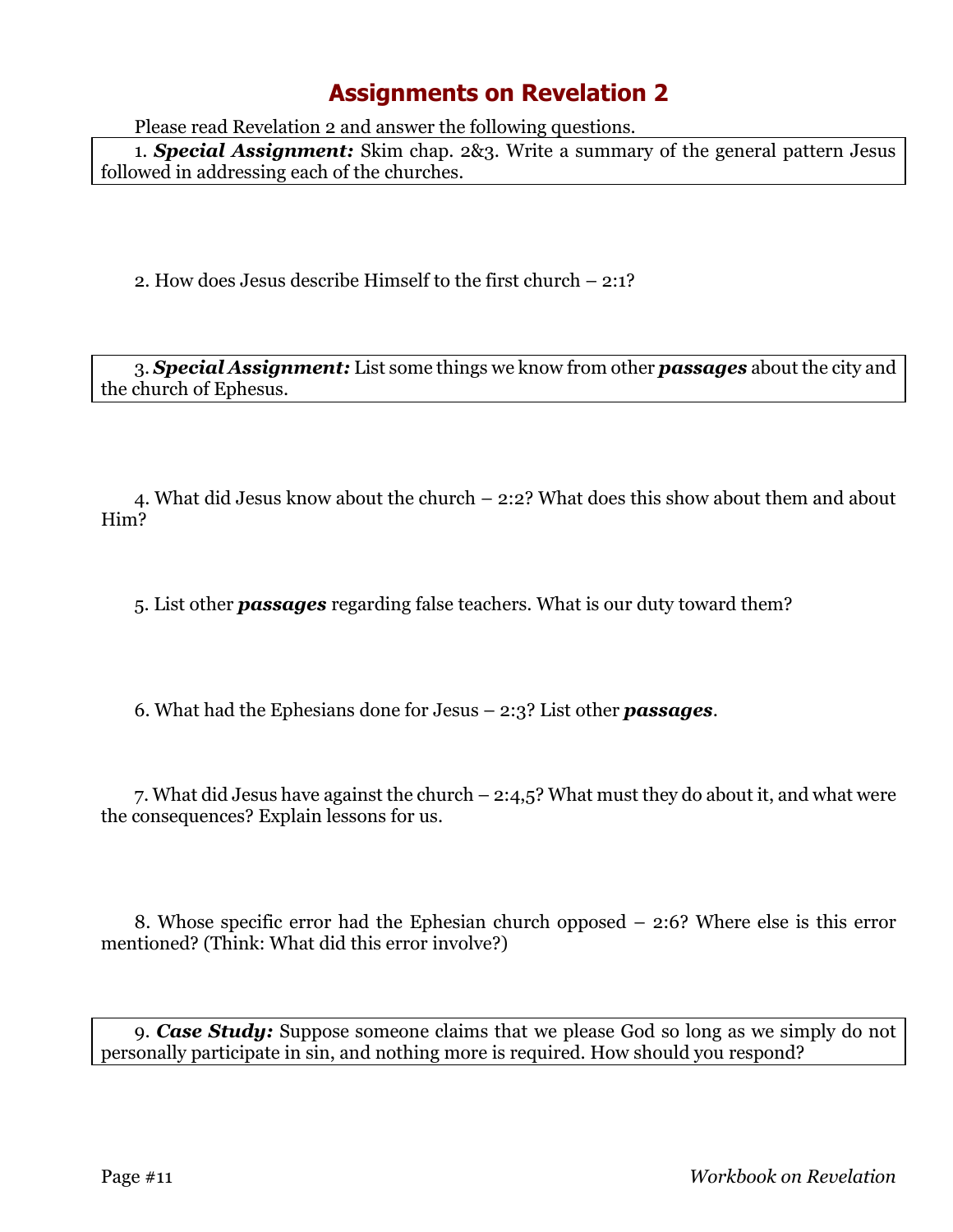# Assignments on Revelation 2

Please read Revelation 2 and answer the following questions.

1. ***Special Assignment:*** Skim chap. 2&3. Write a summary of the general pattern Jesus followed in addressing each of the churches.

2. How does Jesus describe Himself to the first church – 2:1?

3. ***Special Assignment:*** List some things we know from other ***passages*** about the city and the church of Ephesus.

4. What did Jesus know about the church – 2:2? What does this show about them and about Him?

5. List other ***passages*** regarding false teachers. What is our duty toward them?

6. What had the Ephesians done for Jesus – 2:3? List other ***passages***.

7. What did Jesus have against the church – 2:4,5? What must they do about it, and what were the consequences? Explain lessons for us.

8. Whose specific error had the Ephesian church opposed – 2:6? Where else is this error mentioned? (Think: What did this error involve?)

9. ***Case Study:*** Suppose someone claims that we please God so long as we simply do not personally participate in sin, and nothing more is required. How should you respond?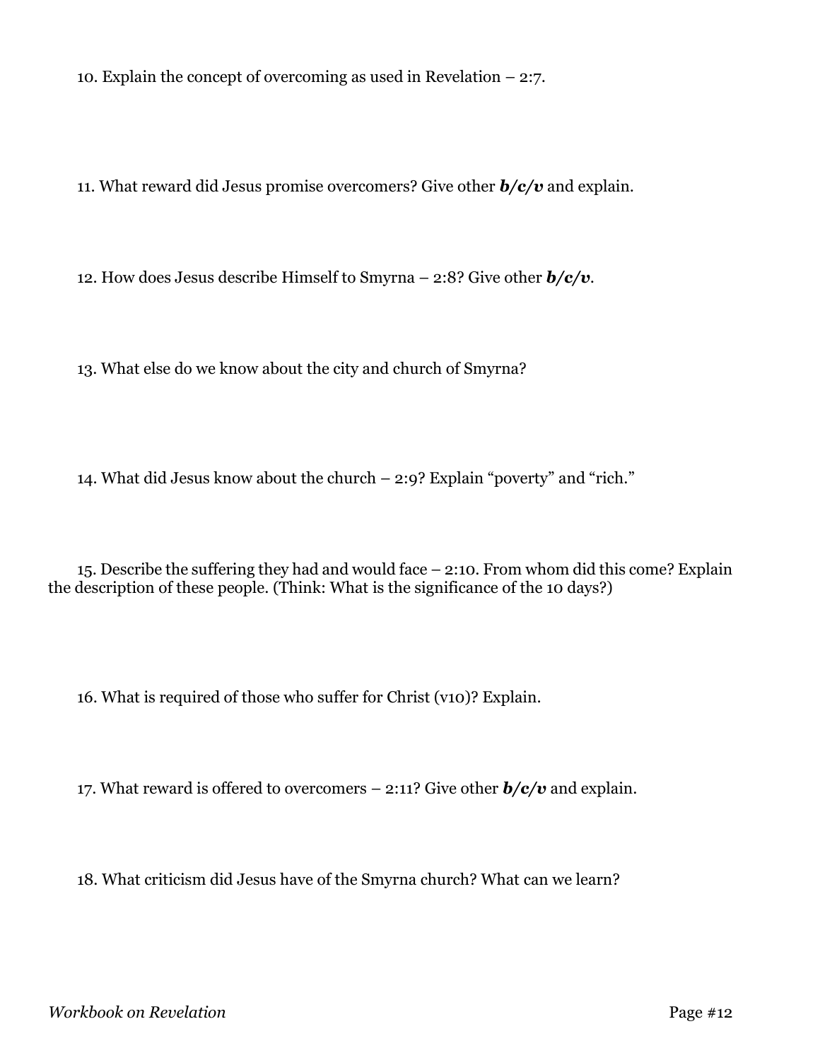10. Explain the concept of overcoming as used in Revelation – 2:7.

11. What reward did Jesus promise overcomers? Give other ***b/c/v*** and explain.

12. How does Jesus describe Himself to Smyrna – 2:8? Give other ***b/c/v***.

13. What else do we know about the city and church of Smyrna?

14. What did Jesus know about the church – 2:9? Explain "poverty" and "rich."

15. Describe the suffering they had and would face – 2:10. From whom did this come? Explain the description of these people. (Think: What is the significance of the 10 days?)

16. What is required of those who suffer for Christ (v10)? Explain.

17. What reward is offered to overcomers – 2:11? Give other ***b/c/v*** and explain.

18. What criticism did Jesus have of the Smyrna church? What can we learn?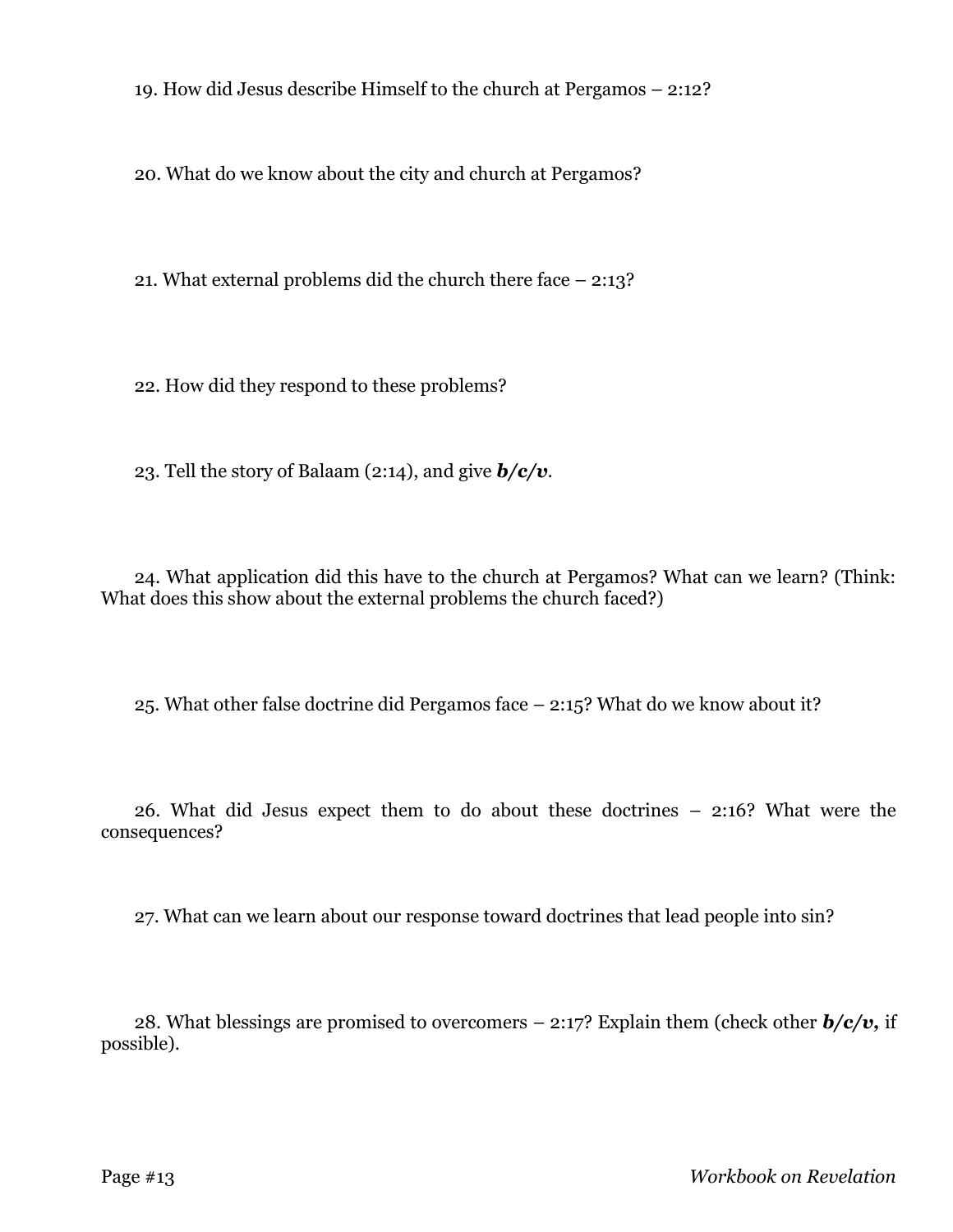19. How did Jesus describe Himself to the church at Pergamos – 2:12?

20. What do we know about the city and church at Pergamos?

21. What external problems did the church there face – 2:13?

22. How did they respond to these problems?

23. Tell the story of Balaam (2:14), and give ***b/c/v***.

24. What application did this have to the church at Pergamos? What can we learn? (Think: What does this show about the external problems the church faced?)

25. What other false doctrine did Pergamos face – 2:15? What do we know about it?

26. What did Jesus expect them to do about these doctrines – 2:16? What were the consequences?

27. What can we learn about our response toward doctrines that lead people into sin?

28. What blessings are promised to overcomers – 2:17? Explain them (check other ***b/c/v,*** if possible).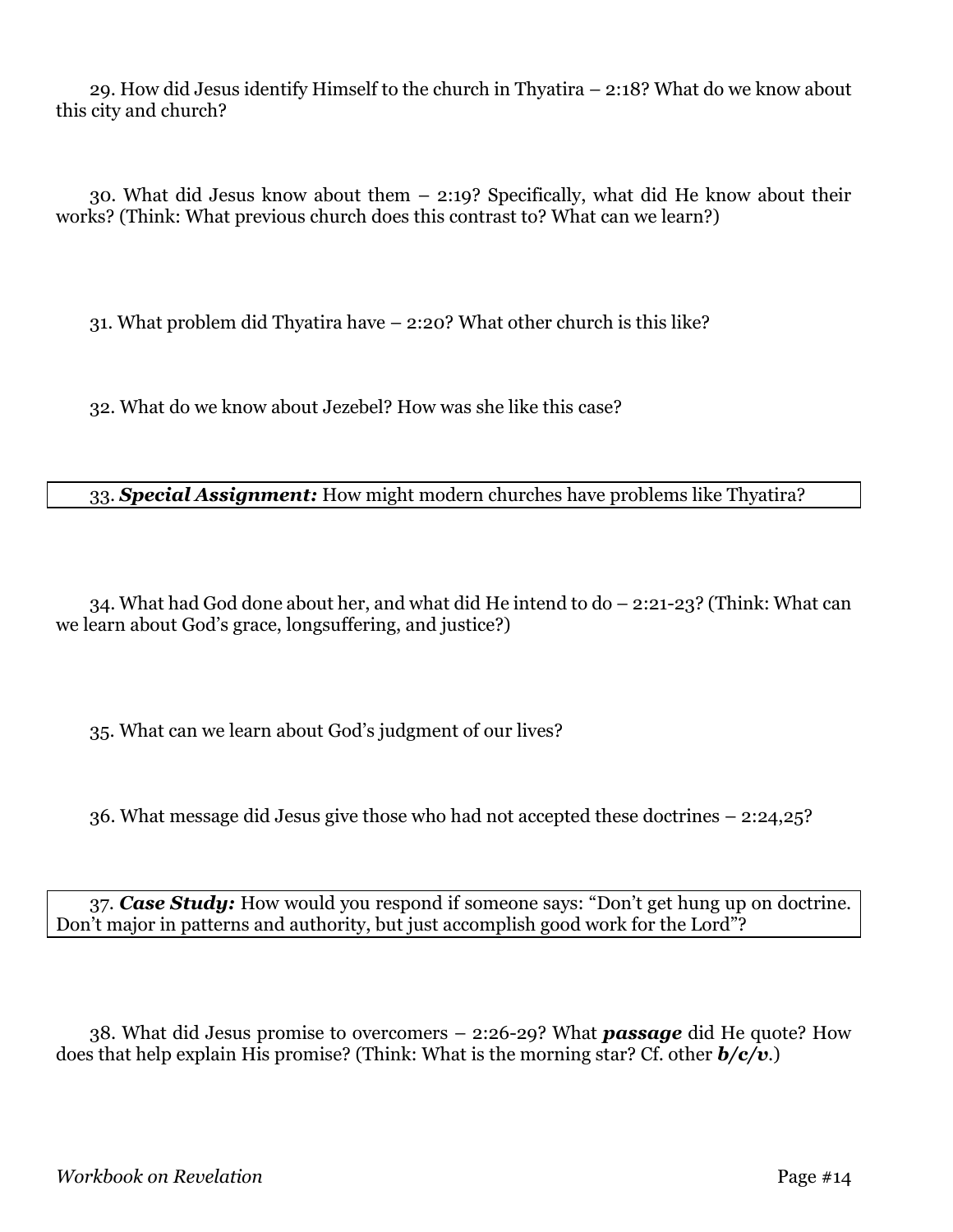29. How did Jesus identify Himself to the church in Thyatira – 2:18? What do we know about this city and church?

30. What did Jesus know about them – 2:19? Specifically, what did He know about their works? (Think: What previous church does this contrast to? What can we learn?)

31. What problem did Thyatira have – 2:20? What other church is this like?

32. What do we know about Jezebel? How was she like this case?

| 33. ***Special Assignment:*** How might modern churches have problems like Thyatira? |
|---|

34. What had God done about her, and what did He intend to do – 2:21-23? (Think: What can we learn about God's grace, longsuffering, and justice?)

35. What can we learn about God's judgment of our lives?

36. What message did Jesus give those who had not accepted these doctrines – 2:24,25?

| 37. ***Case Study:*** How would you respond if someone says: "Don't get hung up on doctrine. Don't major in patterns and authority, but just accomplish good work for the Lord"? |
|---|

38. What did Jesus promise to overcomers – 2:26-29? What ***passage*** did He quote? How does that help explain His promise? (Think: What is the morning star? Cf. other ***b/c/v***.)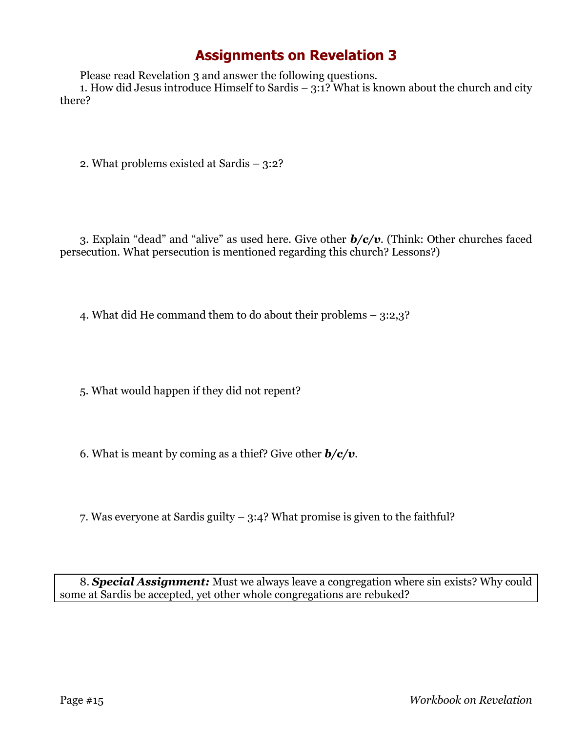# Assignments on Revelation 3

Please read Revelation 3 and answer the following questions.

1. How did Jesus introduce Himself to Sardis – 3:1? What is known about the church and city there?

2. What problems existed at Sardis – 3:2?

3. Explain "dead" and "alive" as used here. Give other ***b/c/v***. (Think: Other churches faced persecution. What persecution is mentioned regarding this church? Lessons?)

4. What did He command them to do about their problems – 3:2,3?

5. What would happen if they did not repent?

6. What is meant by coming as a thief? Give other ***b/c/v***.

7. Was everyone at Sardis guilty – 3:4? What promise is given to the faithful?

8. ***Special Assignment:*** Must we always leave a congregation where sin exists? Why could some at Sardis be accepted, yet other whole congregations are rebuked?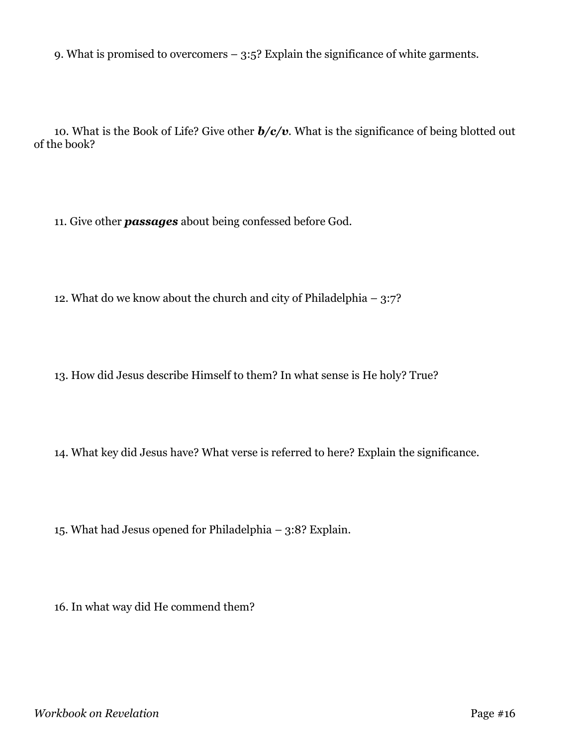9. What is promised to overcomers – 3:5? Explain the significance of white garments.

10. What is the Book of Life? Give other ***b/c/v***. What is the significance of being blotted out of the book?

11. Give other ***passages*** about being confessed before God.

12. What do we know about the church and city of Philadelphia – 3:7?

13. How did Jesus describe Himself to them? In what sense is He holy? True?

14. What key did Jesus have? What verse is referred to here? Explain the significance.

15. What had Jesus opened for Philadelphia – 3:8? Explain.

16. In what way did He commend them?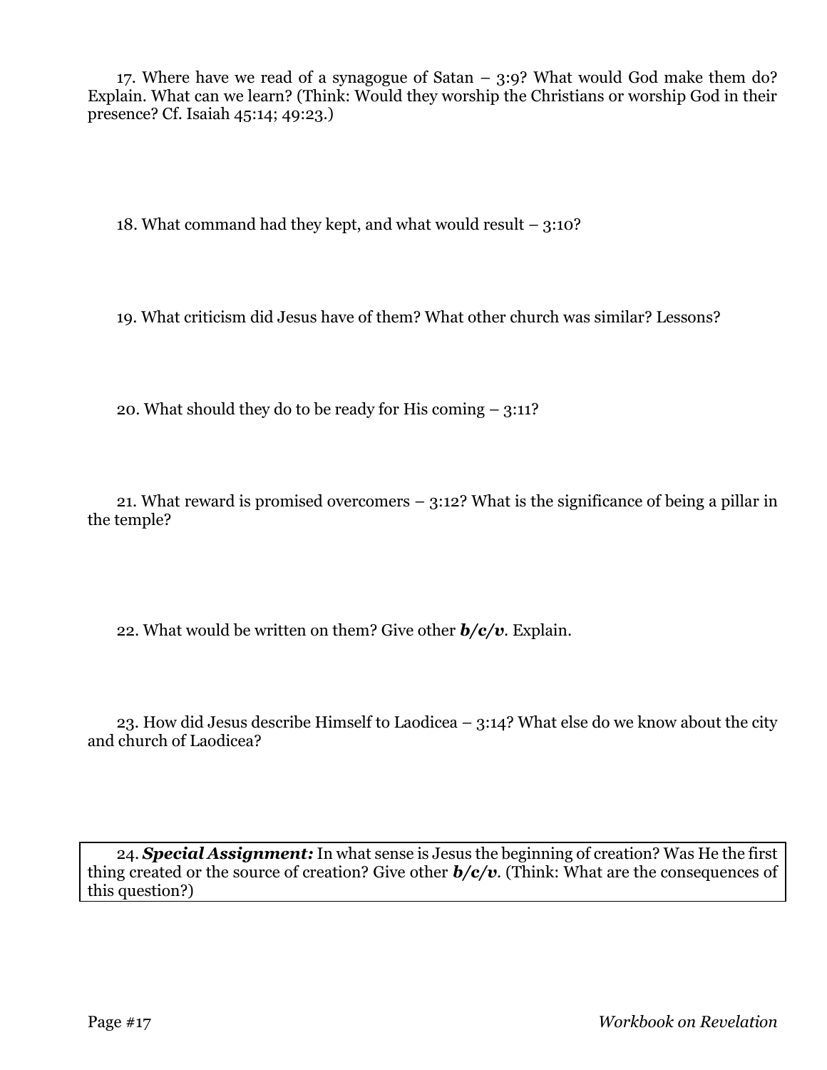17. Where have we read of a synagogue of Satan – 3:9? What would God make them do? Explain. What can we learn? (Think: Would they worship the Christians or worship God in their presence? Cf. Isaiah 45:14; 49:23.)

18. What command had they kept, and what would result – 3:10?

19. What criticism did Jesus have of them? What other church was similar? Lessons?

20. What should they do to be ready for His coming – 3:11?

21. What reward is promised overcomers – 3:12? What is the significance of being a pillar in the temple?

22. What would be written on them? Give other ***b/c/v***. Explain.

23. How did Jesus describe Himself to Laodicea – 3:14? What else do we know about the city and church of Laodicea?

24. ***Special Assignment:*** In what sense is Jesus the beginning of creation? Was He the first thing created or the source of creation? Give other ***b/c/v***. (Think: What are the consequences of this question?)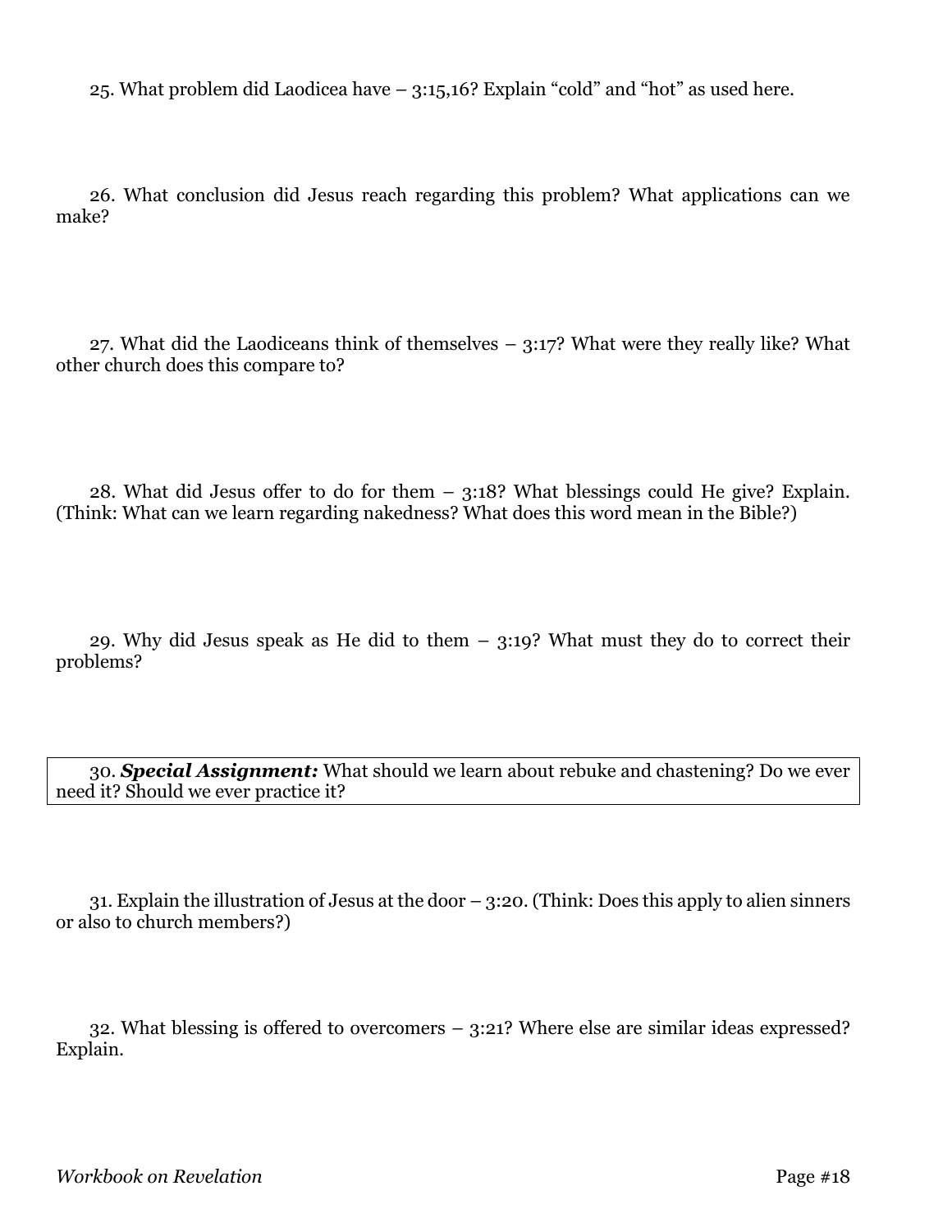25. What problem did Laodicea have – 3:15,16? Explain "cold" and "hot" as used here.

26. What conclusion did Jesus reach regarding this problem? What applications can we make?

27. What did the Laodiceans think of themselves – 3:17? What were they really like? What other church does this compare to?

28. What did Jesus offer to do for them – 3:18? What blessings could He give? Explain. (Think: What can we learn regarding nakedness? What does this word mean in the Bible?)

29. Why did Jesus speak as He did to them – 3:19? What must they do to correct their problems?

30. ***Special Assignment:*** What should we learn about rebuke and chastening? Do we ever need it? Should we ever practice it?

31. Explain the illustration of Jesus at the door – 3:20. (Think: Does this apply to alien sinners or also to church members?)

32. What blessing is offered to overcomers – 3:21? Where else are similar ideas expressed? Explain.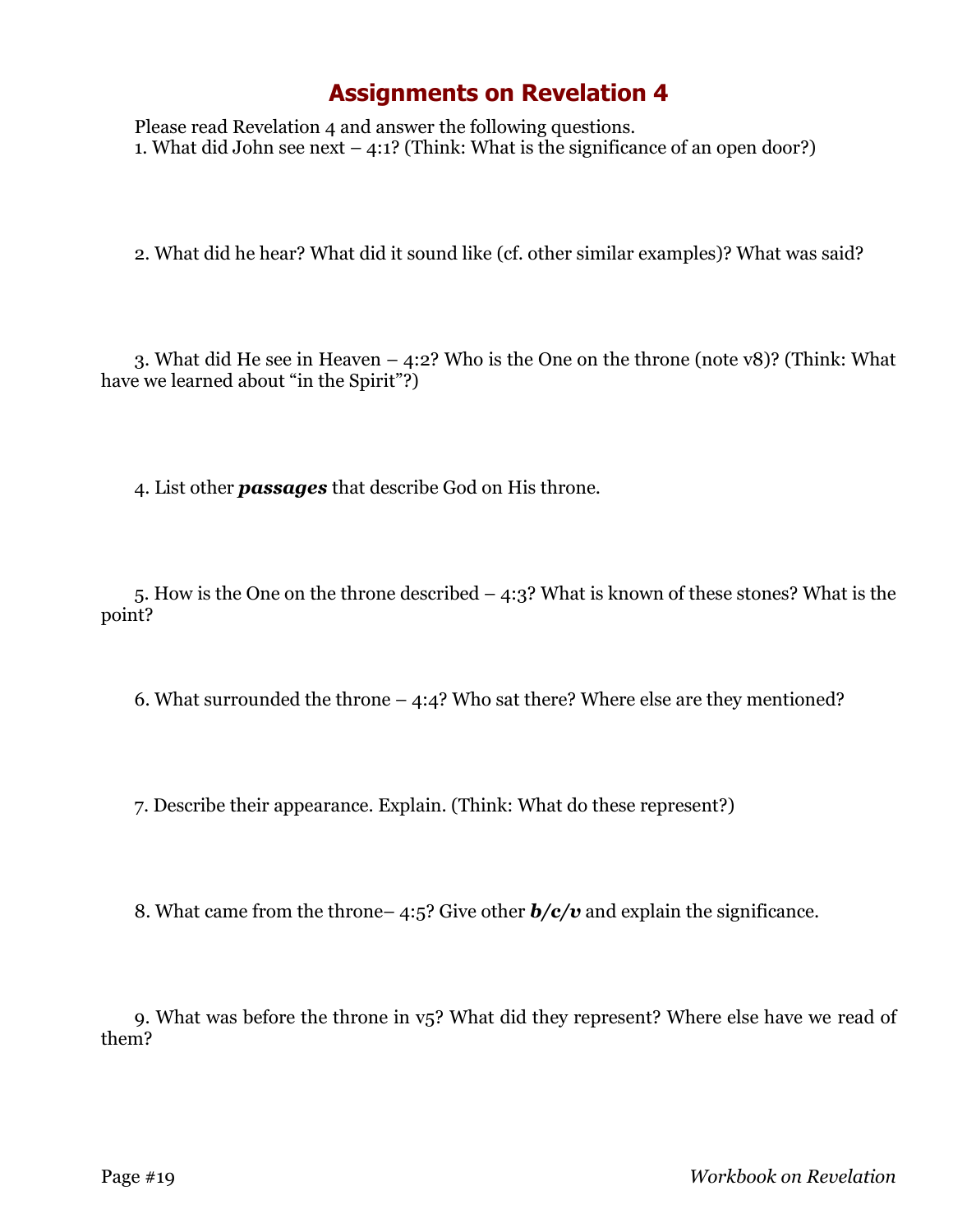# Assignments on Revelation 4

Please read Revelation 4 and answer the following questions.

1. What did John see next – 4:1? (Think: What is the significance of an open door?)

2. What did he hear? What did it sound like (cf. other similar examples)? What was said?

3. What did He see in Heaven – 4:2? Who is the One on the throne (note v8)? (Think: What have we learned about "in the Spirit"?)

4. List other ***passages*** that describe God on His throne.

5. How is the One on the throne described – 4:3? What is known of these stones? What is the point?

6. What surrounded the throne – 4:4? Who sat there? Where else are they mentioned?

7. Describe their appearance. Explain. (Think: What do these represent?)

8. What came from the throne– 4:5? Give other ***b/c/v*** and explain the significance.

9. What was before the throne in v5? What did they represent? Where else have we read of them?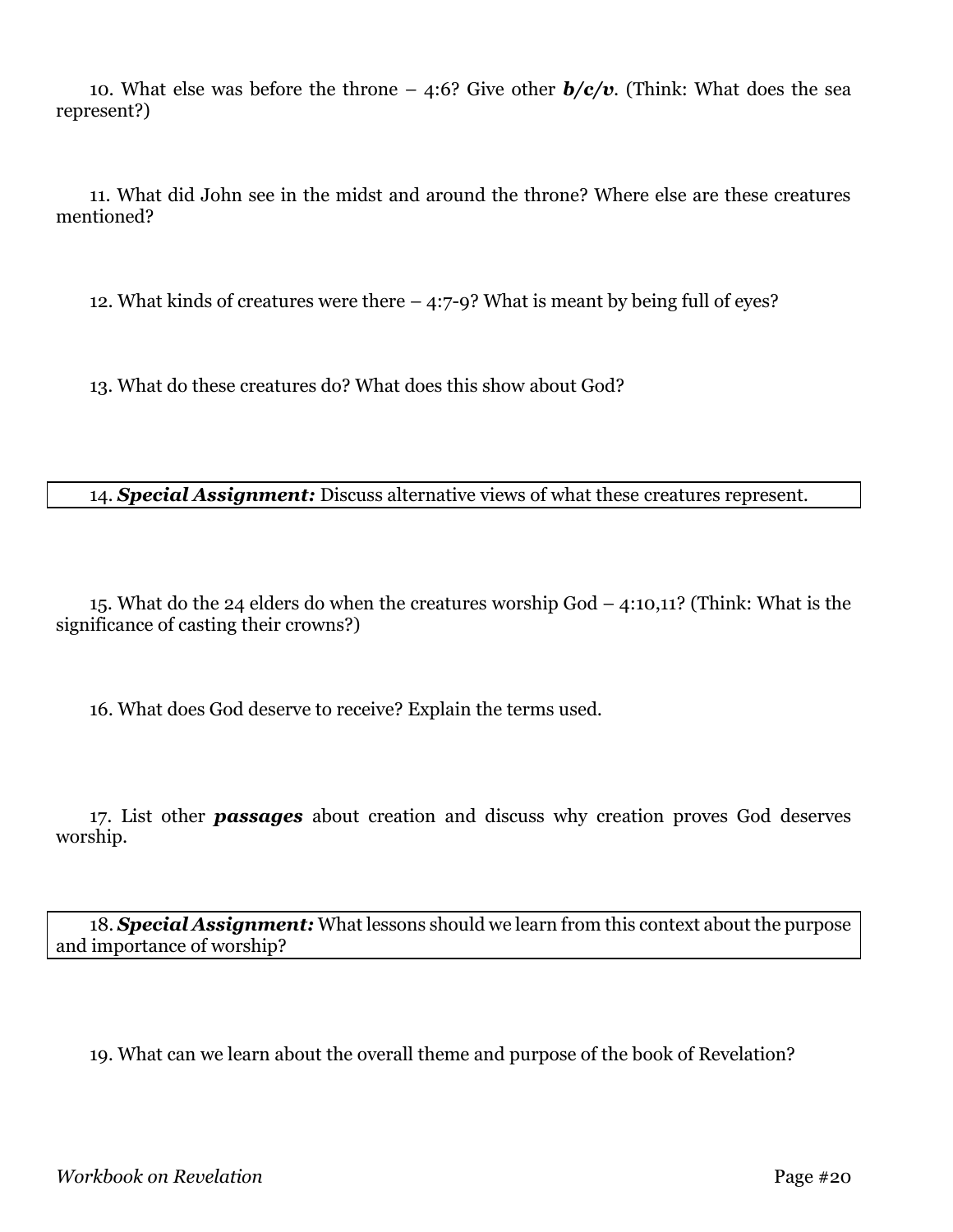10. What else was before the throne – 4:6? Give other ***b/c/v***. (Think: What does the sea represent?)

11. What did John see in the midst and around the throne? Where else are these creatures mentioned?

12. What kinds of creatures were there – 4:7-9? What is meant by being full of eyes?

13. What do these creatures do? What does this show about God?

| 14. ***Special Assignment:*** Discuss alternative views of what these creatures represent. |
|---|

15. What do the 24 elders do when the creatures worship God – 4:10,11? (Think: What is the significance of casting their crowns?)

16. What does God deserve to receive? Explain the terms used.

17. List other ***passages*** about creation and discuss why creation proves God deserves worship.

| 18. ***Special Assignment:*** What lessons should we learn from this context about the purpose and importance of worship? |
|---|

19. What can we learn about the overall theme and purpose of the book of Revelation?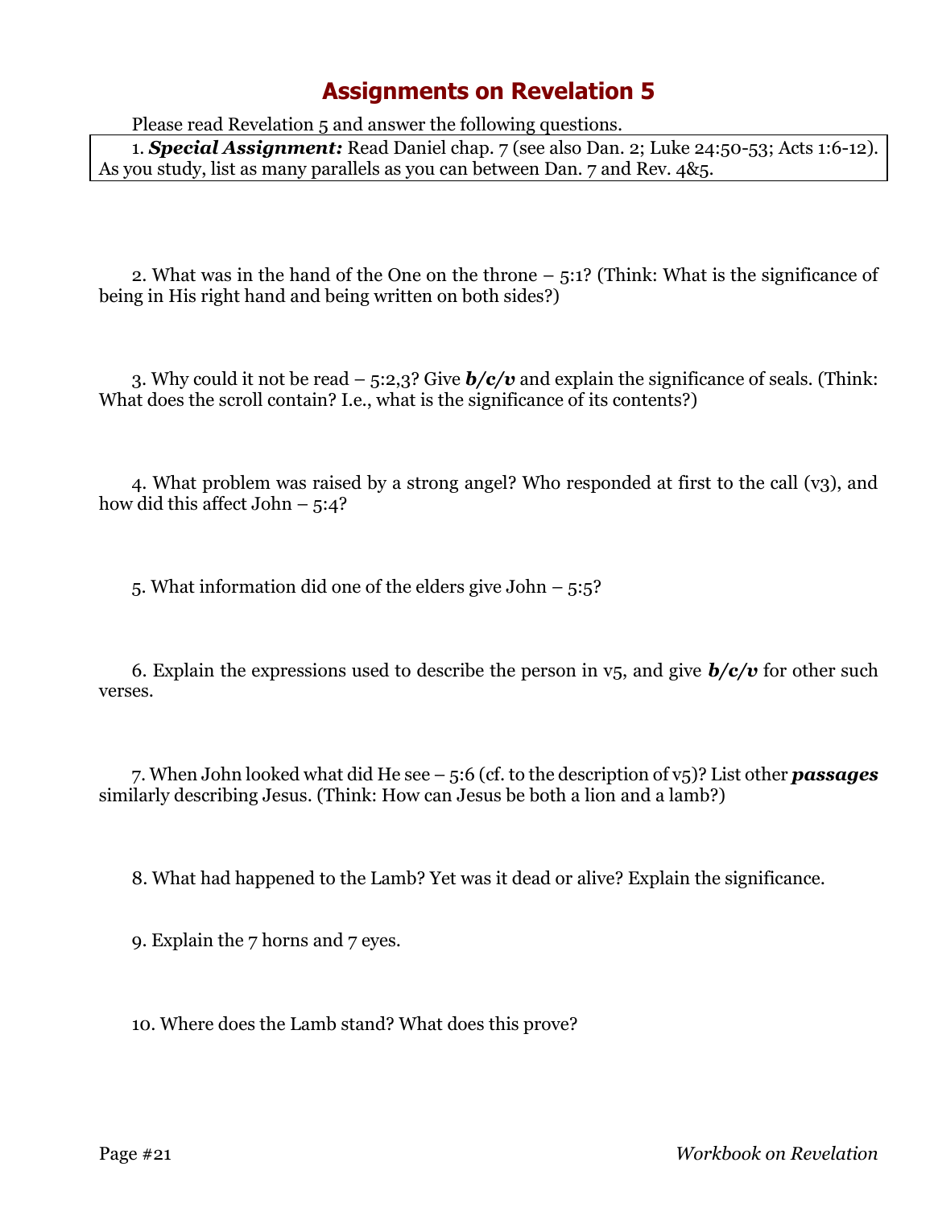# Assignments on Revelation 5

Please read Revelation 5 and answer the following questions.

1. ***Special Assignment:*** Read Daniel chap. 7 (see also Dan. 2; Luke 24:50-53; Acts 1:6-12). As you study, list as many parallels as you can between Dan. 7 and Rev. 4&5.

2. What was in the hand of the One on the throne – 5:1? (Think: What is the significance of being in His right hand and being written on both sides?)

3. Why could it not be read – 5:2,3? Give ***b/c/v*** and explain the significance of seals. (Think: What does the scroll contain? I.e., what is the significance of its contents?)

4. What problem was raised by a strong angel? Who responded at first to the call (v3), and how did this affect John – 5:4?

5. What information did one of the elders give John – 5:5?

6. Explain the expressions used to describe the person in v5, and give ***b/c/v*** for other such verses.

7. When John looked what did He see – 5:6 (cf. to the description of v5)? List other ***passages*** similarly describing Jesus. (Think: How can Jesus be both a lion and a lamb?)

8. What had happened to the Lamb? Yet was it dead or alive? Explain the significance.

9. Explain the 7 horns and 7 eyes.

10. Where does the Lamb stand? What does this prove?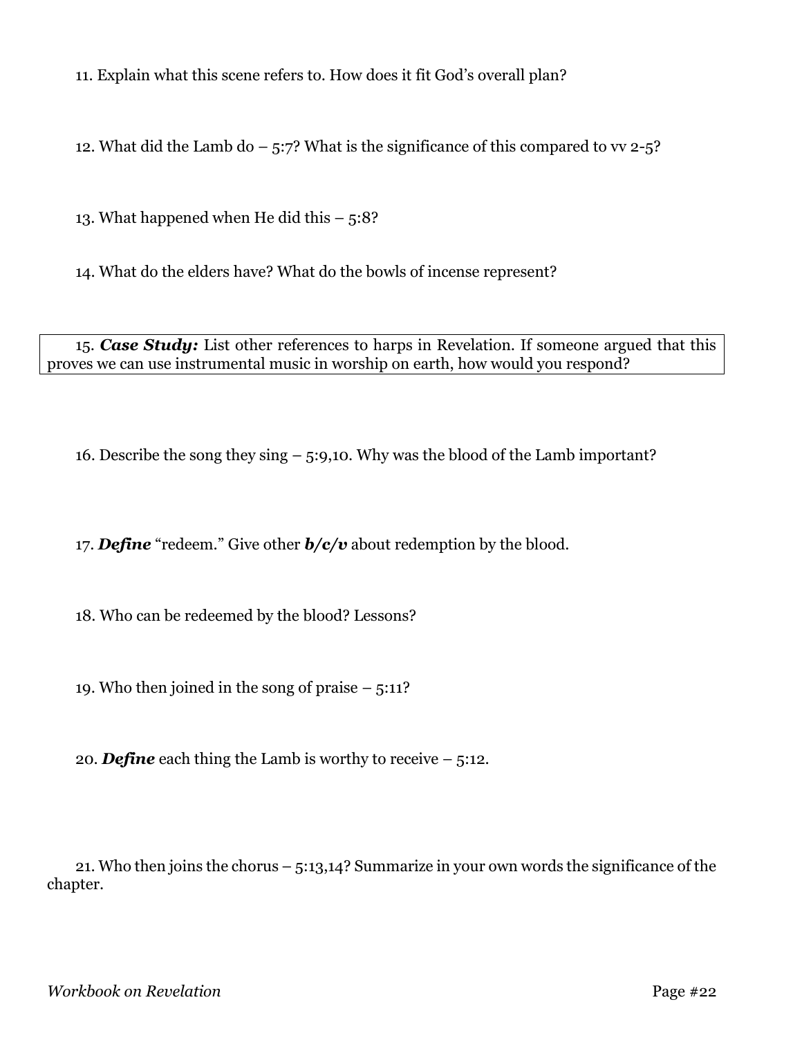11. Explain what this scene refers to. How does it fit God's overall plan?

12. What did the Lamb do – 5:7? What is the significance of this compared to vv 2-5?

13. What happened when He did this – 5:8?

14. What do the elders have? What do the bowls of incense represent?

15. ***Case Study:*** List other references to harps in Revelation. If someone argued that this proves we can use instrumental music in worship on earth, how would you respond?

16. Describe the song they sing – 5:9,10. Why was the blood of the Lamb important?

17. ***Define*** "redeem." Give other ***b/c/v*** about redemption by the blood.

18. Who can be redeemed by the blood? Lessons?

19. Who then joined in the song of praise – 5:11?

20. ***Define*** each thing the Lamb is worthy to receive – 5:12.

21. Who then joins the chorus – 5:13,14? Summarize in your own words the significance of the chapter.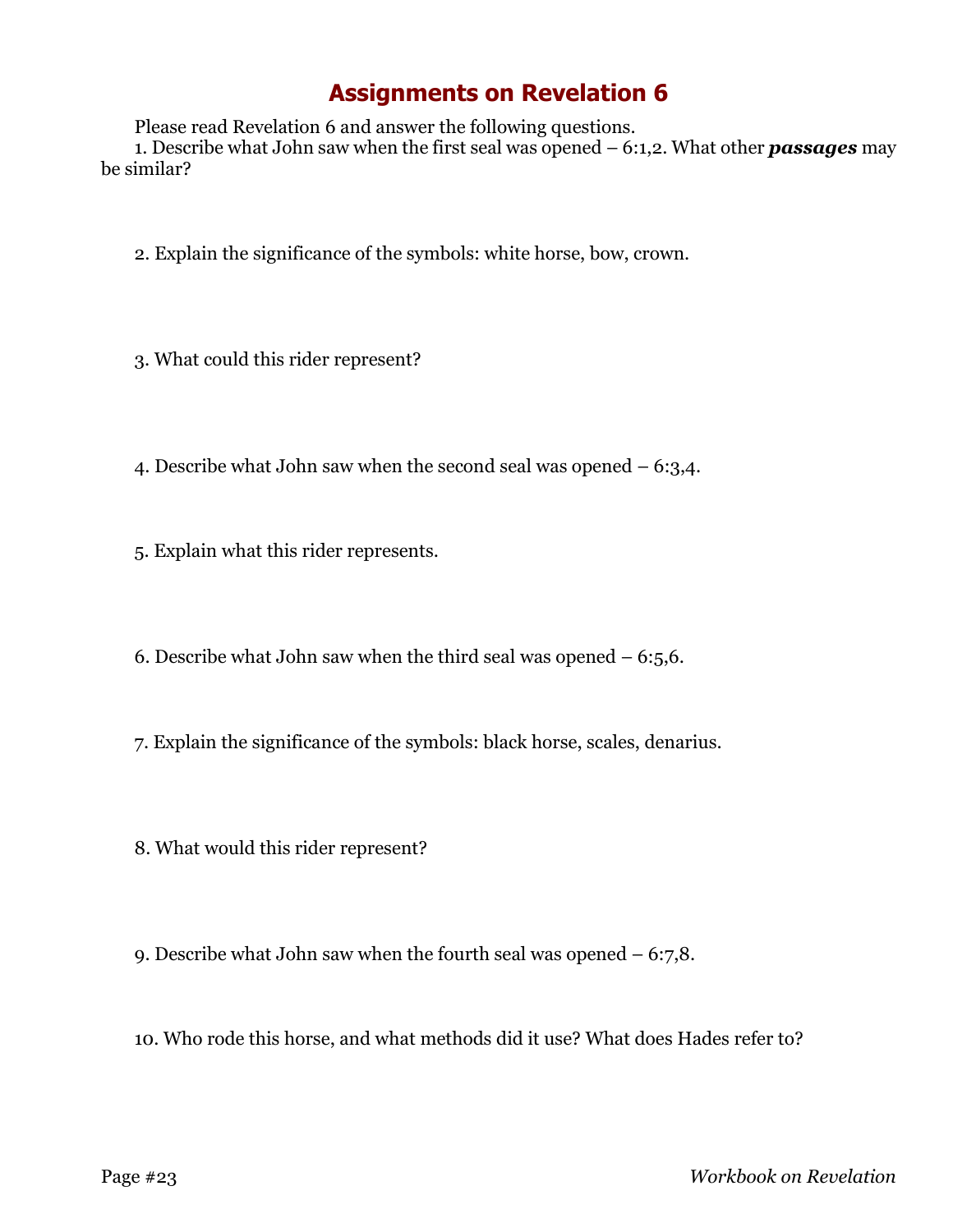# Assignments on Revelation 6

Please read Revelation 6 and answer the following questions.

1. Describe what John saw when the first seal was opened – 6:1,2. What other ***passages*** may be similar?

2. Explain the significance of the symbols: white horse, bow, crown.

3. What could this rider represent?

4. Describe what John saw when the second seal was opened – 6:3,4.

5. Explain what this rider represents.

6. Describe what John saw when the third seal was opened – 6:5,6.

7. Explain the significance of the symbols: black horse, scales, denarius.

8. What would this rider represent?

9. Describe what John saw when the fourth seal was opened – 6:7,8.

10. Who rode this horse, and what methods did it use? What does Hades refer to?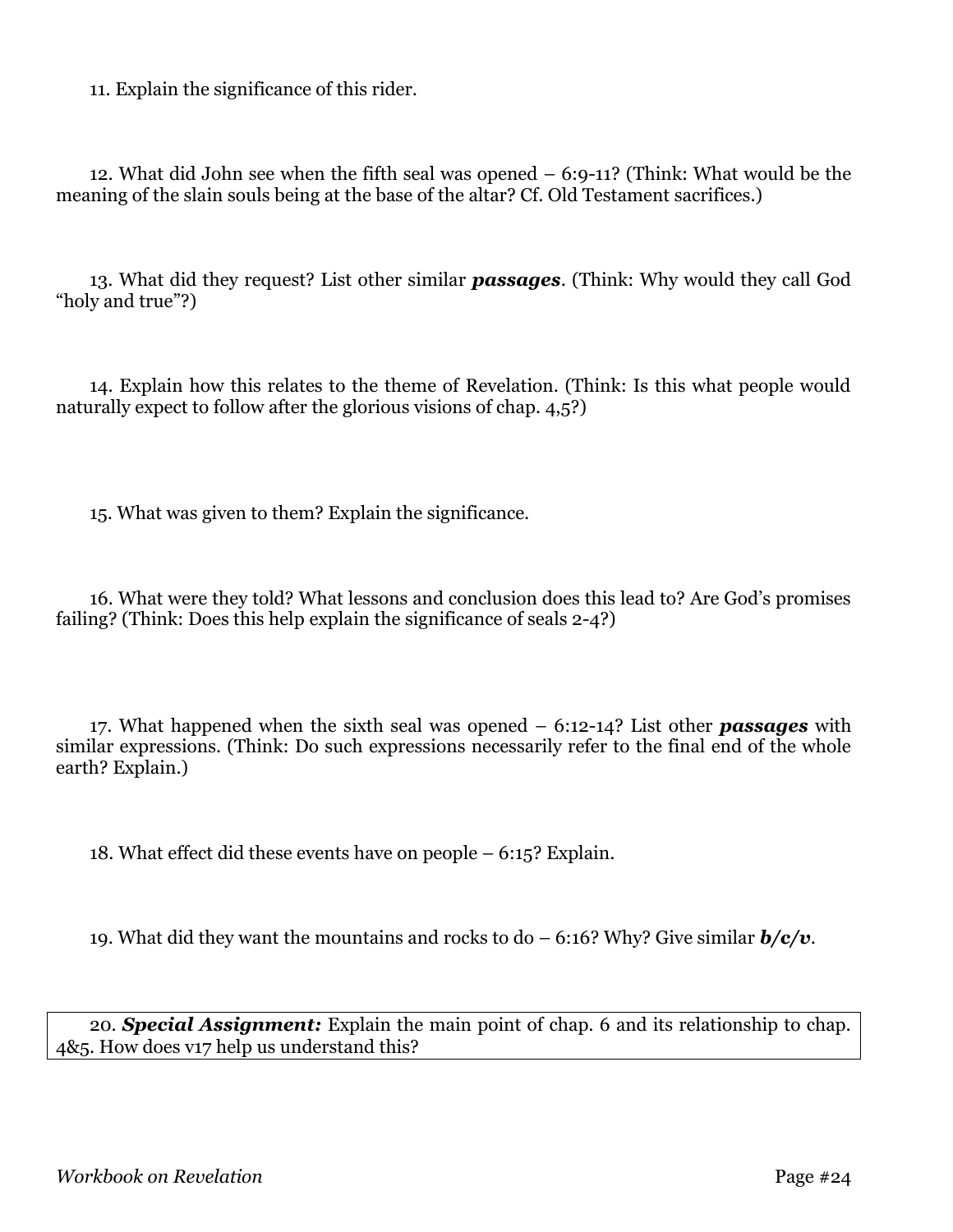11. Explain the significance of this rider.

12. What did John see when the fifth seal was opened – 6:9-11? (Think: What would be the meaning of the slain souls being at the base of the altar? Cf. Old Testament sacrifices.)

13. What did they request? List other similar ***passages***. (Think: Why would they call God "holy and true"?)

14. Explain how this relates to the theme of Revelation. (Think: Is this what people would naturally expect to follow after the glorious visions of chap. 4,5?)

15. What was given to them? Explain the significance.

16. What were they told? What lessons and conclusion does this lead to? Are God's promises failing? (Think: Does this help explain the significance of seals 2-4?)

17. What happened when the sixth seal was opened – 6:12-14? List other ***passages*** with similar expressions. (Think: Do such expressions necessarily refer to the final end of the whole earth? Explain.)

18. What effect did these events have on people – 6:15? Explain.

19. What did they want the mountains and rocks to do – 6:16? Why? Give similar ***b/c/v***.

20. ***Special Assignment:*** Explain the main point of chap. 6 and its relationship to chap. 4&5. How does v17 help us understand this?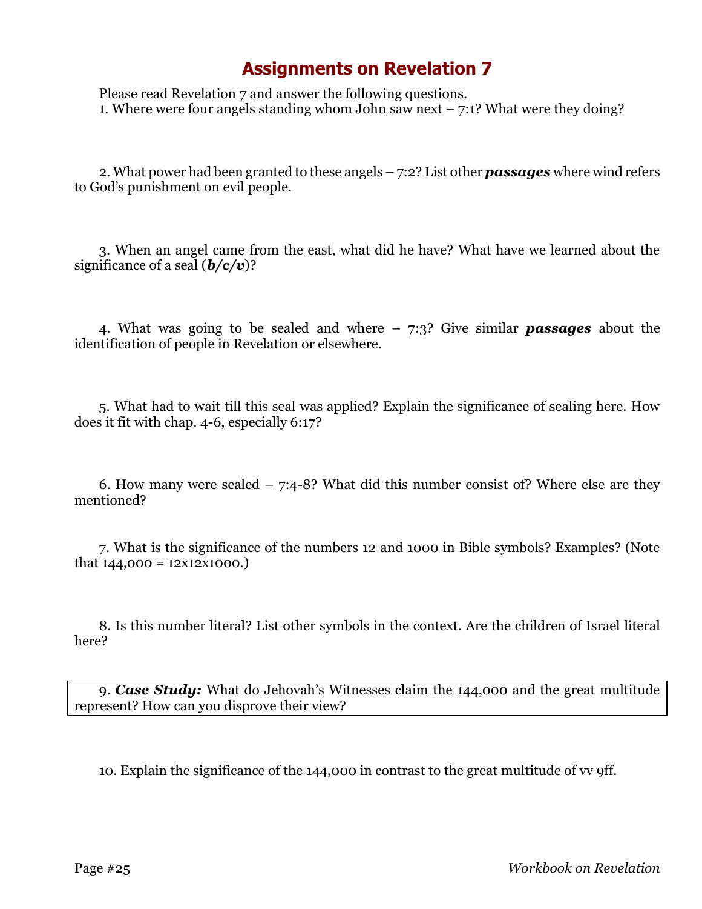# Assignments on Revelation 7

Please read Revelation 7 and answer the following questions.

1. Where were four angels standing whom John saw next – 7:1? What were they doing?

2. What power had been granted to these angels – 7:2? List other ***passages*** where wind refers to God's punishment on evil people.

3. When an angel came from the east, what did he have? What have we learned about the significance of a seal (***b/c/v***)?

4. What was going to be sealed and where – 7:3? Give similar ***passages*** about the identification of people in Revelation or elsewhere.

5. What had to wait till this seal was applied? Explain the significance of sealing here. How does it fit with chap. 4-6, especially 6:17?

6. How many were sealed – 7:4-8? What did this number consist of? Where else are they mentioned?

7. What is the significance of the numbers 12 and 1000 in Bible symbols? Examples? (Note that 144,000 = 12x12x1000.)

8. Is this number literal? List other symbols in the context. Are the children of Israel literal here?

9. ***Case Study:*** What do Jehovah's Witnesses claim the 144,000 and the great multitude represent? How can you disprove their view?

10. Explain the significance of the 144,000 in contrast to the great multitude of vv 9ff.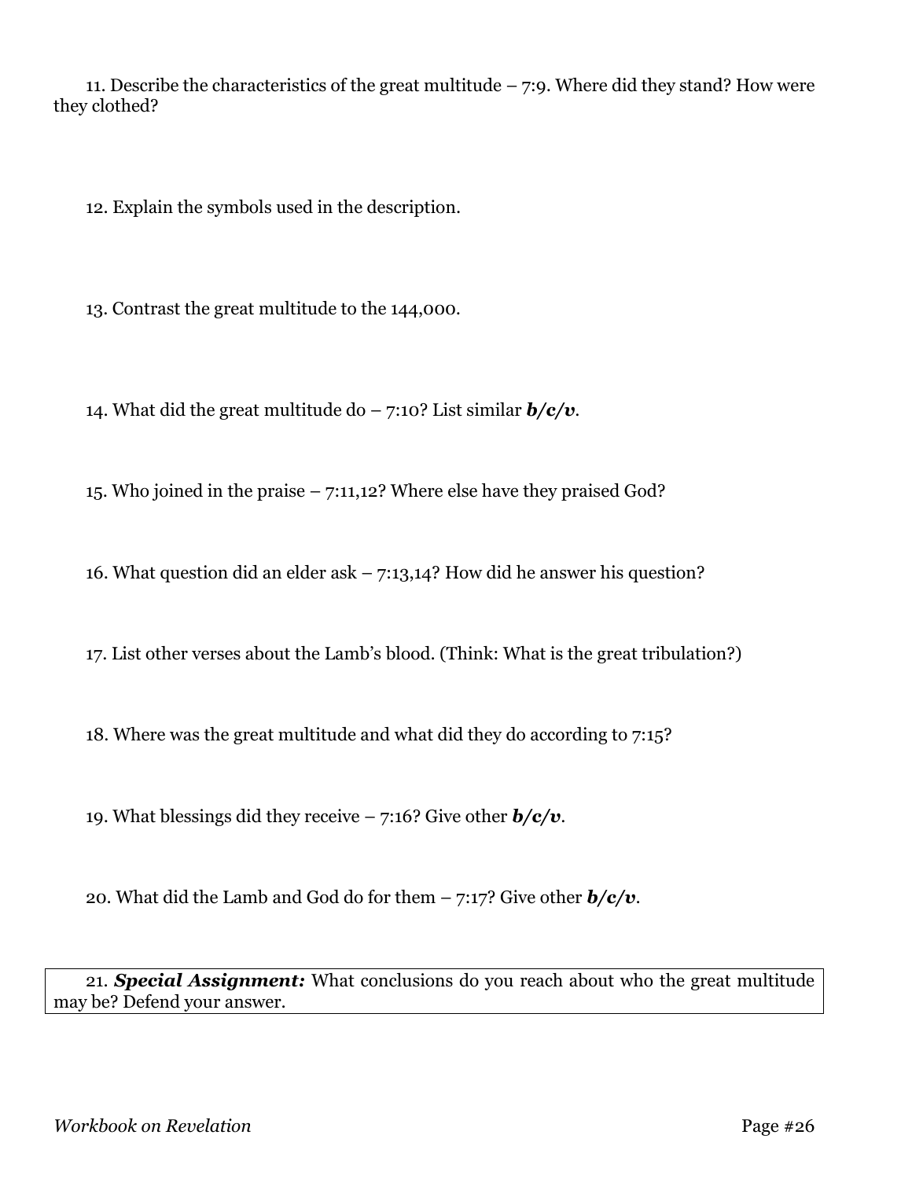11. Describe the characteristics of the great multitude – 7:9. Where did they stand? How were they clothed?

12. Explain the symbols used in the description.

13. Contrast the great multitude to the 144,000.

14. What did the great multitude do – 7:10? List similar ***b/c/v***.

15. Who joined in the praise – 7:11,12? Where else have they praised God?

16. What question did an elder ask – 7:13,14? How did he answer his question?

17. List other verses about the Lamb's blood. (Think: What is the great tribulation?)

18. Where was the great multitude and what did they do according to 7:15?

19. What blessings did they receive – 7:16? Give other ***b/c/v***.

20. What did the Lamb and God do for them – 7:17? Give other ***b/c/v***.

21. ***Special Assignment:*** What conclusions do you reach about who the great multitude may be? Defend your answer.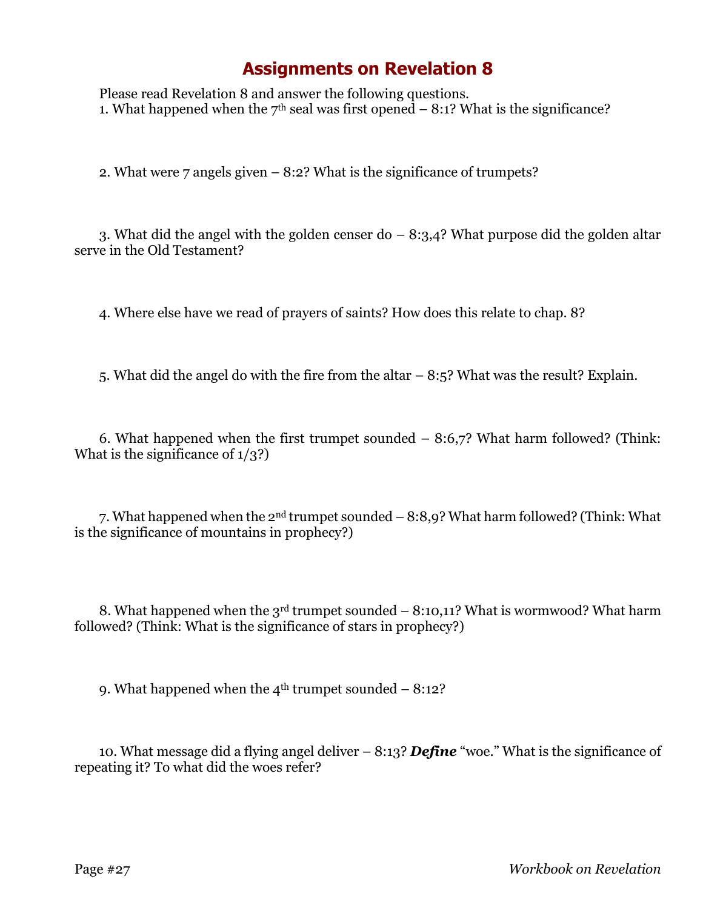# Assignments on Revelation 8

Please read Revelation 8 and answer the following questions.

1. What happened when the 7th seal was first opened – 8:1? What is the significance?

2. What were 7 angels given – 8:2? What is the significance of trumpets?

3. What did the angel with the golden censer do – 8:3,4? What purpose did the golden altar serve in the Old Testament?

4. Where else have we read of prayers of saints? How does this relate to chap. 8?

5. What did the angel do with the fire from the altar – 8:5? What was the result? Explain.

6. What happened when the first trumpet sounded – 8:6,7? What harm followed? (Think: What is the significance of 1/3?)

7. What happened when the 2nd trumpet sounded – 8:8,9? What harm followed? (Think: What is the significance of mountains in prophecy?)

8. What happened when the 3rd trumpet sounded – 8:10,11? What is wormwood? What harm followed? (Think: What is the significance of stars in prophecy?)

9. What happened when the 4th trumpet sounded – 8:12?

10. What message did a flying angel deliver – 8:13? ***Define*** "woe." What is the significance of repeating it? To what did the woes refer?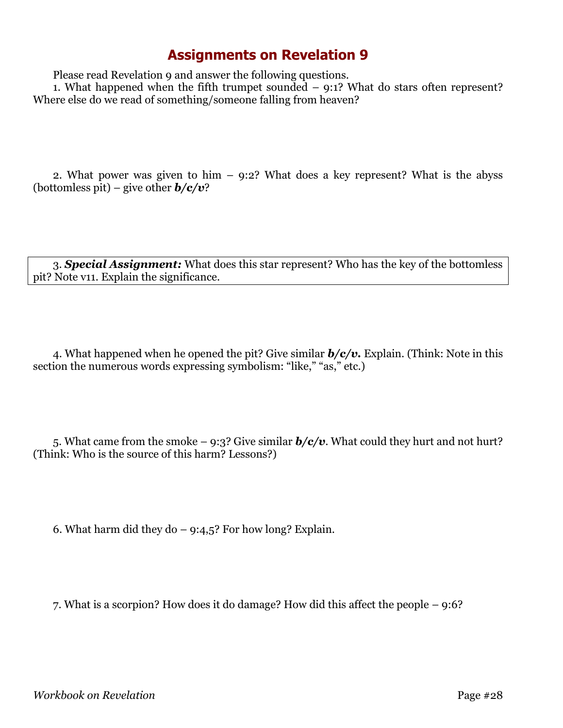# Assignments on Revelation 9

Please read Revelation 9 and answer the following questions.

1. What happened when the fifth trumpet sounded – 9:1? What do stars often represent? Where else do we read of something/someone falling from heaven?

2. What power was given to him – 9:2? What does a key represent? What is the abyss (bottomless pit) – give other ***b/c/v***?

3. ***Special Assignment:*** What does this star represent? Who has the key of the bottomless pit? Note v11. Explain the significance.

4. What happened when he opened the pit? Give similar ***b/c/v.*** Explain. (Think: Note in this section the numerous words expressing symbolism: "like," "as," etc.)

5. What came from the smoke – 9:3? Give similar ***b/c/v***. What could they hurt and not hurt? (Think: Who is the source of this harm? Lessons?)

6. What harm did they do – 9:4,5? For how long? Explain.

7. What is a scorpion? How does it do damage? How did this affect the people – 9:6?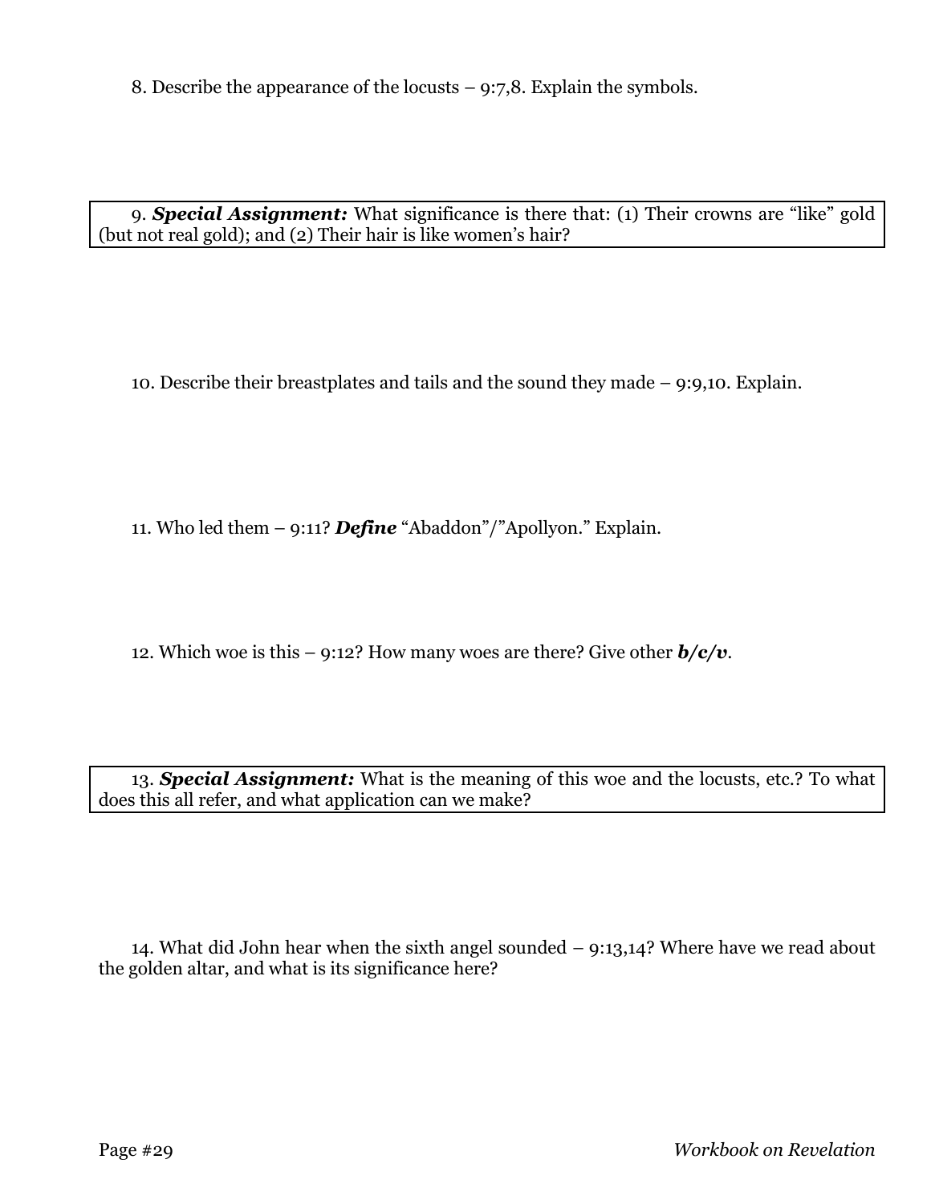8. Describe the appearance of the locusts – 9:7,8. Explain the symbols.

9. ***Special Assignment:*** What significance is there that: (1) Their crowns are "like" gold (but not real gold); and (2) Their hair is like women's hair?

10. Describe their breastplates and tails and the sound they made – 9:9,10. Explain.

11. Who led them – 9:11? ***Define*** "Abaddon"/"Apollyon." Explain.

12. Which woe is this – 9:12? How many woes are there? Give other ***b/c/v***.

13. ***Special Assignment:*** What is the meaning of this woe and the locusts, etc.? To what does this all refer, and what application can we make?

14. What did John hear when the sixth angel sounded – 9:13,14? Where have we read about the golden altar, and what is its significance here?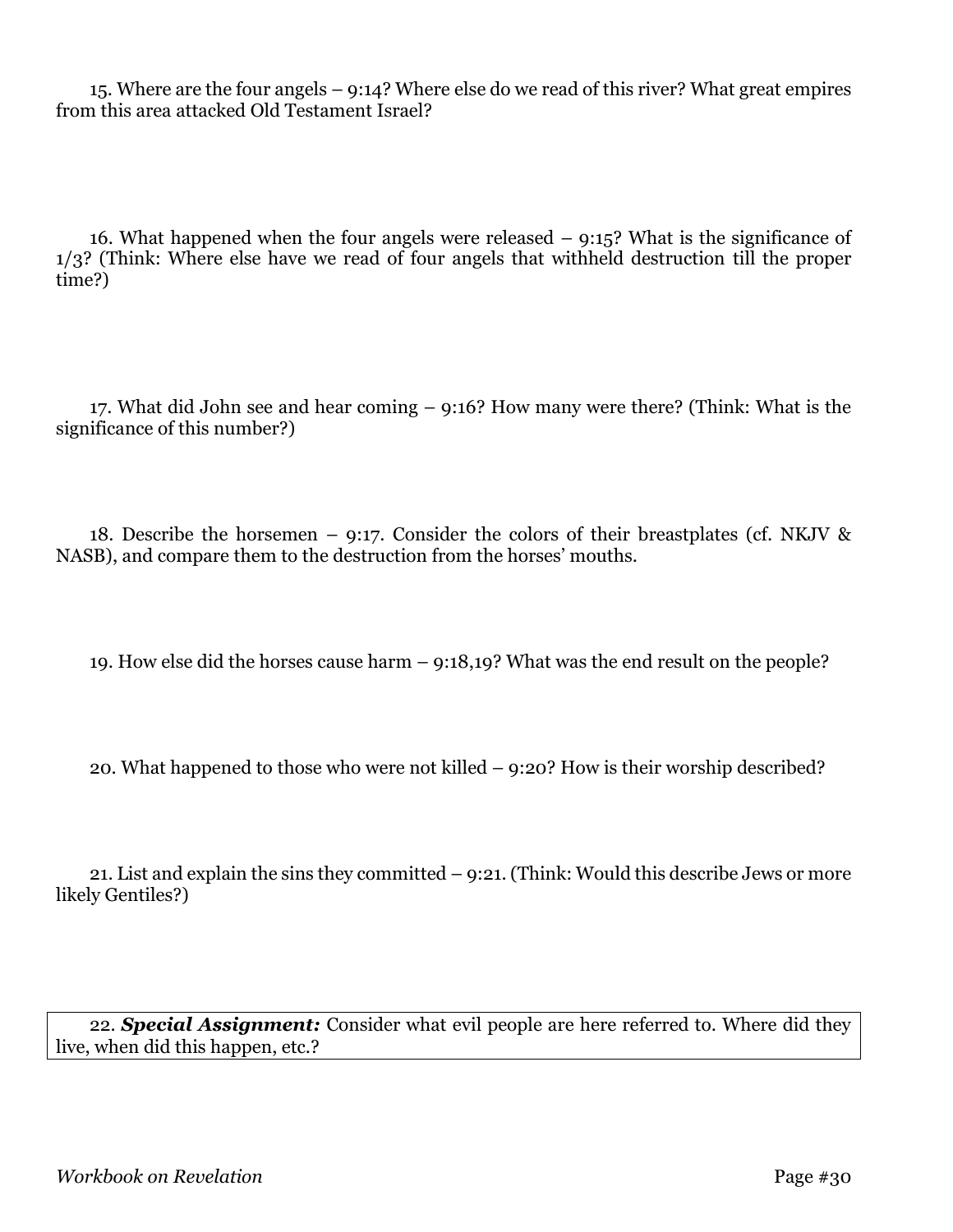15. Where are the four angels – 9:14? Where else do we read of this river? What great empires from this area attacked Old Testament Israel?

16. What happened when the four angels were released – 9:15? What is the significance of 1/3? (Think: Where else have we read of four angels that withheld destruction till the proper time?)

17. What did John see and hear coming – 9:16? How many were there? (Think: What is the significance of this number?)

18. Describe the horsemen – 9:17. Consider the colors of their breastplates (cf. NKJV & NASB), and compare them to the destruction from the horses' mouths.

19. How else did the horses cause harm – 9:18,19? What was the end result on the people?

20. What happened to those who were not killed – 9:20? How is their worship described?

21. List and explain the sins they committed – 9:21. (Think: Would this describe Jews or more likely Gentiles?)

22. ***Special Assignment:*** Consider what evil people are here referred to. Where did they live, when did this happen, etc.?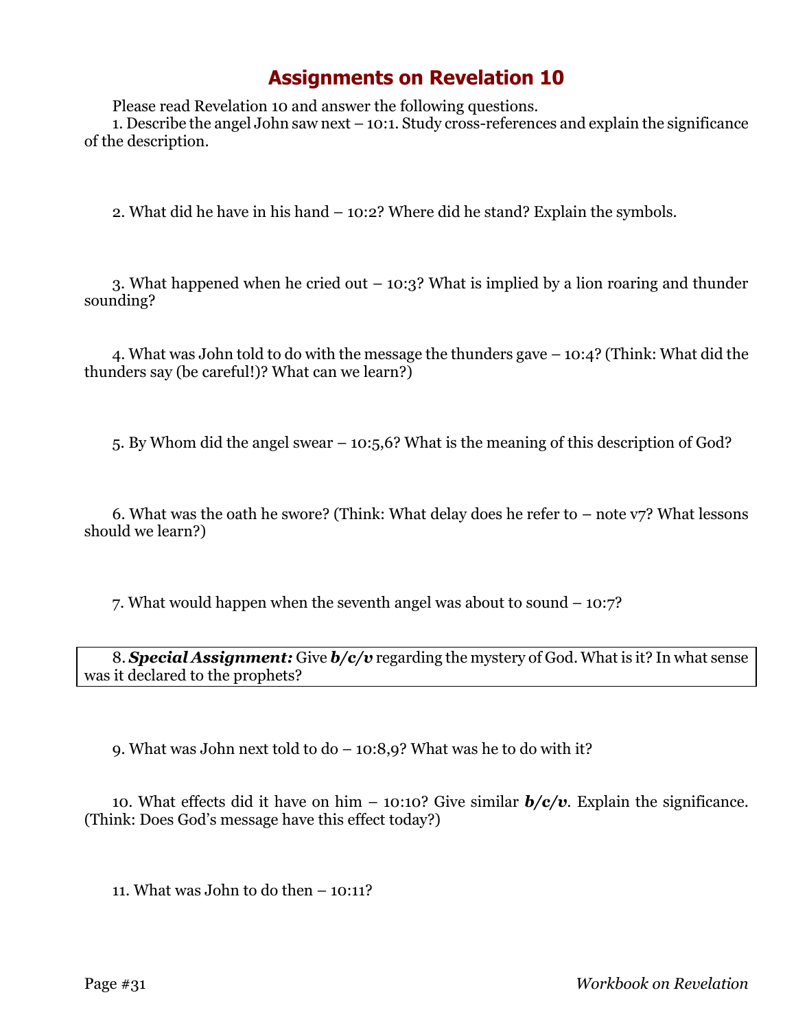# Assignments on Revelation 10

Please read Revelation 10 and answer the following questions.

1. Describe the angel John saw next – 10:1. Study cross-references and explain the significance of the description.

2. What did he have in his hand – 10:2? Where did he stand? Explain the symbols.

3. What happened when he cried out – 10:3? What is implied by a lion roaring and thunder sounding?

4. What was John told to do with the message the thunders gave – 10:4? (Think: What did the thunders say (be careful!)? What can we learn?)

5. By Whom did the angel swear – 10:5,6? What is the meaning of this description of God?

6. What was the oath he swore? (Think: What delay does he refer to – note v7? What lessons should we learn?)

7. What would happen when the seventh angel was about to sound – 10:7?

8. ***Special Assignment:*** Give ***b/c/v*** regarding the mystery of God. What is it? In what sense was it declared to the prophets?

9. What was John next told to do – 10:8,9? What was he to do with it?

10. What effects did it have on him – 10:10? Give similar ***b/c/v***. Explain the significance. (Think: Does God's message have this effect today?)

11. What was John to do then – 10:11?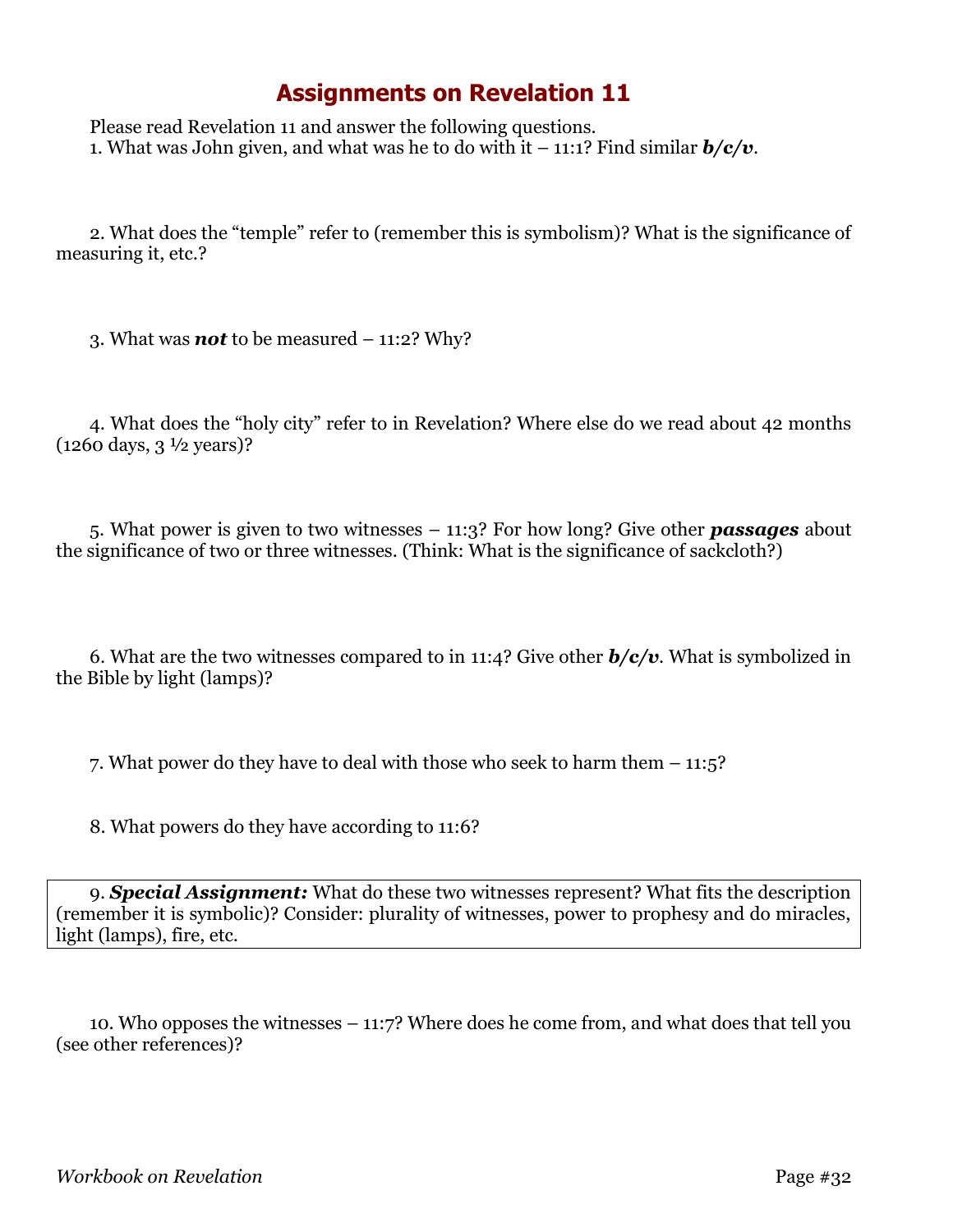# Assignments on Revelation 11

Please read Revelation 11 and answer the following questions.

1. What was John given, and what was he to do with it – 11:1? Find similar ***b/c/v***.

2. What does the "temple" refer to (remember this is symbolism)? What is the significance of measuring it, etc.?

3. What was ***not*** to be measured – 11:2? Why?

4. What does the "holy city" refer to in Revelation? Where else do we read about 42 months (1260 days, 3 ½ years)?

5. What power is given to two witnesses – 11:3? For how long? Give other ***passages*** about the significance of two or three witnesses. (Think: What is the significance of sackcloth?)

6. What are the two witnesses compared to in 11:4? Give other ***b/c/v***. What is symbolized in the Bible by light (lamps)?

7. What power do they have to deal with those who seek to harm them – 11:5?

8. What powers do they have according to 11:6?

9. ***Special Assignment:*** What do these two witnesses represent? What fits the description (remember it is symbolic)? Consider: plurality of witnesses, power to prophesy and do miracles, light (lamps), fire, etc.

10. Who opposes the witnesses – 11:7? Where does he come from, and what does that tell you (see other references)?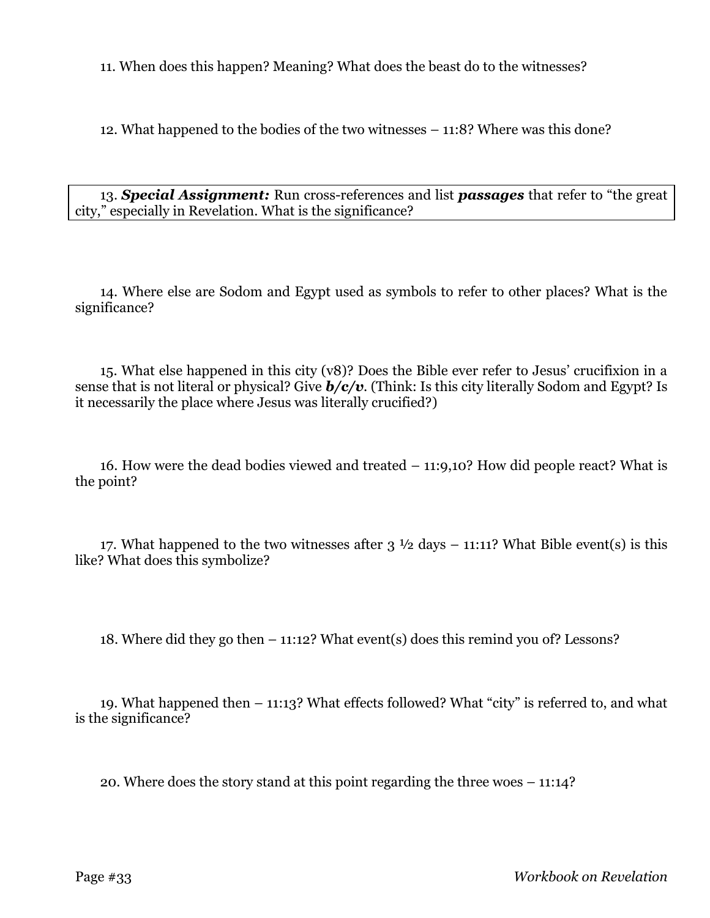11. When does this happen? Meaning? What does the beast do to the witnesses?

12. What happened to the bodies of the two witnesses – 11:8? Where was this done?

13. ***Special Assignment:*** Run cross-references and list ***passages*** that refer to "the great city," especially in Revelation. What is the significance?

14. Where else are Sodom and Egypt used as symbols to refer to other places? What is the significance?

15. What else happened in this city (v8)? Does the Bible ever refer to Jesus' crucifixion in a sense that is not literal or physical? Give ***b/c/v***. (Think: Is this city literally Sodom and Egypt? Is it necessarily the place where Jesus was literally crucified?)

16. How were the dead bodies viewed and treated – 11:9,10? How did people react? What is the point?

17. What happened to the two witnesses after 3 ½ days – 11:11? What Bible event(s) is this like? What does this symbolize?

18. Where did they go then – 11:12? What event(s) does this remind you of? Lessons?

19. What happened then – 11:13? What effects followed? What "city" is referred to, and what is the significance?

20. Where does the story stand at this point regarding the three woes – 11:14?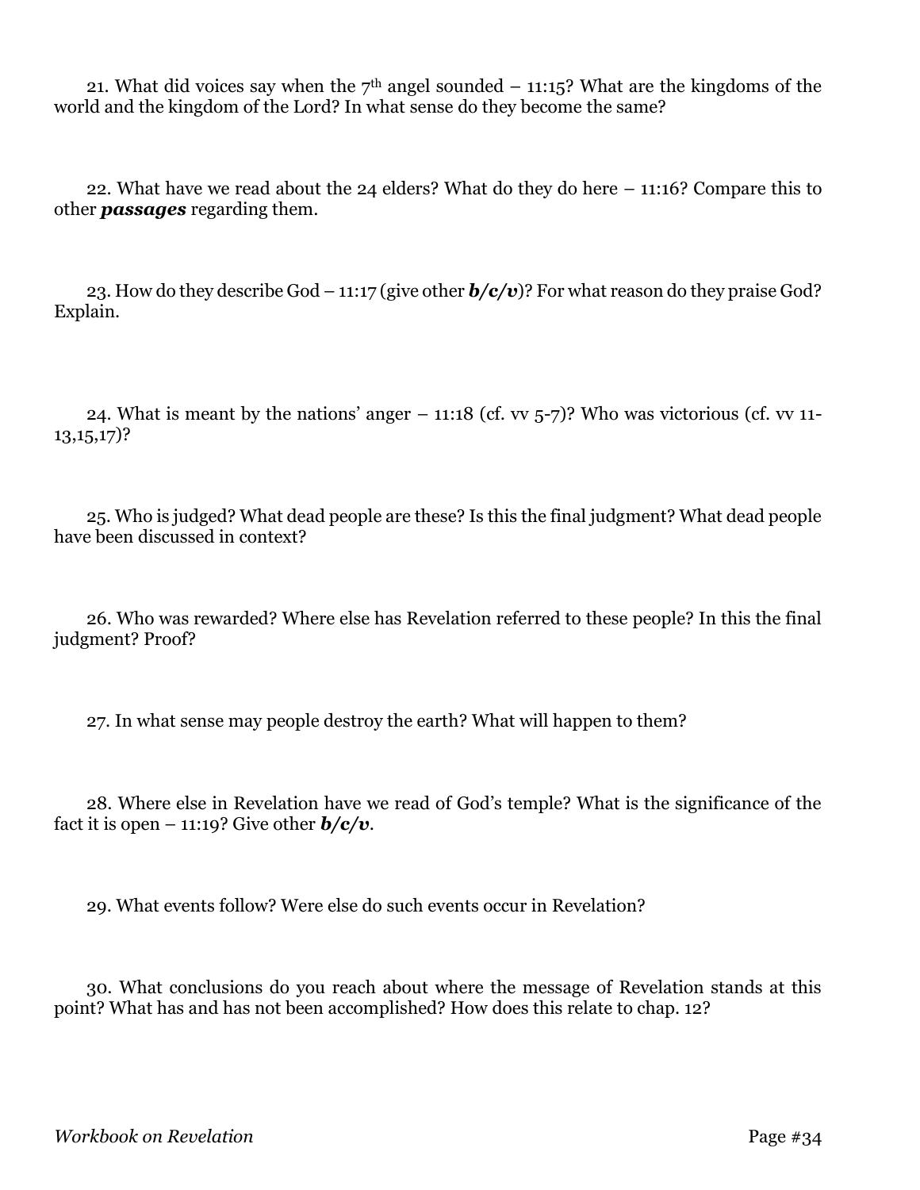21. What did voices say when the 7th angel sounded – 11:15? What are the kingdoms of the world and the kingdom of the Lord? In what sense do they become the same?

22. What have we read about the 24 elders? What do they do here – 11:16? Compare this to other ***passages*** regarding them.

23. How do they describe God – 11:17 (give other ***b/c/v***)? For what reason do they praise God? Explain.

24. What is meant by the nations' anger – 11:18 (cf. vv 5-7)? Who was victorious (cf. vv 11-13,15,17)?

25. Who is judged? What dead people are these? Is this the final judgment? What dead people have been discussed in context?

26. Who was rewarded? Where else has Revelation referred to these people? In this the final judgment? Proof?

27. In what sense may people destroy the earth? What will happen to them?

28. Where else in Revelation have we read of God's temple? What is the significance of the fact it is open – 11:19? Give other ***b/c/v***.

29. What events follow? Were else do such events occur in Revelation?

30. What conclusions do you reach about where the message of Revelation stands at this point? What has and has not been accomplished? How does this relate to chap. 12?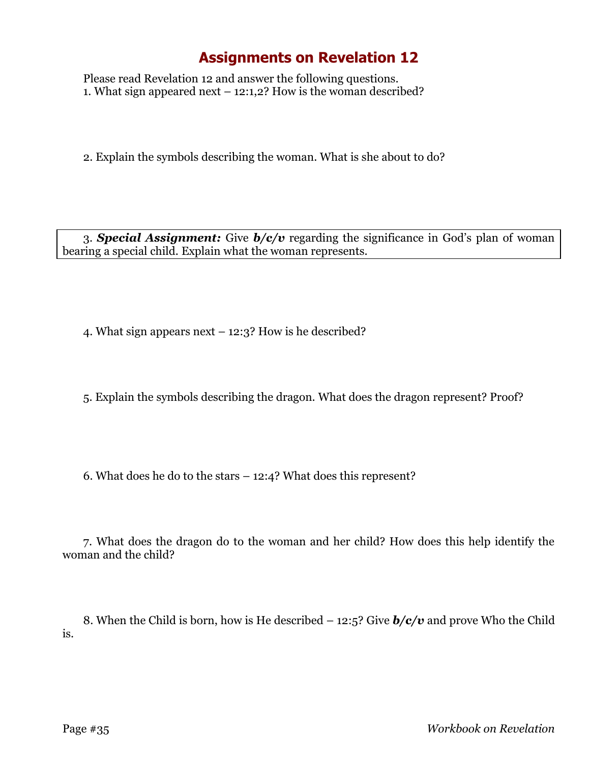# Assignments on Revelation 12

Please read Revelation 12 and answer the following questions.

1. What sign appeared next – 12:1,2? How is the woman described?

2. Explain the symbols describing the woman. What is she about to do?

3. ***Special Assignment:*** Give ***b/c/v*** regarding the significance in God's plan of woman bearing a special child. Explain what the woman represents.

4. What sign appears next – 12:3? How is he described?

5. Explain the symbols describing the dragon. What does the dragon represent? Proof?

6. What does he do to the stars – 12:4? What does this represent?

7. What does the dragon do to the woman and her child? How does this help identify the woman and the child?

8. When the Child is born, how is He described – 12:5? Give ***b/c/v*** and prove Who the Child is.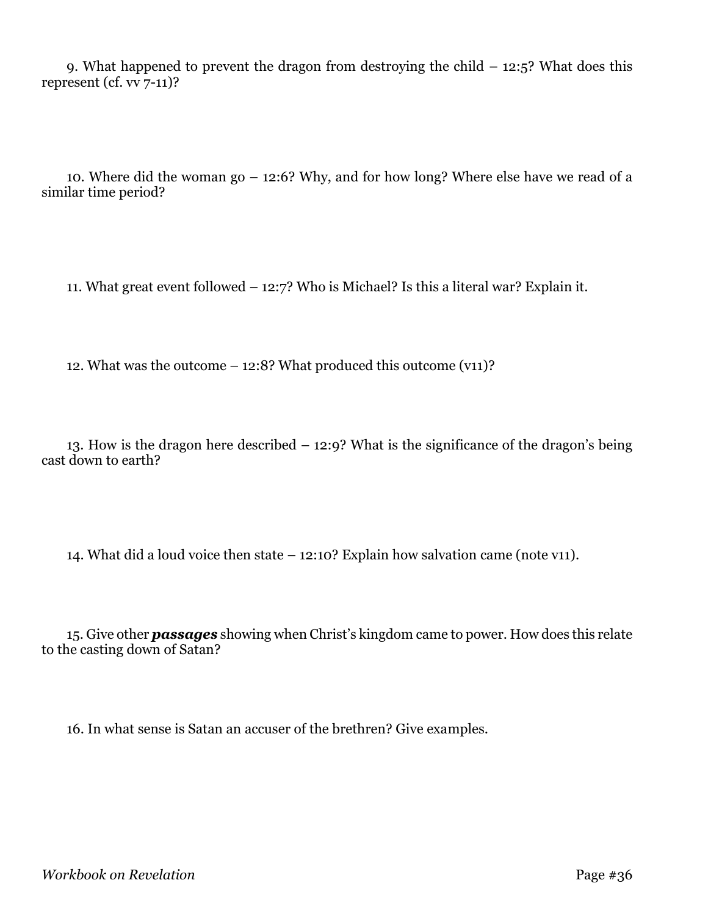9. What happened to prevent the dragon from destroying the child – 12:5? What does this represent (cf. vv 7-11)?

10. Where did the woman go – 12:6? Why, and for how long? Where else have we read of a similar time period?

11. What great event followed – 12:7? Who is Michael? Is this a literal war? Explain it.

12. What was the outcome – 12:8? What produced this outcome (v11)?

13. How is the dragon here described – 12:9? What is the significance of the dragon's being cast down to earth?

14. What did a loud voice then state – 12:10? Explain how salvation came (note v11).

15. Give other ***passages*** showing when Christ's kingdom came to power. How does this relate to the casting down of Satan?

16. In what sense is Satan an accuser of the brethren? Give examples.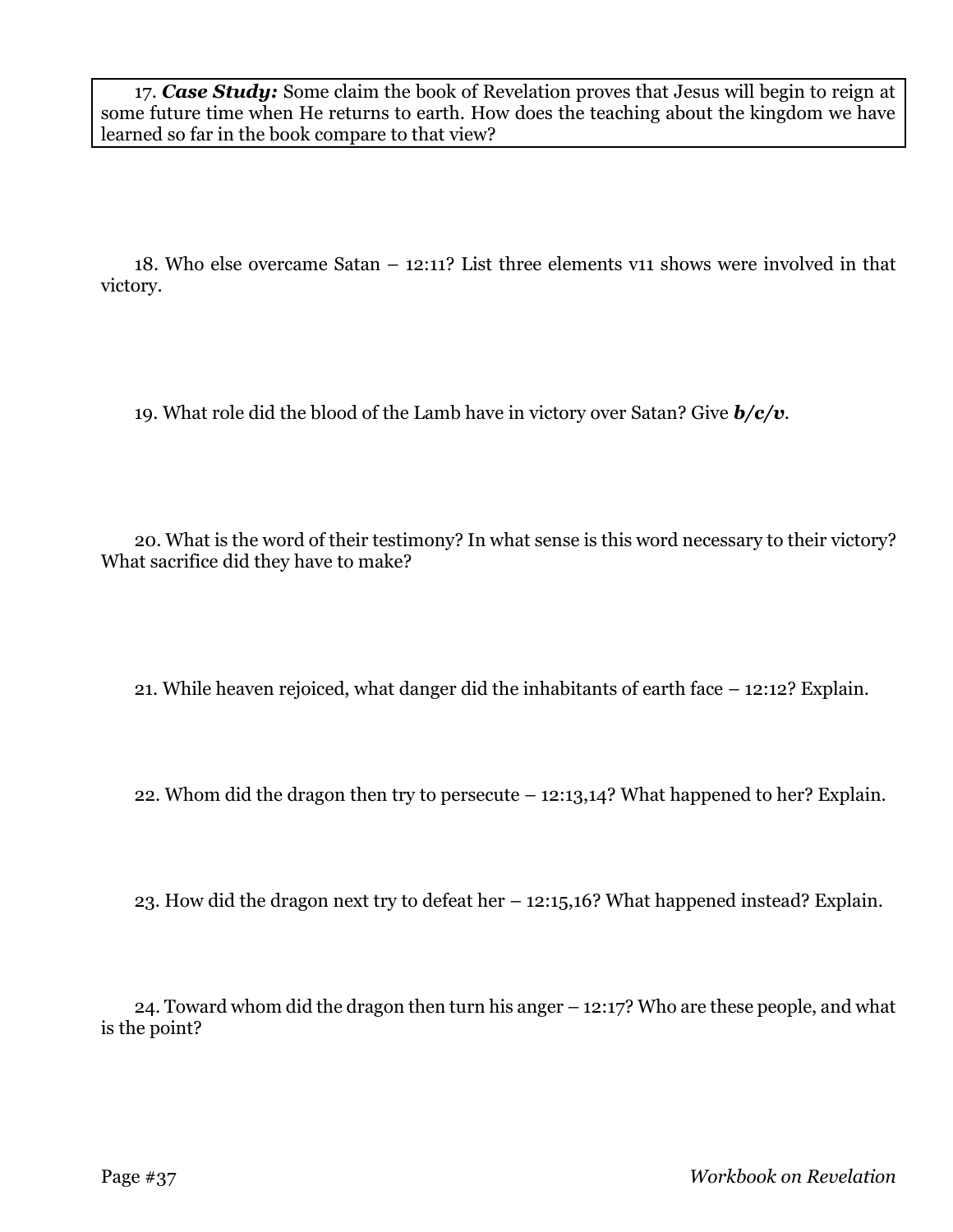17. ***Case Study:*** Some claim the book of Revelation proves that Jesus will begin to reign at some future time when He returns to earth. How does the teaching about the kingdom we have learned so far in the book compare to that view?

18. Who else overcame Satan – 12:11? List three elements v11 shows were involved in that victory.

19. What role did the blood of the Lamb have in victory over Satan? Give ***b/c/v***.

20. What is the word of their testimony? In what sense is this word necessary to their victory? What sacrifice did they have to make?

21. While heaven rejoiced, what danger did the inhabitants of earth face – 12:12? Explain.

22. Whom did the dragon then try to persecute – 12:13,14? What happened to her? Explain.

23. How did the dragon next try to defeat her – 12:15,16? What happened instead? Explain.

24. Toward whom did the dragon then turn his anger – 12:17? Who are these people, and what is the point?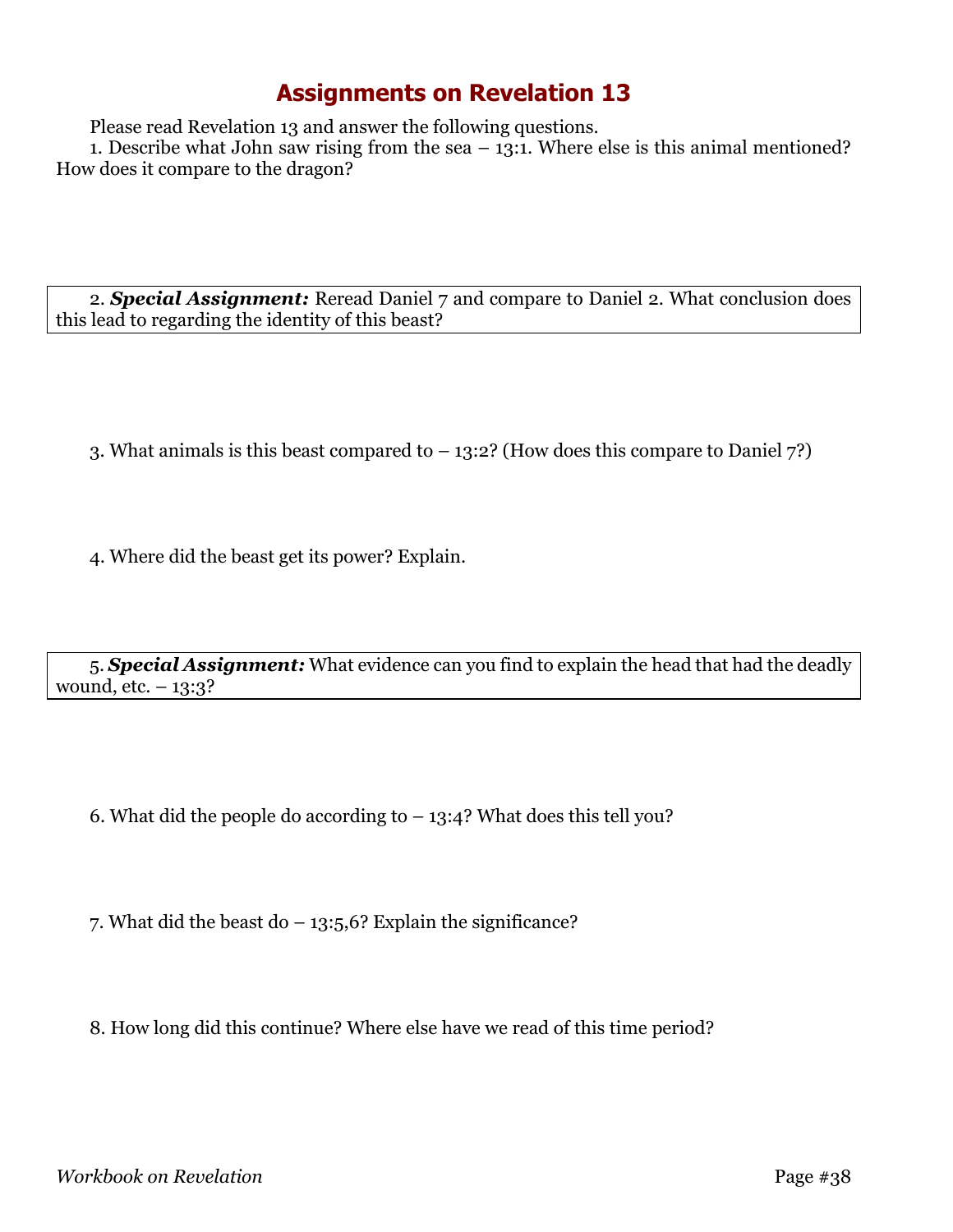# Assignments on Revelation 13

Please read Revelation 13 and answer the following questions.

1. Describe what John saw rising from the sea – 13:1. Where else is this animal mentioned? How does it compare to the dragon?

2. ***Special Assignment:*** Reread Daniel 7 and compare to Daniel 2. What conclusion does this lead to regarding the identity of this beast?

3. What animals is this beast compared to – 13:2? (How does this compare to Daniel 7?)

4. Where did the beast get its power? Explain.

5. ***Special Assignment:*** What evidence can you find to explain the head that had the deadly wound, etc. – 13:3?

6. What did the people do according to – 13:4? What does this tell you?

7. What did the beast do – 13:5,6? Explain the significance?

8. How long did this continue? Where else have we read of this time period?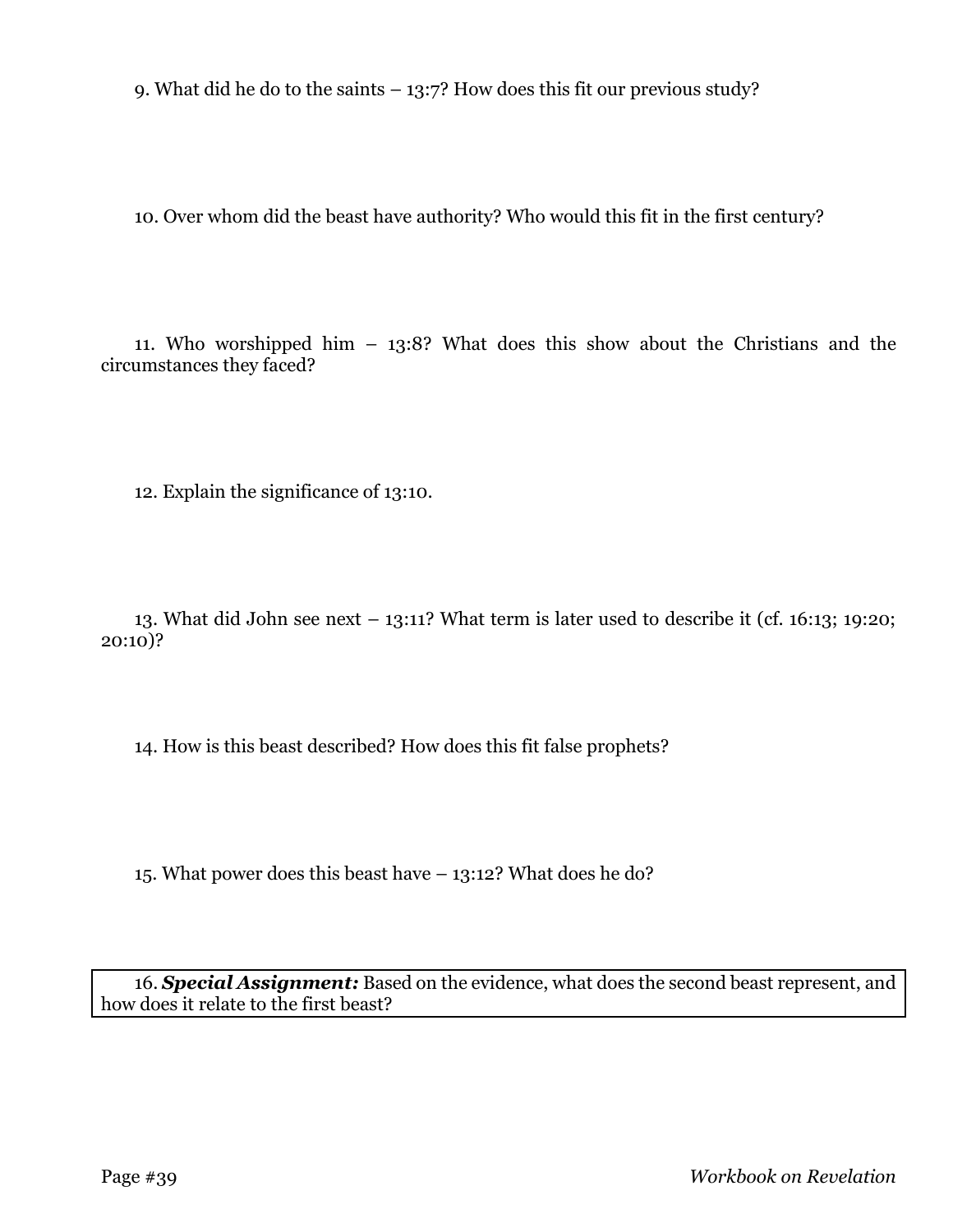9. What did he do to the saints – 13:7? How does this fit our previous study?

10. Over whom did the beast have authority? Who would this fit in the first century?

11. Who worshipped him – 13:8? What does this show about the Christians and the circumstances they faced?

12. Explain the significance of 13:10.

13. What did John see next – 13:11? What term is later used to describe it (cf. 16:13; 19:20; 20:10)?

14. How is this beast described? How does this fit false prophets?

15. What power does this beast have – 13:12? What does he do?

16. ***Special Assignment:*** Based on the evidence, what does the second beast represent, and how does it relate to the first beast?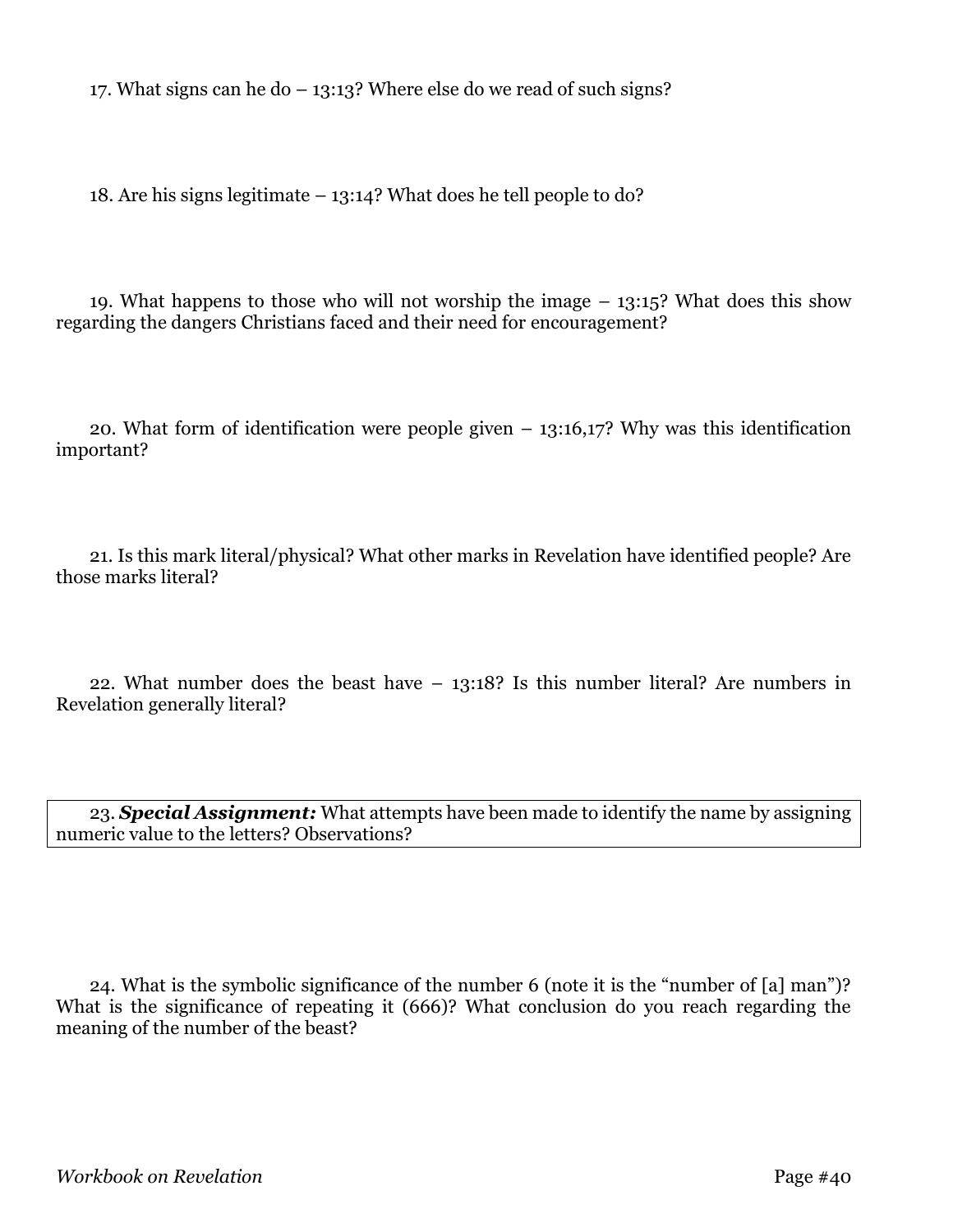17. What signs can he do – 13:13? Where else do we read of such signs?

18. Are his signs legitimate – 13:14? What does he tell people to do?

19. What happens to those who will not worship the image – 13:15? What does this show regarding the dangers Christians faced and their need for encouragement?

20. What form of identification were people given – 13:16,17? Why was this identification important?

21. Is this mark literal/physical? What other marks in Revelation have identified people? Are those marks literal?

22. What number does the beast have – 13:18? Is this number literal? Are numbers in Revelation generally literal?

23. ***Special Assignment:*** What attempts have been made to identify the name by assigning numeric value to the letters? Observations?

24. What is the symbolic significance of the number 6 (note it is the "number of [a] man")? What is the significance of repeating it (666)? What conclusion do you reach regarding the meaning of the number of the beast?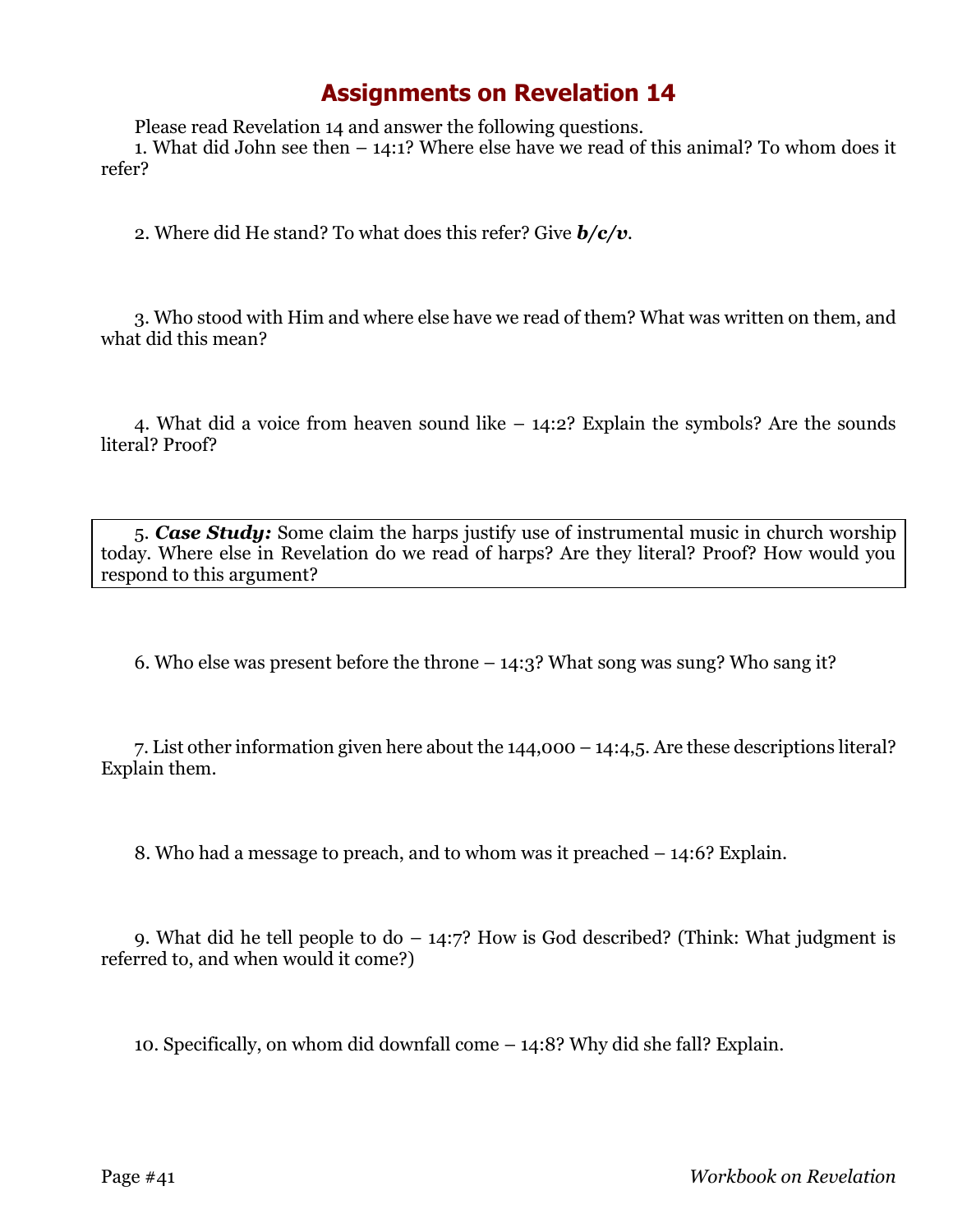# Assignments on Revelation 14

Please read Revelation 14 and answer the following questions.

1. What did John see then – 14:1? Where else have we read of this animal? To whom does it refer?

2. Where did He stand? To what does this refer? Give ***b/c/v***.

3. Who stood with Him and where else have we read of them? What was written on them, and what did this mean?

4. What did a voice from heaven sound like – 14:2? Explain the symbols? Are the sounds literal? Proof?

5. ***Case Study:*** Some claim the harps justify use of instrumental music in church worship today. Where else in Revelation do we read of harps? Are they literal? Proof? How would you respond to this argument?

6. Who else was present before the throne – 14:3? What song was sung? Who sang it?

7. List other information given here about the 144,000 – 14:4,5. Are these descriptions literal? Explain them.

8. Who had a message to preach, and to whom was it preached – 14:6? Explain.

9. What did he tell people to do – 14:7? How is God described? (Think: What judgment is referred to, and when would it come?)

10. Specifically, on whom did downfall come – 14:8? Why did she fall? Explain.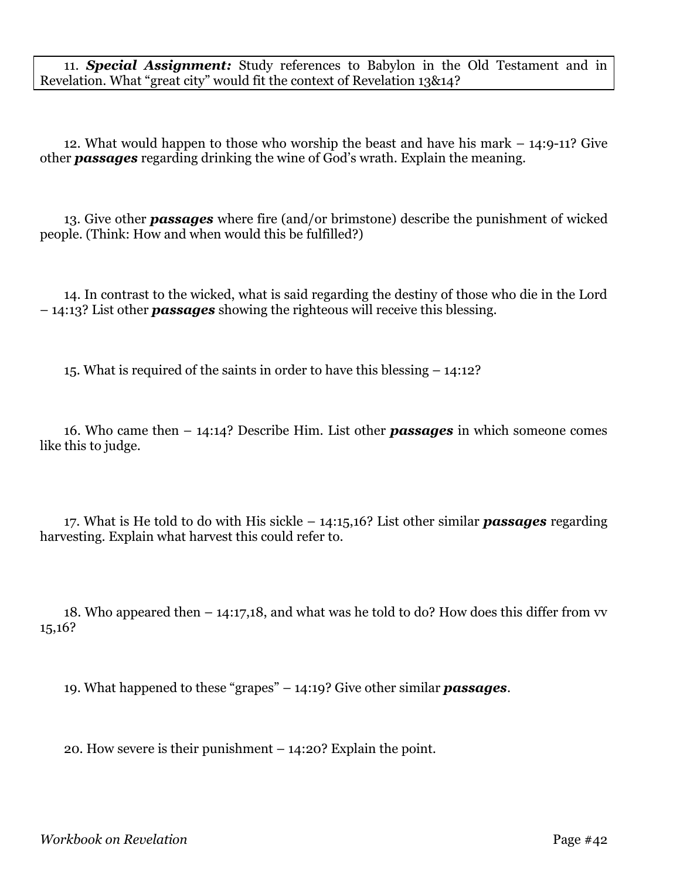11. ***Special Assignment:*** Study references to Babylon in the Old Testament and in Revelation. What "great city" would fit the context of Revelation 13&14?

12. What would happen to those who worship the beast and have his mark – 14:9-11? Give other ***passages*** regarding drinking the wine of God's wrath. Explain the meaning.

13. Give other ***passages*** where fire (and/or brimstone) describe the punishment of wicked people. (Think: How and when would this be fulfilled?)

14. In contrast to the wicked, what is said regarding the destiny of those who die in the Lord – 14:13? List other ***passages*** showing the righteous will receive this blessing.

15. What is required of the saints in order to have this blessing – 14:12?

16. Who came then – 14:14? Describe Him. List other ***passages*** in which someone comes like this to judge.

17. What is He told to do with His sickle – 14:15,16? List other similar ***passages*** regarding harvesting. Explain what harvest this could refer to.

18. Who appeared then – 14:17,18, and what was he told to do? How does this differ from vv 15,16?

19. What happened to these "grapes" – 14:19? Give other similar ***passages***.

20. How severe is their punishment – 14:20? Explain the point.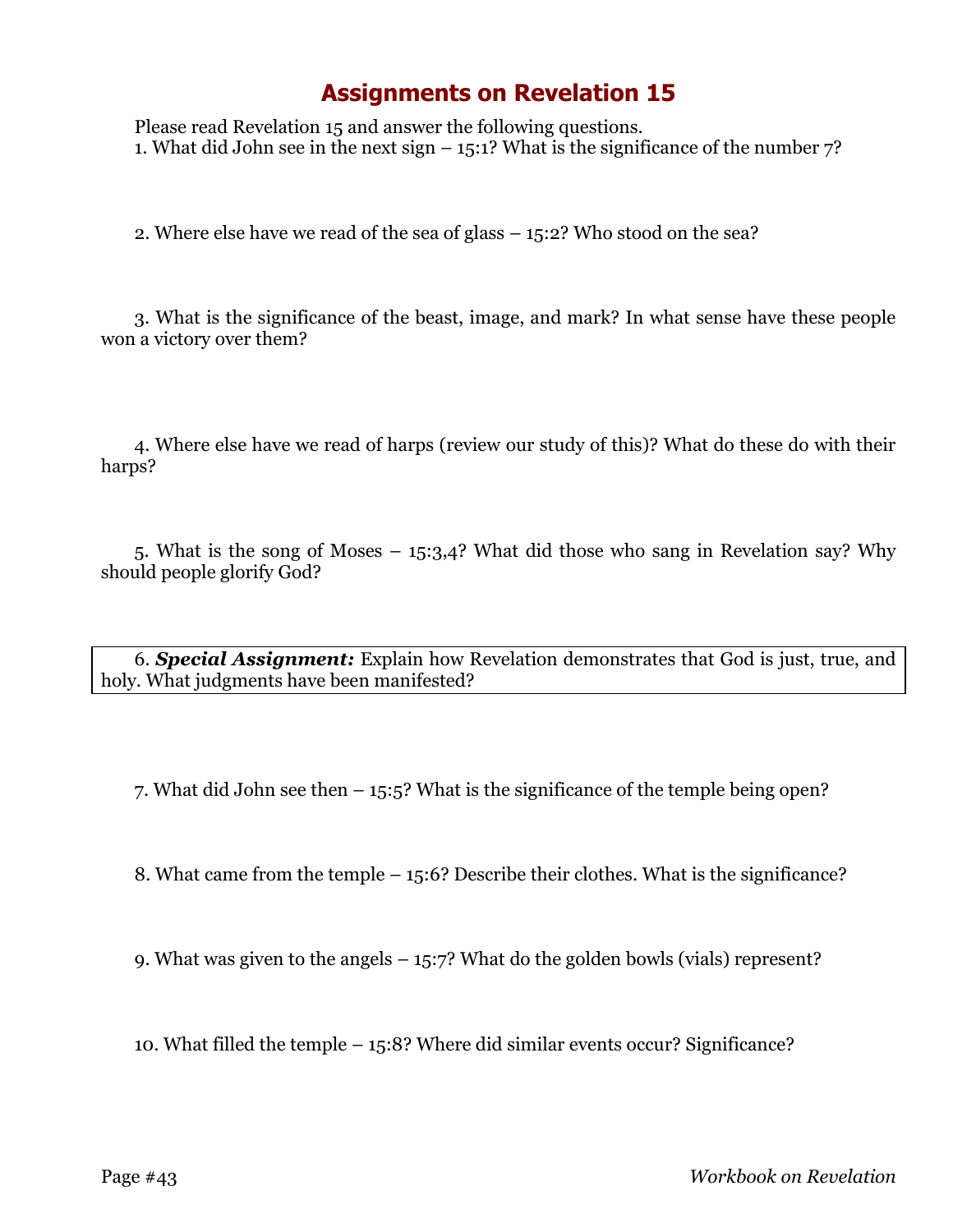# Assignments on Revelation 15

Please read Revelation 15 and answer the following questions.

1. What did John see in the next sign – 15:1? What is the significance of the number 7?

2. Where else have we read of the sea of glass – 15:2? Who stood on the sea?

3. What is the significance of the beast, image, and mark? In what sense have these people won a victory over them?

4. Where else have we read of harps (review our study of this)? What do these do with their harps?

5. What is the song of Moses – 15:3,4? What did those who sang in Revelation say? Why should people glorify God?

6. ***Special Assignment:*** Explain how Revelation demonstrates that God is just, true, and holy. What judgments have been manifested?

7. What did John see then – 15:5? What is the significance of the temple being open?

8. What came from the temple – 15:6? Describe their clothes. What is the significance?

9. What was given to the angels – 15:7? What do the golden bowls (vials) represent?

10. What filled the temple – 15:8? Where did similar events occur? Significance?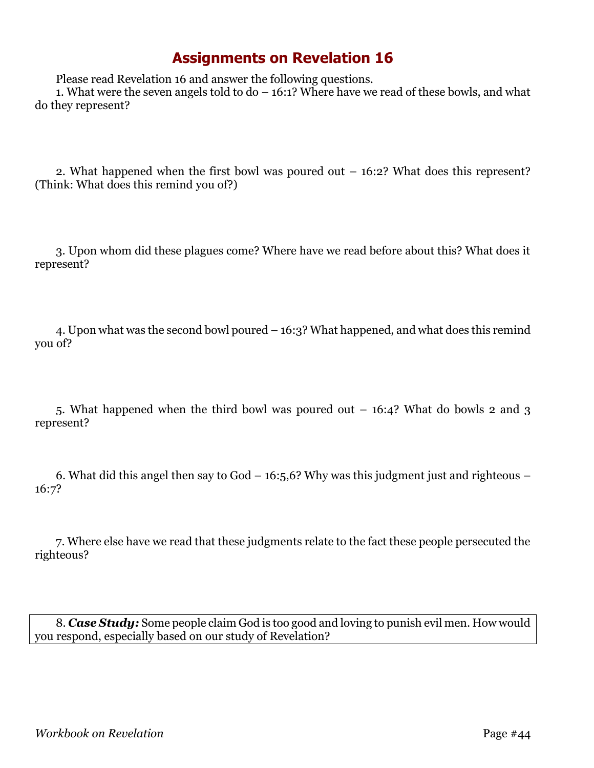# Assignments on Revelation 16

Please read Revelation 16 and answer the following questions.

1. What were the seven angels told to do – 16:1? Where have we read of these bowls, and what do they represent?

2. What happened when the first bowl was poured out – 16:2? What does this represent? (Think: What does this remind you of?)

3. Upon whom did these plagues come? Where have we read before about this? What does it represent?

4. Upon what was the second bowl poured – 16:3? What happened, and what does this remind you of?

5. What happened when the third bowl was poured out – 16:4? What do bowls 2 and 3 represent?

6. What did this angel then say to God – 16:5,6? Why was this judgment just and righteous – 16:7?

7. Where else have we read that these judgments relate to the fact these people persecuted the righteous?

8. ***Case Study:*** Some people claim God is too good and loving to punish evil men. How would you respond, especially based on our study of Revelation?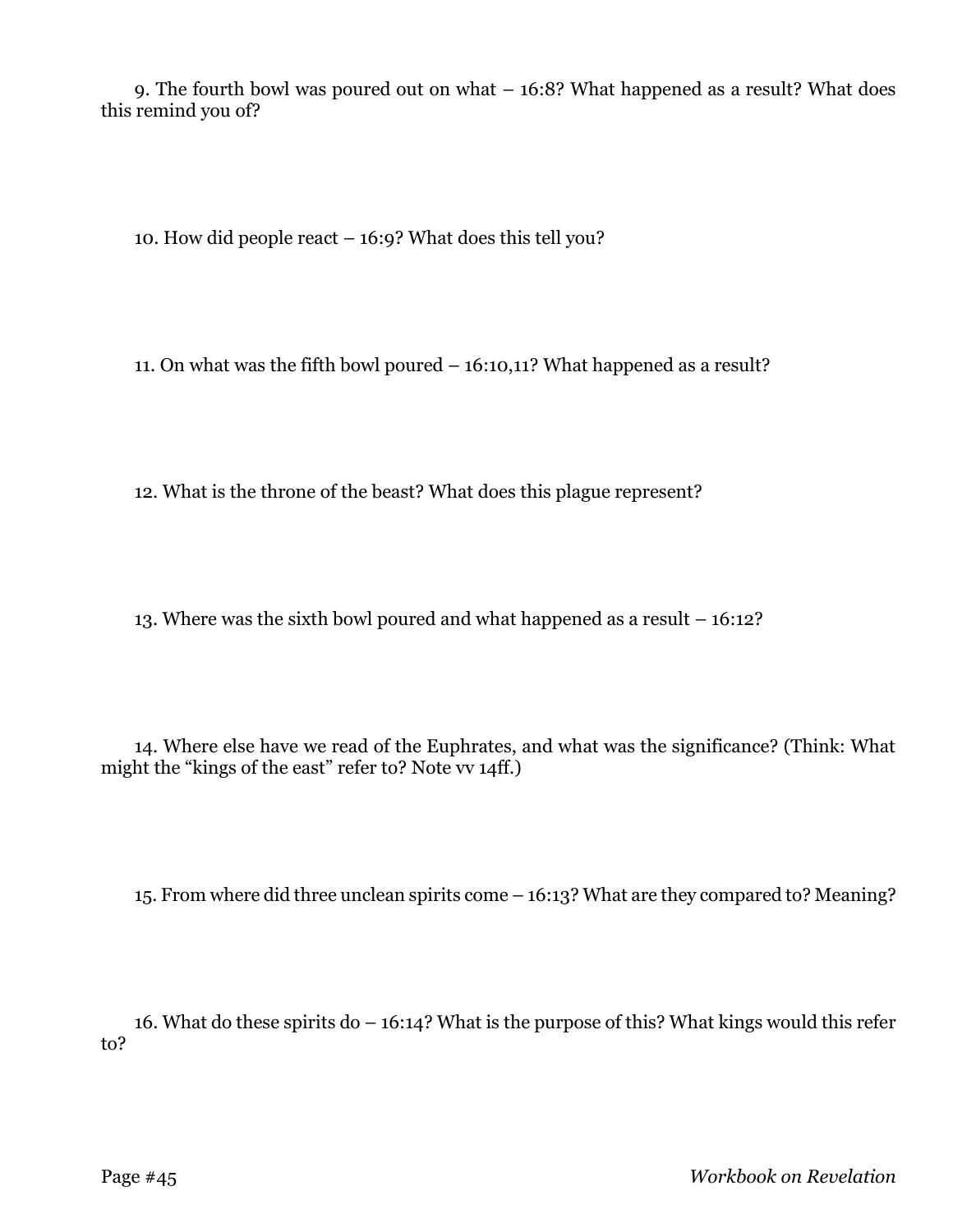9. The fourth bowl was poured out on what – 16:8? What happened as a result? What does this remind you of?

10. How did people react – 16:9? What does this tell you?

11. On what was the fifth bowl poured – 16:10,11? What happened as a result?

12. What is the throne of the beast? What does this plague represent?

13. Where was the sixth bowl poured and what happened as a result – 16:12?

14. Where else have we read of the Euphrates, and what was the significance? (Think: What might the "kings of the east" refer to? Note vv 14ff.)

15. From where did three unclean spirits come – 16:13? What are they compared to? Meaning?

16. What do these spirits do – 16:14? What is the purpose of this? What kings would this refer to?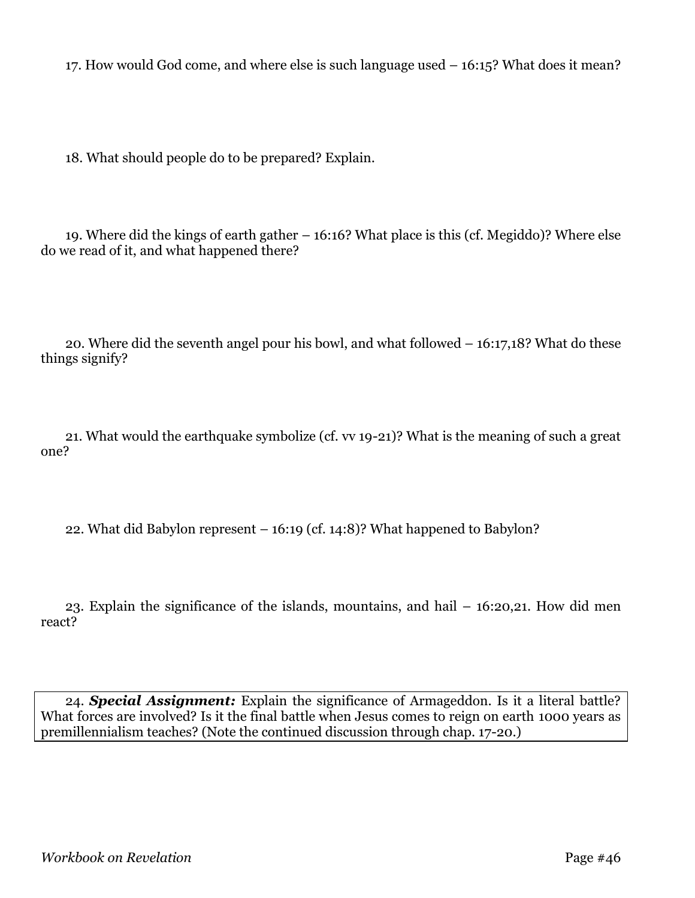17. How would God come, and where else is such language used – 16:15? What does it mean?

18. What should people do to be prepared? Explain.

19. Where did the kings of earth gather – 16:16? What place is this (cf. Megiddo)? Where else do we read of it, and what happened there?

20. Where did the seventh angel pour his bowl, and what followed – 16:17,18? What do these things signify?

21. What would the earthquake symbolize (cf. vv 19-21)? What is the meaning of such a great one?

22. What did Babylon represent – 16:19 (cf. 14:8)? What happened to Babylon?

23. Explain the significance of the islands, mountains, and hail – 16:20,21. How did men react?

24. ***Special Assignment:*** Explain the significance of Armageddon. Is it a literal battle? What forces are involved? Is it the final battle when Jesus comes to reign on earth 1000 years as premillennialism teaches? (Note the continued discussion through chap. 17-20.)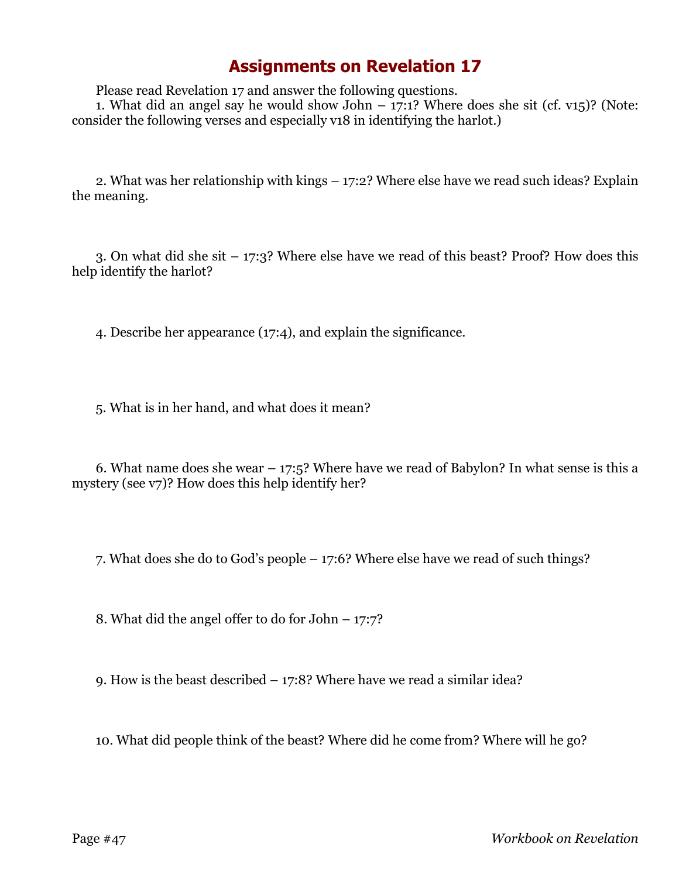# Assignments on Revelation 17

Please read Revelation 17 and answer the following questions.

1. What did an angel say he would show John – 17:1? Where does she sit (cf. v15)? (Note: consider the following verses and especially v18 in identifying the harlot.)

2. What was her relationship with kings – 17:2? Where else have we read such ideas? Explain the meaning.

3. On what did she sit – 17:3? Where else have we read of this beast? Proof? How does this help identify the harlot?

4. Describe her appearance (17:4), and explain the significance.

5. What is in her hand, and what does it mean?

6. What name does she wear – 17:5? Where have we read of Babylon? In what sense is this a mystery (see v7)? How does this help identify her?

7. What does she do to God's people – 17:6? Where else have we read of such things?

8. What did the angel offer to do for John – 17:7?

9. How is the beast described – 17:8? Where have we read a similar idea?

10. What did people think of the beast? Where did he come from? Where will he go?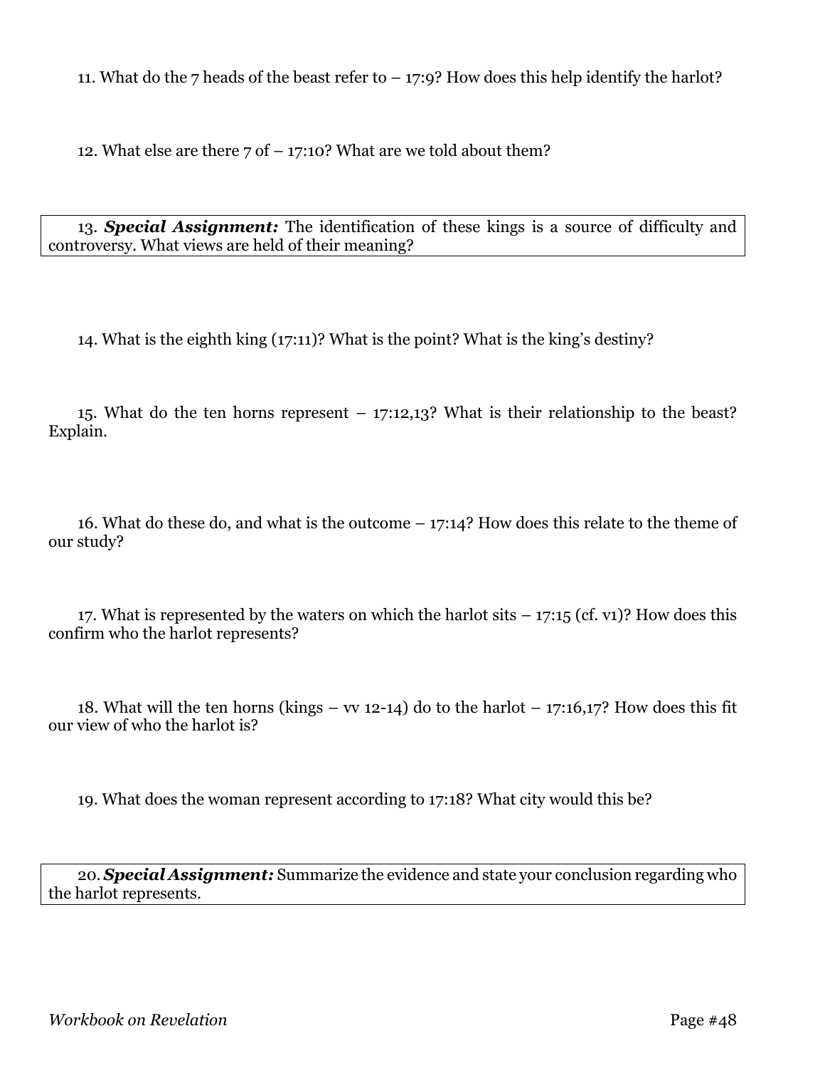11. What do the 7 heads of the beast refer to – 17:9? How does this help identify the harlot?

12. What else are there 7 of – 17:10? What are we told about them?

13. ***Special Assignment:*** The identification of these kings is a source of difficulty and controversy. What views are held of their meaning?

14. What is the eighth king (17:11)? What is the point? What is the king's destiny?

15. What do the ten horns represent – 17:12,13? What is their relationship to the beast? Explain.

16. What do these do, and what is the outcome – 17:14? How does this relate to the theme of our study?

17. What is represented by the waters on which the harlot sits – 17:15 (cf. v1)? How does this confirm who the harlot represents?

18. What will the ten horns (kings – vv 12-14) do to the harlot – 17:16,17? How does this fit our view of who the harlot is?

19. What does the woman represent according to 17:18? What city would this be?

20. ***Special Assignment:*** Summarize the evidence and state your conclusion regarding who the harlot represents.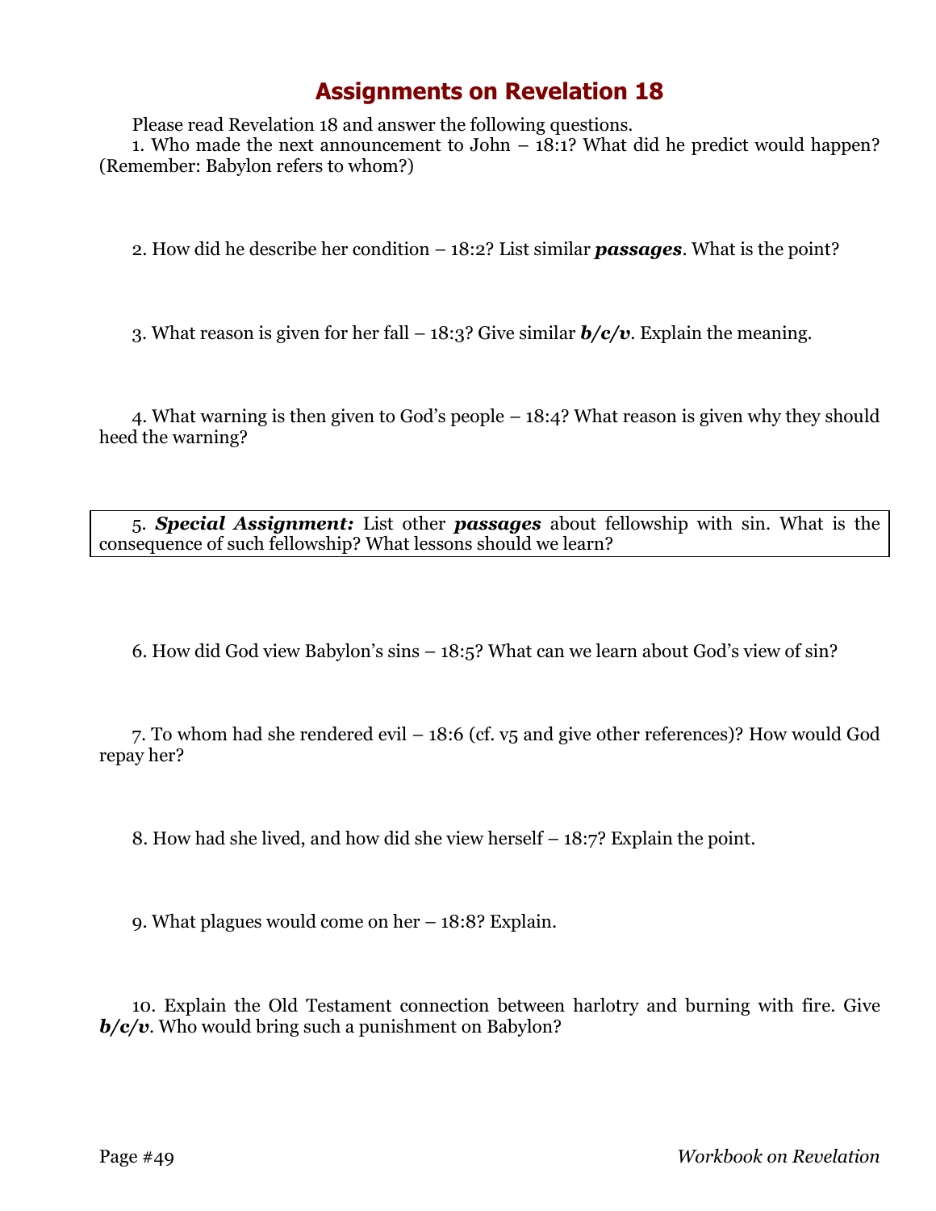# Assignments on Revelation 18

Please read Revelation 18 and answer the following questions.

1. Who made the next announcement to John – 18:1? What did he predict would happen? (Remember: Babylon refers to whom?)

2. How did he describe her condition – 18:2? List similar ***passages***. What is the point?

3. What reason is given for her fall – 18:3? Give similar ***b/c/v***. Explain the meaning.

4. What warning is then given to God's people – 18:4? What reason is given why they should heed the warning?

5. ***Special Assignment:*** List other ***passages*** about fellowship with sin. What is the consequence of such fellowship? What lessons should we learn?

6. How did God view Babylon's sins – 18:5? What can we learn about God's view of sin?

7. To whom had she rendered evil – 18:6 (cf. v5 and give other references)? How would God repay her?

8. How had she lived, and how did she view herself – 18:7? Explain the point.

9. What plagues would come on her – 18:8? Explain.

10. Explain the Old Testament connection between harlotry and burning with fire. Give ***b/c/v***. Who would bring such a punishment on Babylon?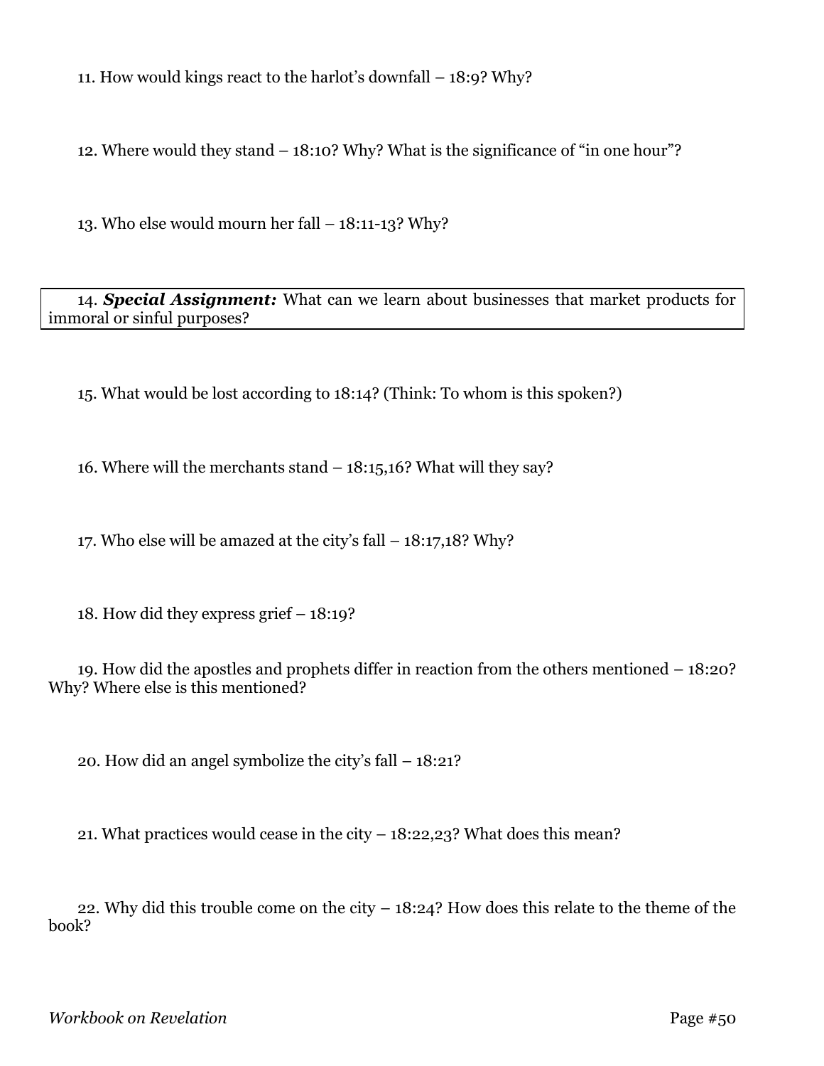11. How would kings react to the harlot's downfall – 18:9? Why?

12. Where would they stand – 18:10? Why? What is the significance of "in one hour"?

13. Who else would mourn her fall – 18:11-13? Why?

14. ***Special Assignment:*** What can we learn about businesses that market products for immoral or sinful purposes?

15. What would be lost according to 18:14? (Think: To whom is this spoken?)

16. Where will the merchants stand – 18:15,16? What will they say?

17. Who else will be amazed at the city's fall – 18:17,18? Why?

18. How did they express grief – 18:19?

19. How did the apostles and prophets differ in reaction from the others mentioned – 18:20? Why? Where else is this mentioned?

20. How did an angel symbolize the city's fall – 18:21?

21. What practices would cease in the city – 18:22,23? What does this mean?

22. Why did this trouble come on the city – 18:24? How does this relate to the theme of the book?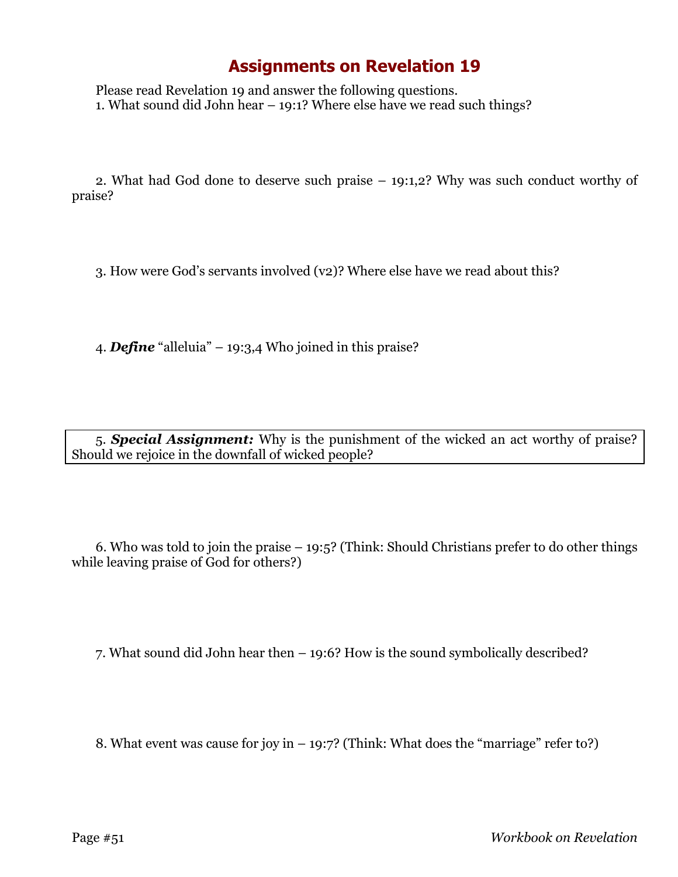# Assignments on Revelation 19

Please read Revelation 19 and answer the following questions.

1. What sound did John hear – 19:1? Where else have we read such things?

2. What had God done to deserve such praise – 19:1,2? Why was such conduct worthy of praise?

3. How were God's servants involved (v2)? Where else have we read about this?

4. ***Define*** "alleluia" – 19:3,4 Who joined in this praise?

5. ***Special Assignment:*** Why is the punishment of the wicked an act worthy of praise? Should we rejoice in the downfall of wicked people?

6. Who was told to join the praise – 19:5? (Think: Should Christians prefer to do other things while leaving praise of God for others?)

7. What sound did John hear then – 19:6? How is the sound symbolically described?

8. What event was cause for joy in – 19:7? (Think: What does the "marriage" refer to?)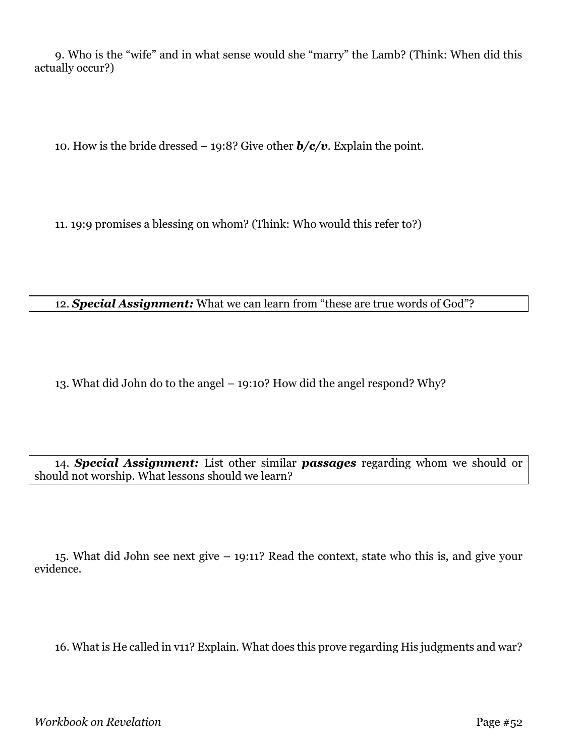9. Who is the "wife" and in what sense would she "marry" the Lamb? (Think: When did this actually occur?)

10. How is the bride dressed – 19:8? Give other ***b/c/v***. Explain the point.

11. 19:9 promises a blessing on whom? (Think: Who would this refer to?)

12. ***Special Assignment:*** What we can learn from "these are true words of God"?

13. What did John do to the angel – 19:10? How did the angel respond? Why?

14. ***Special Assignment:*** List other similar ***passages*** regarding whom we should or should not worship. What lessons should we learn?

15. What did John see next give – 19:11? Read the context, state who this is, and give your evidence.

16. What is He called in v11? Explain. What does this prove regarding His judgments and war?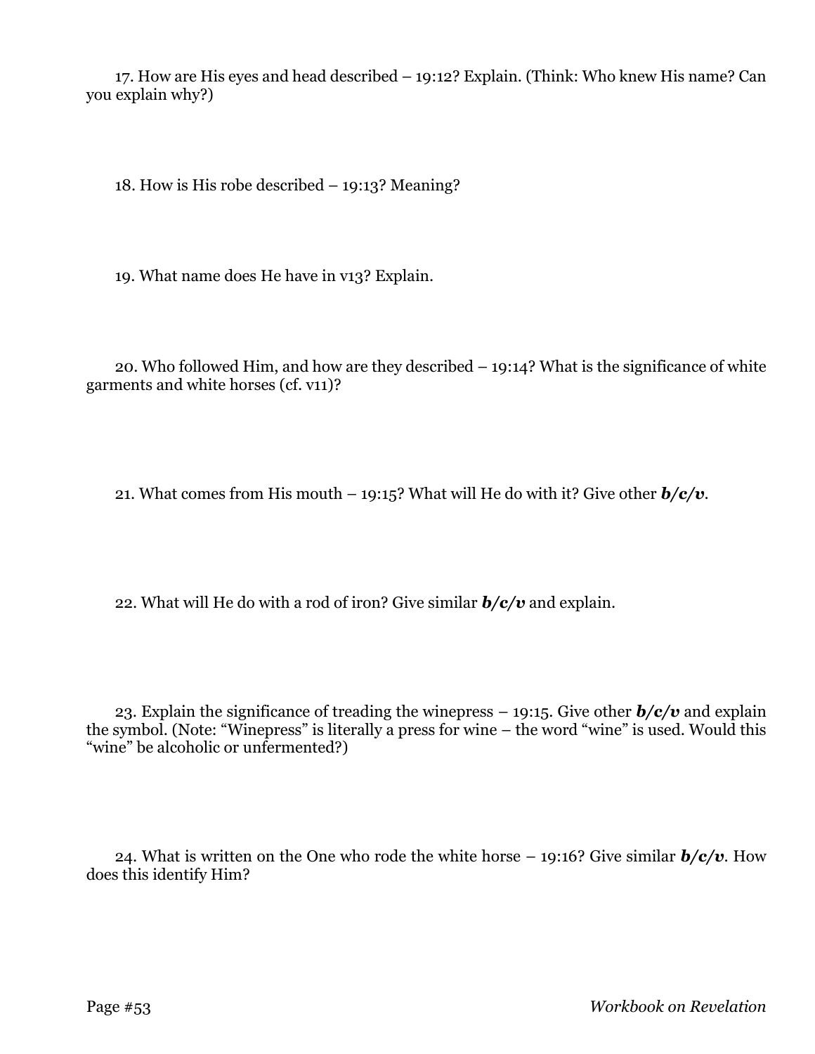17. How are His eyes and head described – 19:12? Explain. (Think: Who knew His name? Can you explain why?)

18. How is His robe described – 19:13? Meaning?

19. What name does He have in v13? Explain.

20. Who followed Him, and how are they described – 19:14? What is the significance of white garments and white horses (cf. v11)?

21. What comes from His mouth – 19:15? What will He do with it? Give other ***b/c/v***.

22. What will He do with a rod of iron? Give similar ***b/c/v*** and explain.

23. Explain the significance of treading the winepress – 19:15. Give other ***b/c/v*** and explain the symbol. (Note: "Winepress" is literally a press for wine – the word "wine" is used. Would this "wine" be alcoholic or unfermented?)

24. What is written on the One who rode the white horse – 19:16? Give similar ***b/c/v***. How does this identify Him?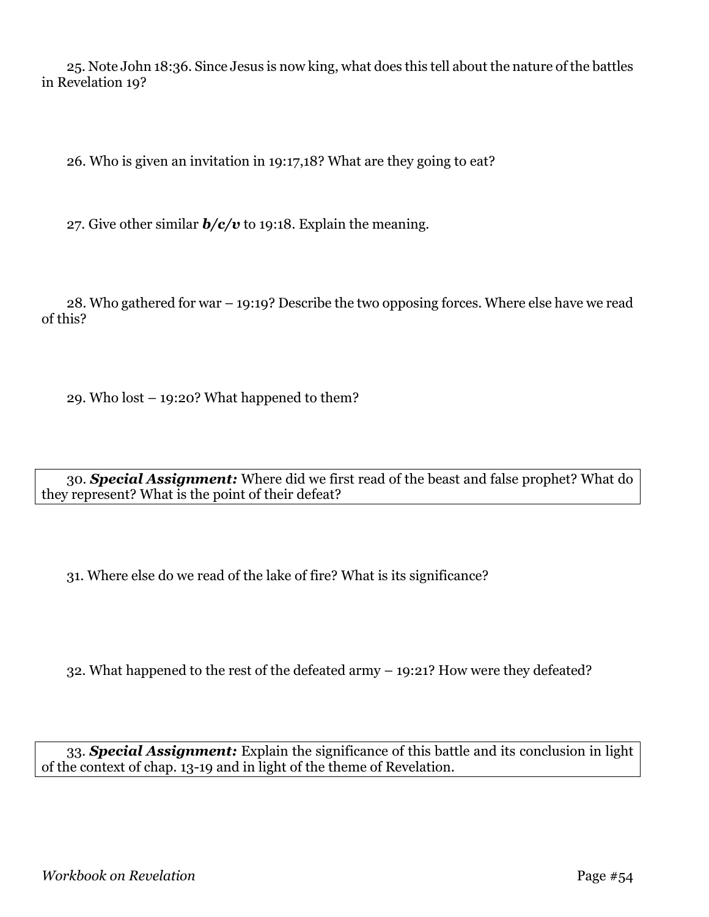25. Note John 18:36. Since Jesus is now king, what does this tell about the nature of the battles in Revelation 19?

26. Who is given an invitation in 19:17,18? What are they going to eat?

27. Give other similar ***b/c/v*** to 19:18. Explain the meaning.

28. Who gathered for war – 19:19? Describe the two opposing forces. Where else have we read of this?

29. Who lost – 19:20? What happened to them?

30. ***Special Assignment:*** Where did we first read of the beast and false prophet? What do they represent? What is the point of their defeat?

31. Where else do we read of the lake of fire? What is its significance?

32. What happened to the rest of the defeated army – 19:21? How were they defeated?

33. ***Special Assignment:*** Explain the significance of this battle and its conclusion in light of the context of chap. 13-19 and in light of the theme of Revelation.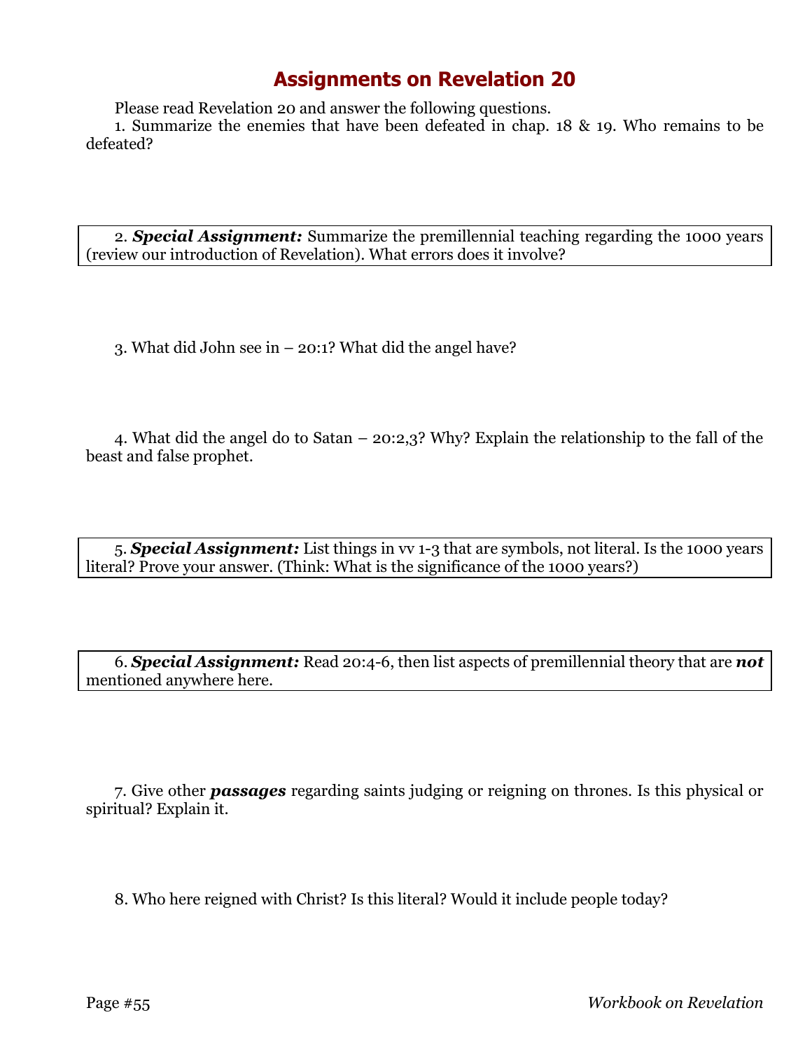# Assignments on Revelation 20

Please read Revelation 20 and answer the following questions.

1. Summarize the enemies that have been defeated in chap. 18 & 19. Who remains to be defeated?

2. ***Special Assignment:*** Summarize the premillennial teaching regarding the 1000 years (review our introduction of Revelation). What errors does it involve?

3. What did John see in – 20:1? What did the angel have?

4. What did the angel do to Satan – 20:2,3? Why? Explain the relationship to the fall of the beast and false prophet.

5. ***Special Assignment:*** List things in vv 1-3 that are symbols, not literal. Is the 1000 years literal? Prove your answer. (Think: What is the significance of the 1000 years?)

6. ***Special Assignment:*** Read 20:4-6, then list aspects of premillennial theory that are ***not*** mentioned anywhere here.

7. Give other ***passages*** regarding saints judging or reigning on thrones. Is this physical or spiritual? Explain it.

8. Who here reigned with Christ? Is this literal? Would it include people today?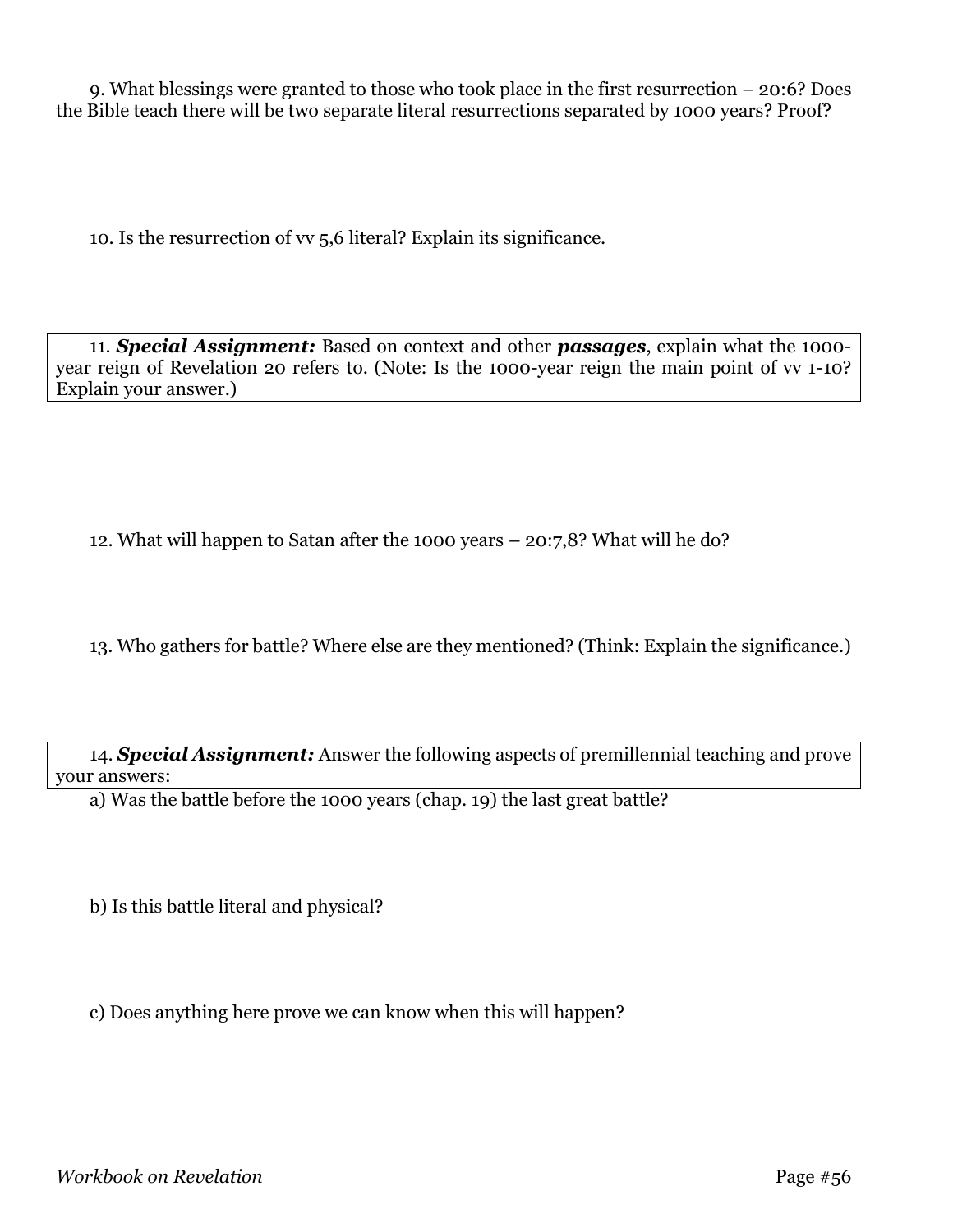9. What blessings were granted to those who took place in the first resurrection – 20:6? Does the Bible teach there will be two separate literal resurrections separated by 1000 years? Proof?

10. Is the resurrection of vv 5,6 literal? Explain its significance.

11. ***Special Assignment:*** Based on context and other ***passages***, explain what the 1000-year reign of Revelation 20 refers to. (Note: Is the 1000-year reign the main point of vv 1-10? Explain your answer.)

12. What will happen to Satan after the 1000 years – 20:7,8? What will he do?

13. Who gathers for battle? Where else are they mentioned? (Think: Explain the significance.)

14. ***Special Assignment:*** Answer the following aspects of premillennial teaching and prove your answers:

a) Was the battle before the 1000 years (chap. 19) the last great battle?

b) Is this battle literal and physical?

c) Does anything here prove we can know when this will happen?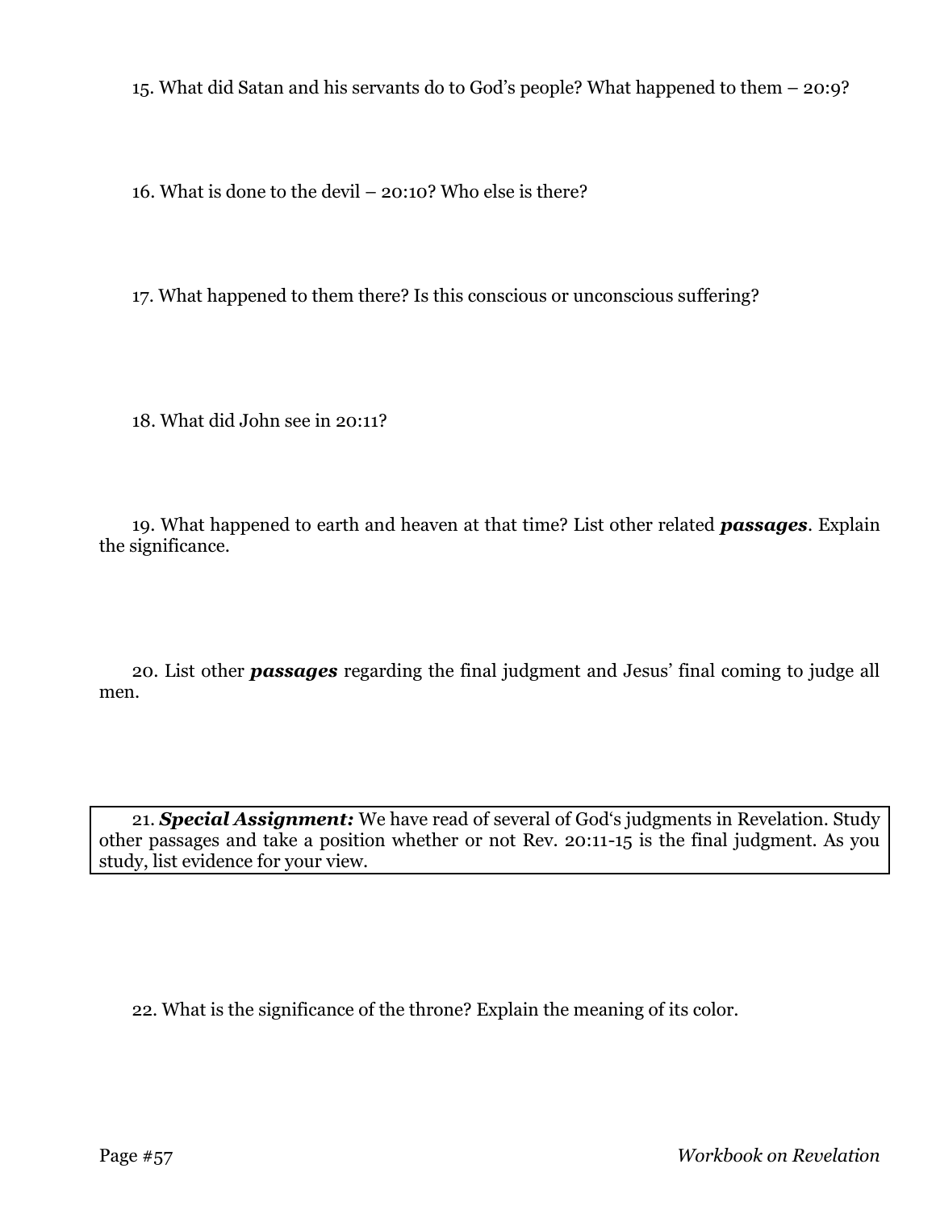15. What did Satan and his servants do to God's people? What happened to them – 20:9?

16. What is done to the devil – 20:10? Who else is there?

17. What happened to them there? Is this conscious or unconscious suffering?

18. What did John see in 20:11?

19. What happened to earth and heaven at that time? List other related ***passages***. Explain the significance.

20. List other ***passages*** regarding the final judgment and Jesus' final coming to judge all men.

21. ***Special Assignment:*** We have read of several of God's judgments in Revelation. Study other passages and take a position whether or not Rev. 20:11-15 is the final judgment. As you study, list evidence for your view.

22. What is the significance of the throne? Explain the meaning of its color.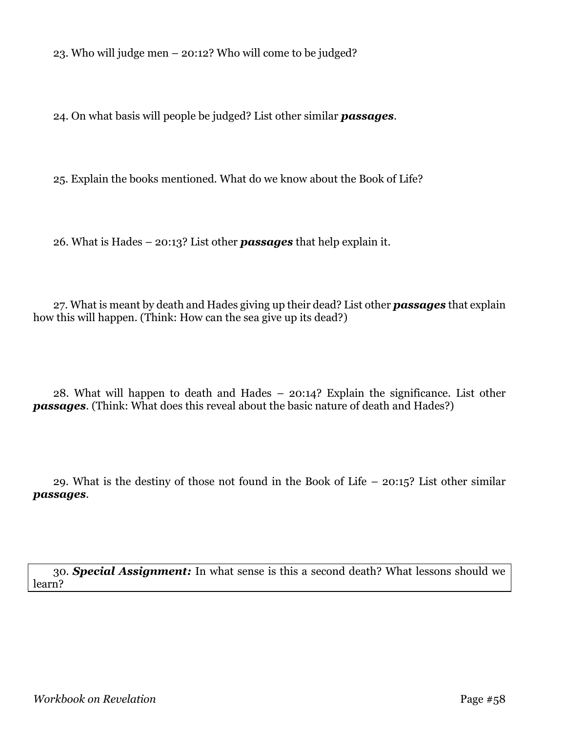23. Who will judge men – 20:12? Who will come to be judged?

24. On what basis will people be judged? List other similar ***passages***.

25. Explain the books mentioned. What do we know about the Book of Life?

26. What is Hades – 20:13? List other ***passages*** that help explain it.

27. What is meant by death and Hades giving up their dead? List other ***passages*** that explain how this will happen. (Think: How can the sea give up its dead?)

28. What will happen to death and Hades – 20:14? Explain the significance. List other ***passages***. (Think: What does this reveal about the basic nature of death and Hades?)

29. What is the destiny of those not found in the Book of Life – 20:15? List other similar ***passages***.

30. ***Special Assignment:*** In what sense is this a second death? What lessons should we learn?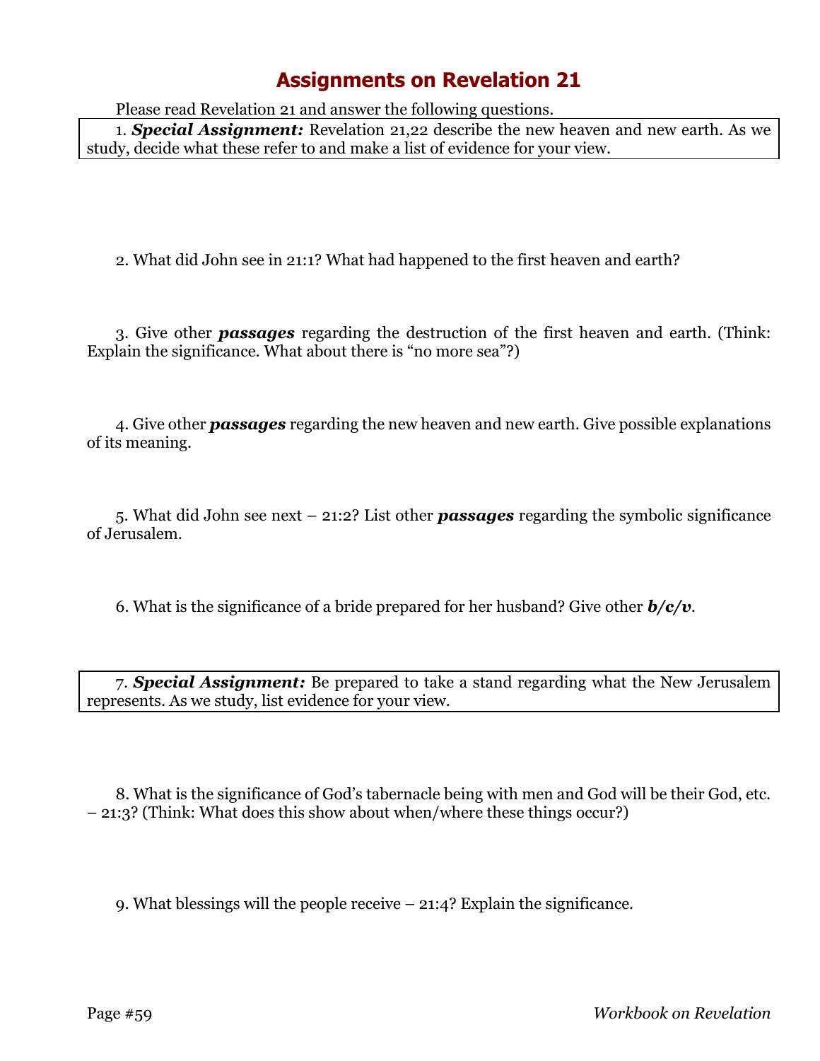# Assignments on Revelation 21

Please read Revelation 21 and answer the following questions.

1. ***Special Assignment:*** Revelation 21,22 describe the new heaven and new earth. As we study, decide what these refer to and make a list of evidence for your view.

2. What did John see in 21:1? What had happened to the first heaven and earth?

3. Give other ***passages*** regarding the destruction of the first heaven and earth. (Think: Explain the significance. What about there is "no more sea"?)

4. Give other ***passages*** regarding the new heaven and new earth. Give possible explanations of its meaning.

5. What did John see next – 21:2? List other ***passages*** regarding the symbolic significance of Jerusalem.

6. What is the significance of a bride prepared for her husband? Give other ***b/c/v***.

7. ***Special Assignment:*** Be prepared to take a stand regarding what the New Jerusalem represents. As we study, list evidence for your view.

8. What is the significance of God's tabernacle being with men and God will be their God, etc. – 21:3? (Think: What does this show about when/where these things occur?)

9. What blessings will the people receive – 21:4? Explain the significance.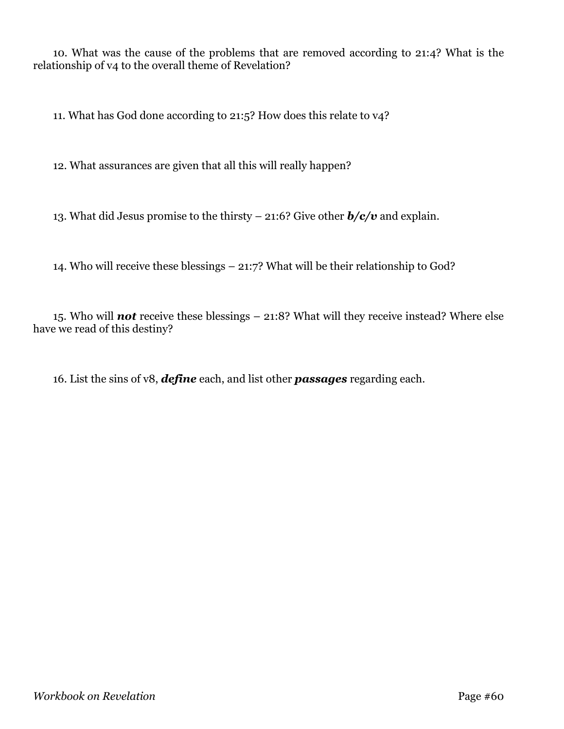10. What was the cause of the problems that are removed according to 21:4? What is the relationship of v4 to the overall theme of Revelation?

11. What has God done according to 21:5? How does this relate to v4?

12. What assurances are given that all this will really happen?

13. What did Jesus promise to the thirsty – 21:6? Give other ***b/c/v*** and explain.

14. Who will receive these blessings – 21:7? What will be their relationship to God?

15. Who will ***not*** receive these blessings – 21:8? What will they receive instead? Where else have we read of this destiny?

16. List the sins of v8, ***define*** each, and list other ***passages*** regarding each.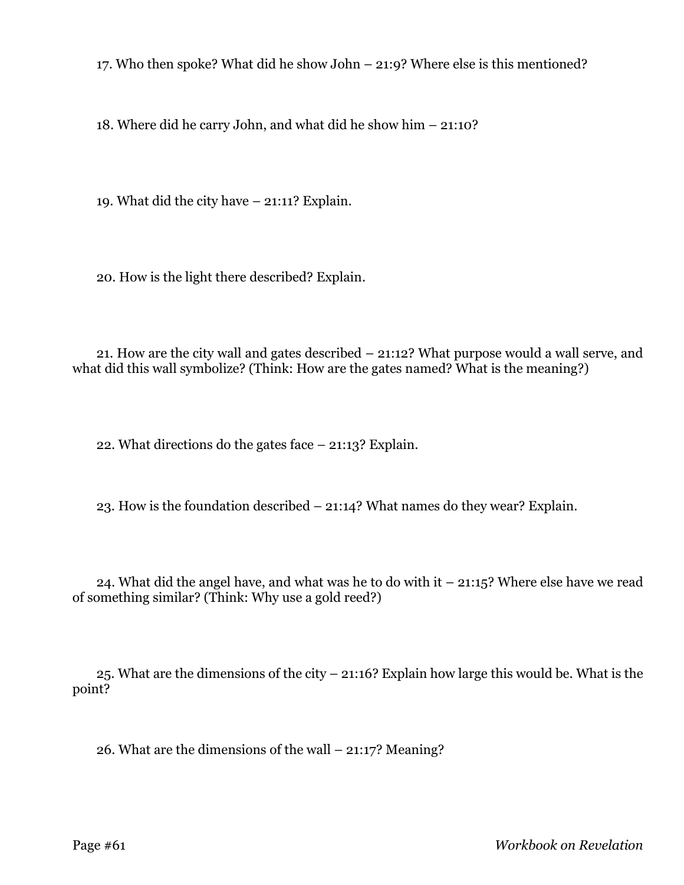17. Who then spoke? What did he show John – 21:9? Where else is this mentioned?

18. Where did he carry John, and what did he show him – 21:10?

19. What did the city have – 21:11? Explain.

20. How is the light there described? Explain.

21. How are the city wall and gates described – 21:12? What purpose would a wall serve, and what did this wall symbolize? (Think: How are the gates named? What is the meaning?)

22. What directions do the gates face – 21:13? Explain.

23. How is the foundation described – 21:14? What names do they wear? Explain.

24. What did the angel have, and what was he to do with it – 21:15? Where else have we read of something similar? (Think: Why use a gold reed?)

25. What are the dimensions of the city – 21:16? Explain how large this would be. What is the point?

26. What are the dimensions of the wall – 21:17? Meaning?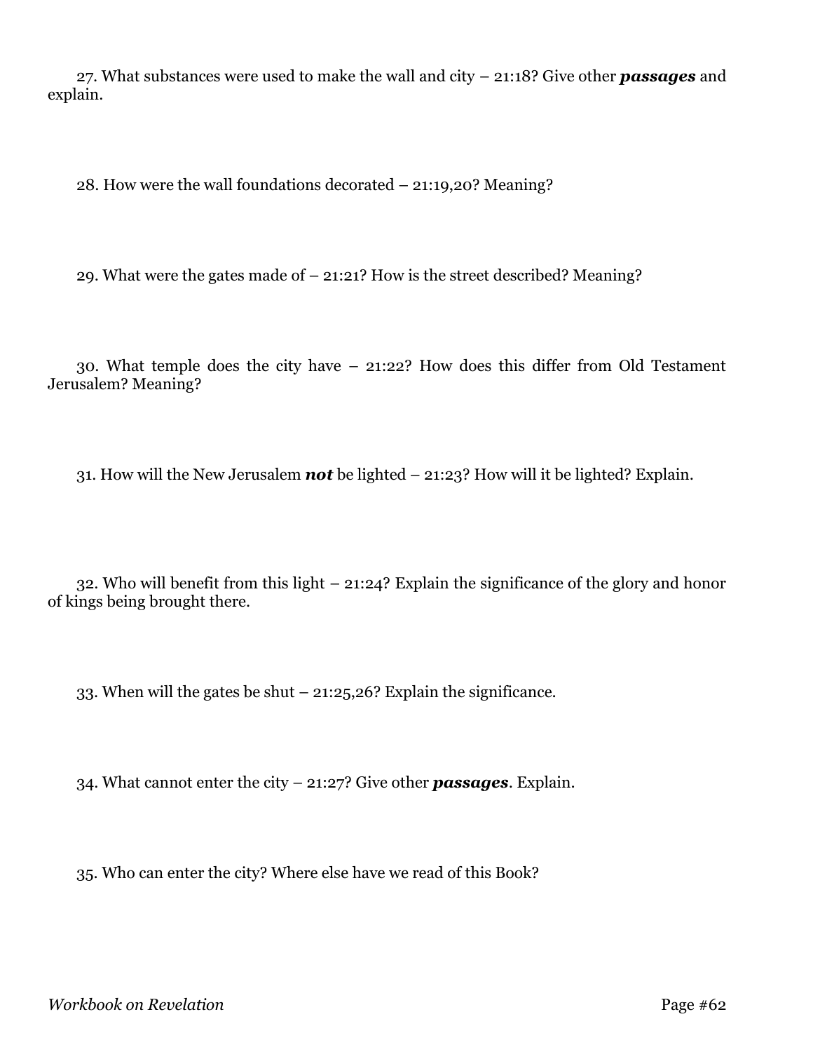27. What substances were used to make the wall and city – 21:18? Give other ***passages*** and explain.

28. How were the wall foundations decorated – 21:19,20? Meaning?

29. What were the gates made of – 21:21? How is the street described? Meaning?

30. What temple does the city have – 21:22? How does this differ from Old Testament Jerusalem? Meaning?

31. How will the New Jerusalem ***not*** be lighted – 21:23? How will it be lighted? Explain.

32. Who will benefit from this light – 21:24? Explain the significance of the glory and honor of kings being brought there.

33. When will the gates be shut – 21:25,26? Explain the significance.

34. What cannot enter the city – 21:27? Give other ***passages***. Explain.

35. Who can enter the city? Where else have we read of this Book?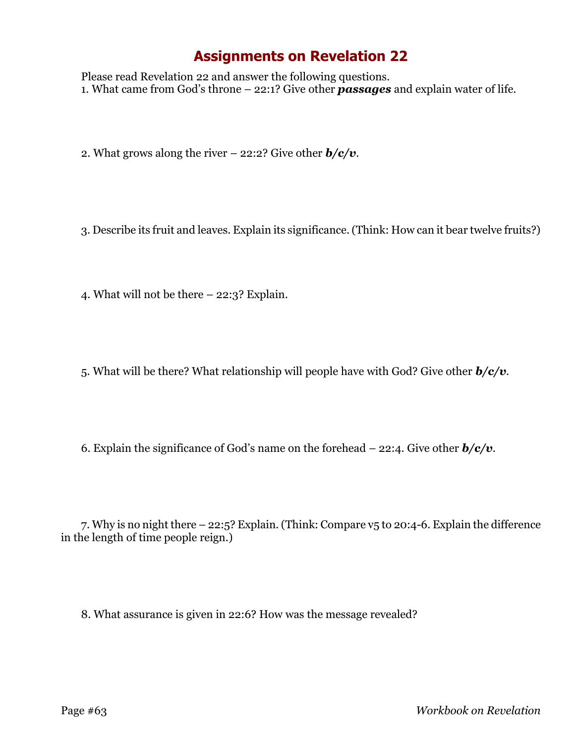# Assignments on Revelation 22

Please read Revelation 22 and answer the following questions.

1. What came from God's throne – 22:1? Give other ***passages*** and explain water of life.

2. What grows along the river – 22:2? Give other ***b/c/v***.

3. Describe its fruit and leaves. Explain its significance. (Think: How can it bear twelve fruits?)

4. What will not be there – 22:3? Explain.

5. What will be there? What relationship will people have with God? Give other ***b/c/v***.

6. Explain the significance of God's name on the forehead – 22:4. Give other ***b/c/v***.

7. Why is no night there – 22:5? Explain. (Think: Compare v5 to 20:4-6. Explain the difference in the length of time people reign.)

8. What assurance is given in 22:6? How was the message revealed?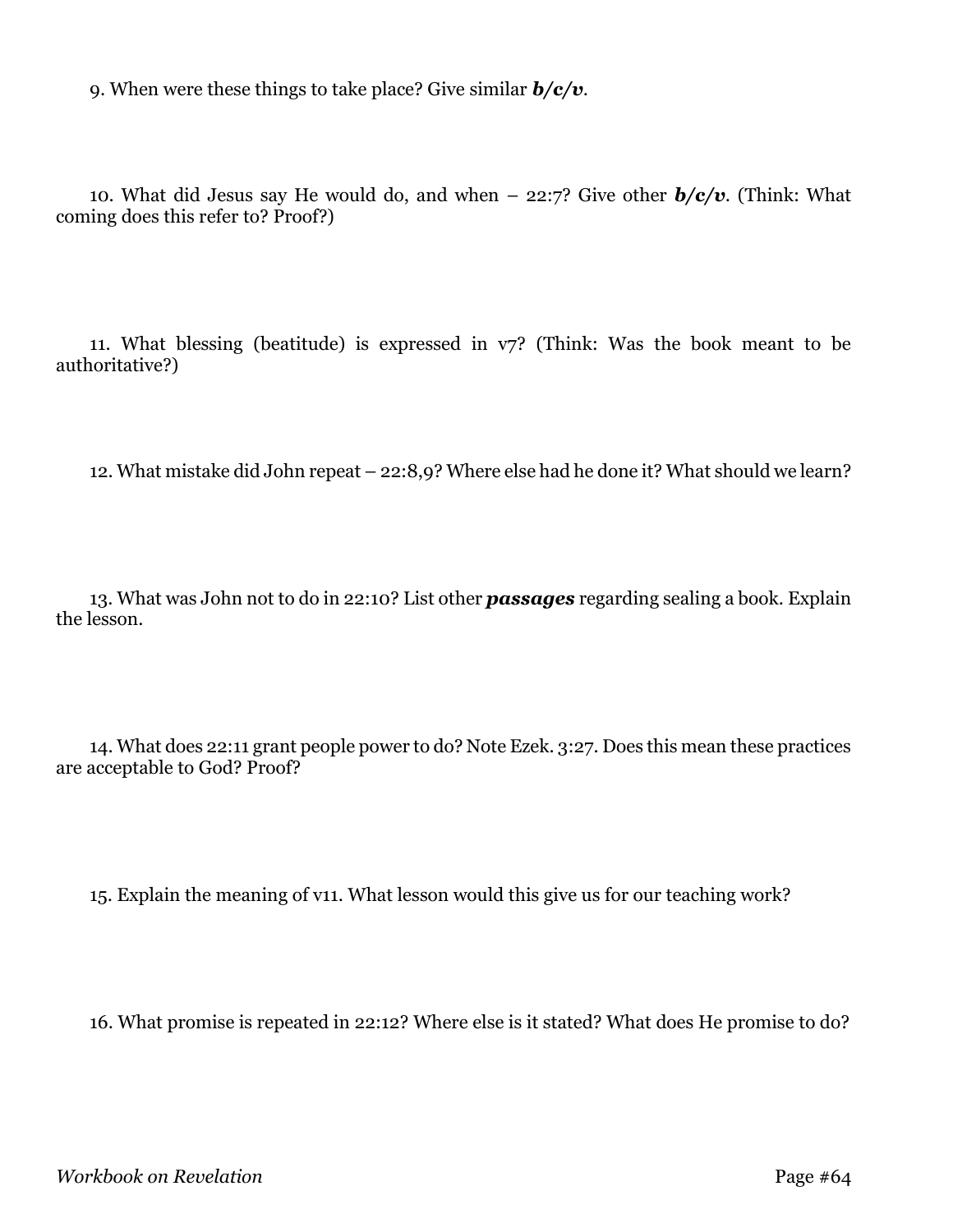9. When were these things to take place? Give similar ***b/c/v***.

10. What did Jesus say He would do, and when – 22:7? Give other ***b/c/v***. (Think: What coming does this refer to? Proof?)

11. What blessing (beatitude) is expressed in v7? (Think: Was the book meant to be authoritative?)

12. What mistake did John repeat – 22:8,9? Where else had he done it? What should we learn?

13. What was John not to do in 22:10? List other ***passages*** regarding sealing a book. Explain the lesson.

14. What does 22:11 grant people power to do? Note Ezek. 3:27. Does this mean these practices are acceptable to God? Proof?

15. Explain the meaning of v11. What lesson would this give us for our teaching work?

16. What promise is repeated in 22:12? Where else is it stated? What does He promise to do?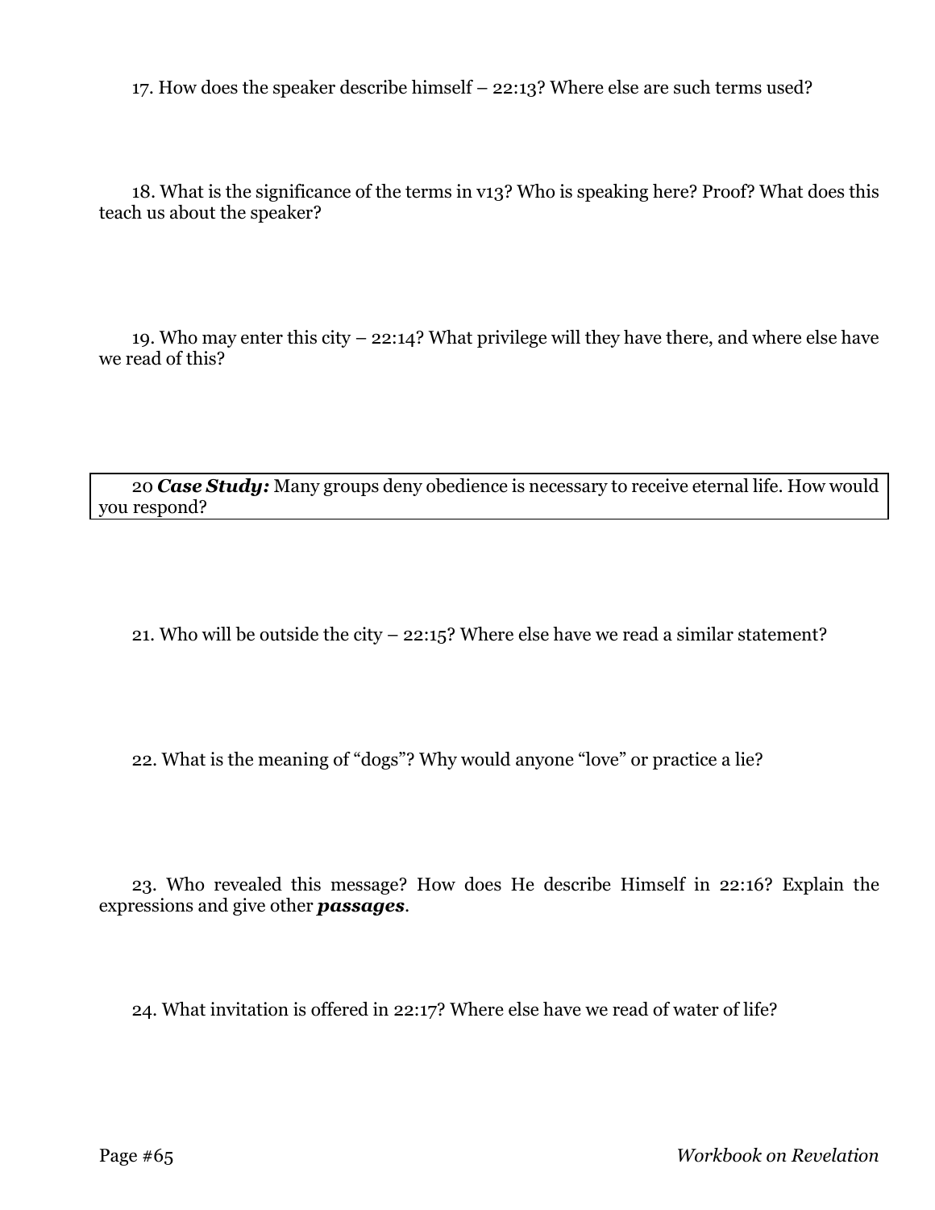17. How does the speaker describe himself – 22:13? Where else are such terms used?

18. What is the significance of the terms in v13? Who is speaking here? Proof? What does this teach us about the speaker?

19. Who may enter this city – 22:14? What privilege will they have there, and where else have we read of this?

| 20 ***Case Study:*** Many groups deny obedience is necessary to receive eternal life. How would you respond? |
| --- |

21. Who will be outside the city – 22:15? Where else have we read a similar statement?

22. What is the meaning of "dogs"? Why would anyone "love" or practice a lie?

23. Who revealed this message? How does He describe Himself in 22:16? Explain the expressions and give other ***passages***.

24. What invitation is offered in 22:17? Where else have we read of water of life?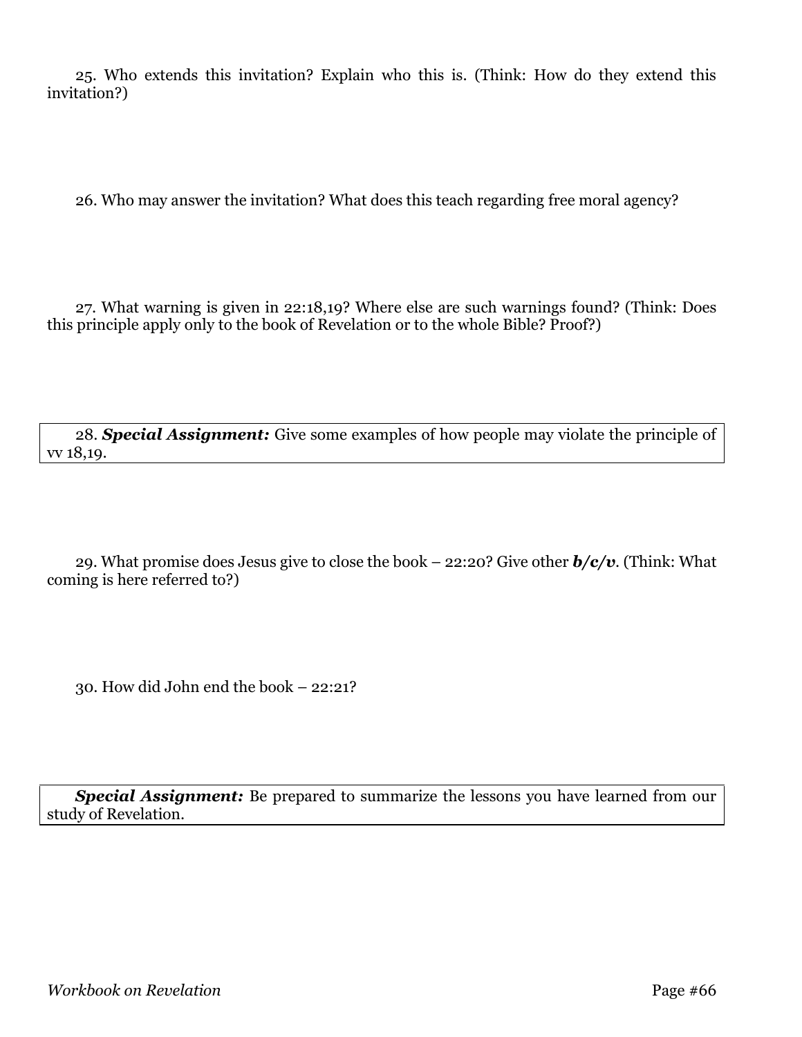25. Who extends this invitation? Explain who this is. (Think: How do they extend this invitation?)

26. Who may answer the invitation? What does this teach regarding free moral agency?

27. What warning is given in 22:18,19? Where else are such warnings found? (Think: Does this principle apply only to the book of Revelation or to the whole Bible? Proof?)

28. ***Special Assignment:*** Give some examples of how people may violate the principle of vv 18,19.

29. What promise does Jesus give to close the book – 22:20? Give other ***b/c/v***. (Think: What coming is here referred to?)

30. How did John end the book – 22:21?

***Special Assignment:*** Be prepared to summarize the lessons you have learned from our study of Revelation.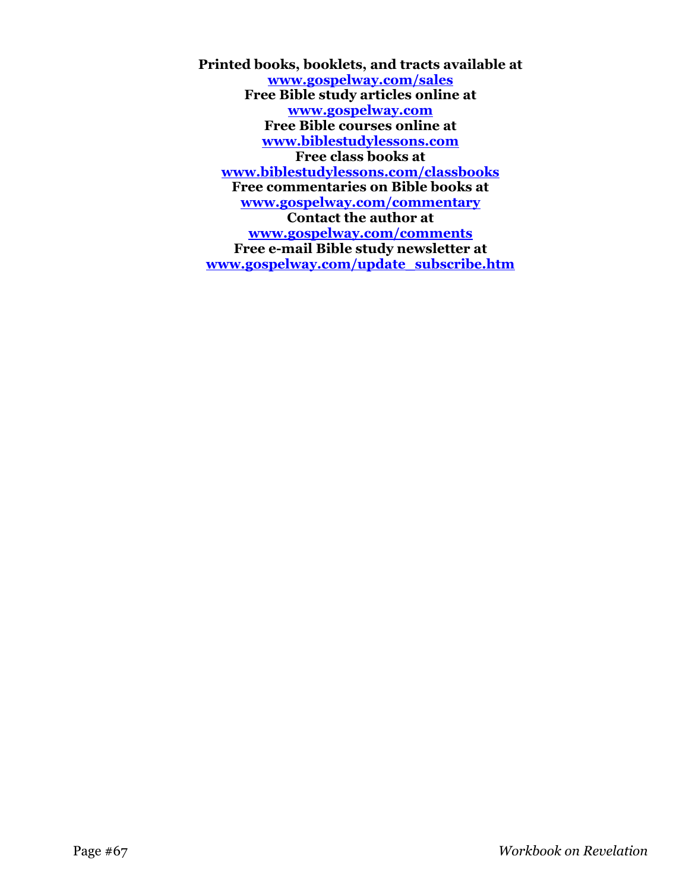**Printed books, booklets, and tracts available at**
**www.gospelway.com/sales**
**Free Bible study articles online at**
**www.gospelway.com**
**Free Bible courses online at**
**www.biblestudylessons.com**
**Free class books at**
**www.biblestudylessons.com/classbooks**
**Free commentaries on Bible books at**
**www.gospelway.com/commentary**
**Contact the author at**
**www.gospelway.com/comments**
**Free e-mail Bible study newsletter at**
**www.gospelway.com/update_subscribe.htm**